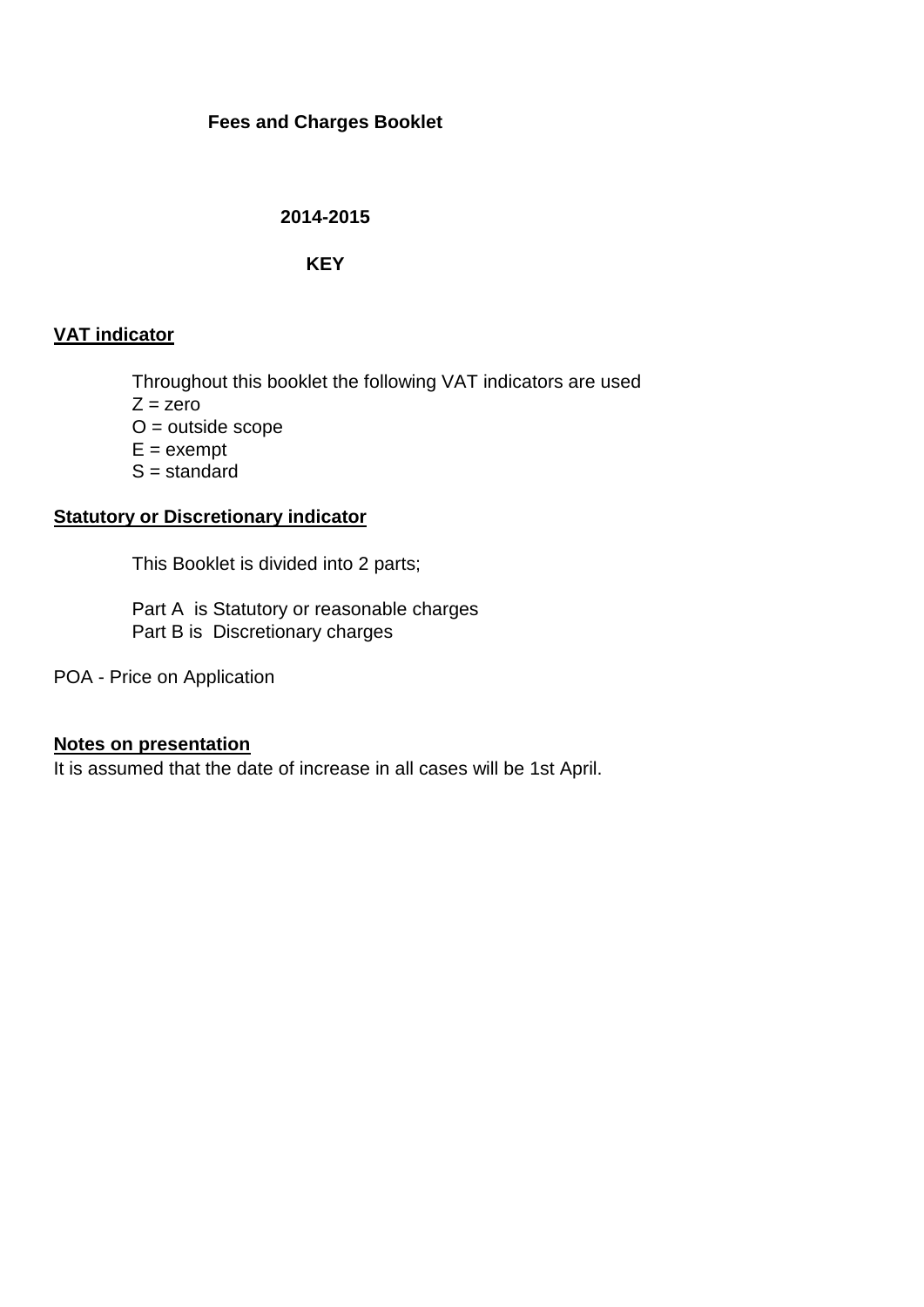# Fees and Charges Booklet

## 2014-2015

## KEY

**VAT indicator**

Throughout this booklet the following VAT indicators are used
Z = zero
O = outside scope
E = exempt
S = standard

**Statutory or Discretionary indicator**

This Booklet is divided into 2 parts;

Part A is Statutory or reasonable charges
Part B is Discretionary charges

POA - Price on Application

**Notes on presentation**

It is assumed that the date of increase in all cases will be 1st April.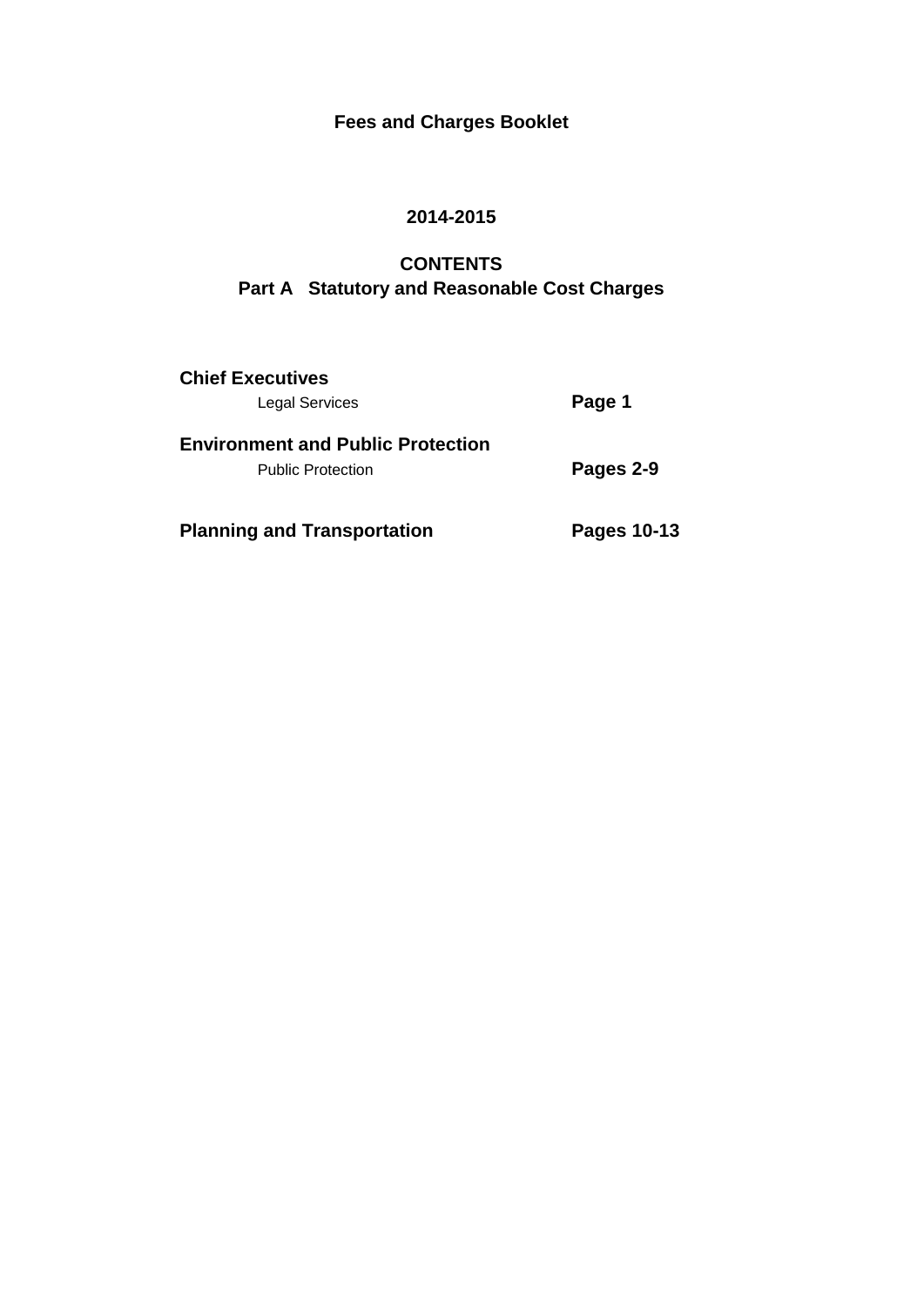# Fees and Charges Booklet

## 2014-2015

## CONTENTS
## Part A Statutory and Reasonable Cost Charges

| | |
|---|---|
| **Chief Executives** | |
| Legal Services | **Page 1** |
| **Environment and Public Protection** | |
| Public Protection | **Pages 2-9** |
| **Planning and Transportation** | **Pages 10-13** |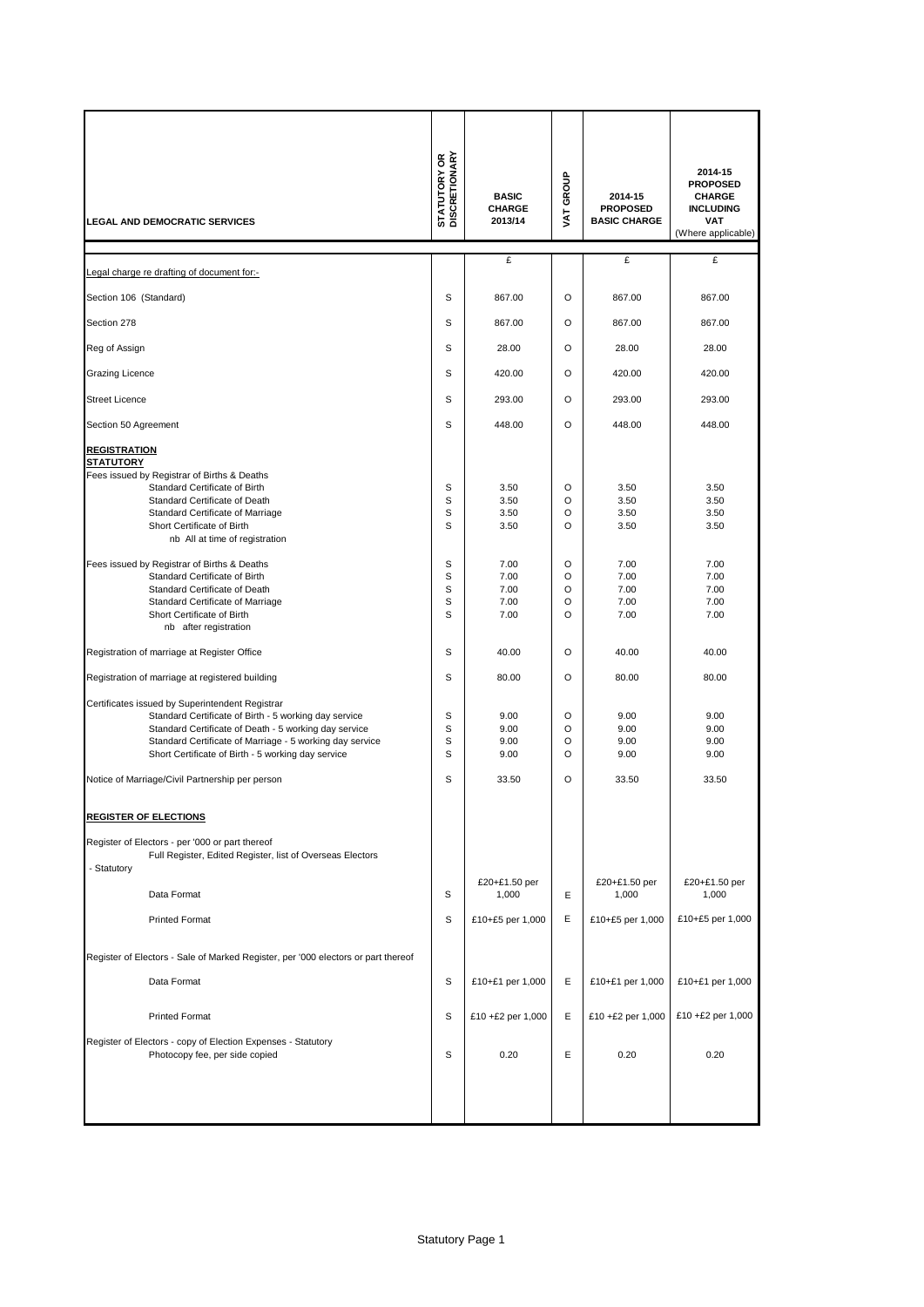| LEGAL AND DEMOCRATIC SERVICES | STATUTORY OR DISCRETIONARY | BASIC CHARGE 2013/14 | VAT GROUP | 2014-15 PROPOSED BASIC CHARGE | 2014-15 PROPOSED CHARGE INCLUDING VAT (Where applicable) |
|---|---|---|---|---|---|
| | | £ | | £ | £ |
| Legal charge re drafting of document for:- | | | | | |
| Section 106 (Standard) | S | 867.00 | O | 867.00 | 867.00 |
| Section 278 | S | 867.00 | O | 867.00 | 867.00 |
| Reg of Assign | S | 28.00 | O | 28.00 | 28.00 |
| Grazing Licence | S | 420.00 | O | 420.00 | 420.00 |
| Street Licence | S | 293.00 | O | 293.00 | 293.00 |
| Section 50 Agreement | S | 448.00 | O | 448.00 | 448.00 |
| **REGISTRATION** | | | | | |
| **STATUTORY** | | | | | |
| Fees issued by Registrar of Births & Deaths | | | | | |
| Standard Certificate of Birth | S | 3.50 | O | 3.50 | 3.50 |
| Standard Certificate of Death | S | 3.50 | O | 3.50 | 3.50 |
| Standard Certificate of Marriage | S | 3.50 | O | 3.50 | 3.50 |
| Short Certificate of Birth | S | 3.50 | O | 3.50 | 3.50 |
| nb All at time of registration | | | | | |
| Fees issued by Registrar of Births & Deaths | S | 7.00 | O | 7.00 | 7.00 |
| Standard Certificate of Birth | S | 7.00 | O | 7.00 | 7.00 |
| Standard Certificate of Death | S | 7.00 | O | 7.00 | 7.00 |
| Standard Certificate of Marriage | S | 7.00 | O | 7.00 | 7.00 |
| Short Certificate of Birth | S | 7.00 | O | 7.00 | 7.00 |
| nb after registration | | | | | |
| Registration of marriage at Register Office | S | 40.00 | O | 40.00 | 40.00 |
| Registration of marriage at registered building | S | 80.00 | O | 80.00 | 80.00 |
| Certificates issued by Superintendent Registrar | | | | | |
| Standard Certificate of Birth - 5 working day service | S | 9.00 | O | 9.00 | 9.00 |
| Standard Certificate of Death - 5 working day service | S | 9.00 | O | 9.00 | 9.00 |
| Standard Certificate of Marriage - 5 working day service | S | 9.00 | O | 9.00 | 9.00 |
| Short Certificate of Birth - 5 working day service | S | 9.00 | O | 9.00 | 9.00 |
| Notice of Marriage/Civil Partnership per person | S | 33.50 | O | 33.50 | 33.50 |
| **REGISTER OF ELECTIONS** | | | | | |
| Register of Electors - per '000 or part thereof | | | | | |
| Full Register, Edited Register, list of Overseas Electors | | | | | |
| - Statutory | | | | | |
| Data Format | S | £20+£1.50 per 1,000 | E | £20+£1.50 per 1,000 | £20+£1.50 per 1,000 |
| Printed Format | S | £10+£5 per 1,000 | E | £10+£5 per 1,000 | £10+£5 per 1,000 |
| Register of Electors - Sale of Marked Register, per '000 electors or part thereof | | | | | |
| Data Format | S | £10+£1 per 1,000 | E | £10+£1 per 1,000 | £10+£1 per 1,000 |
| Printed Format | S | £10 +£2 per 1,000 | E | £10 +£2 per 1,000 | £10 +£2 per 1,000 |
| Register of Electors - copy of Election Expenses - Statutory | | | | | |
| Photocopy fee, per side copied | S | 0.20 | E | 0.20 | 0.20 |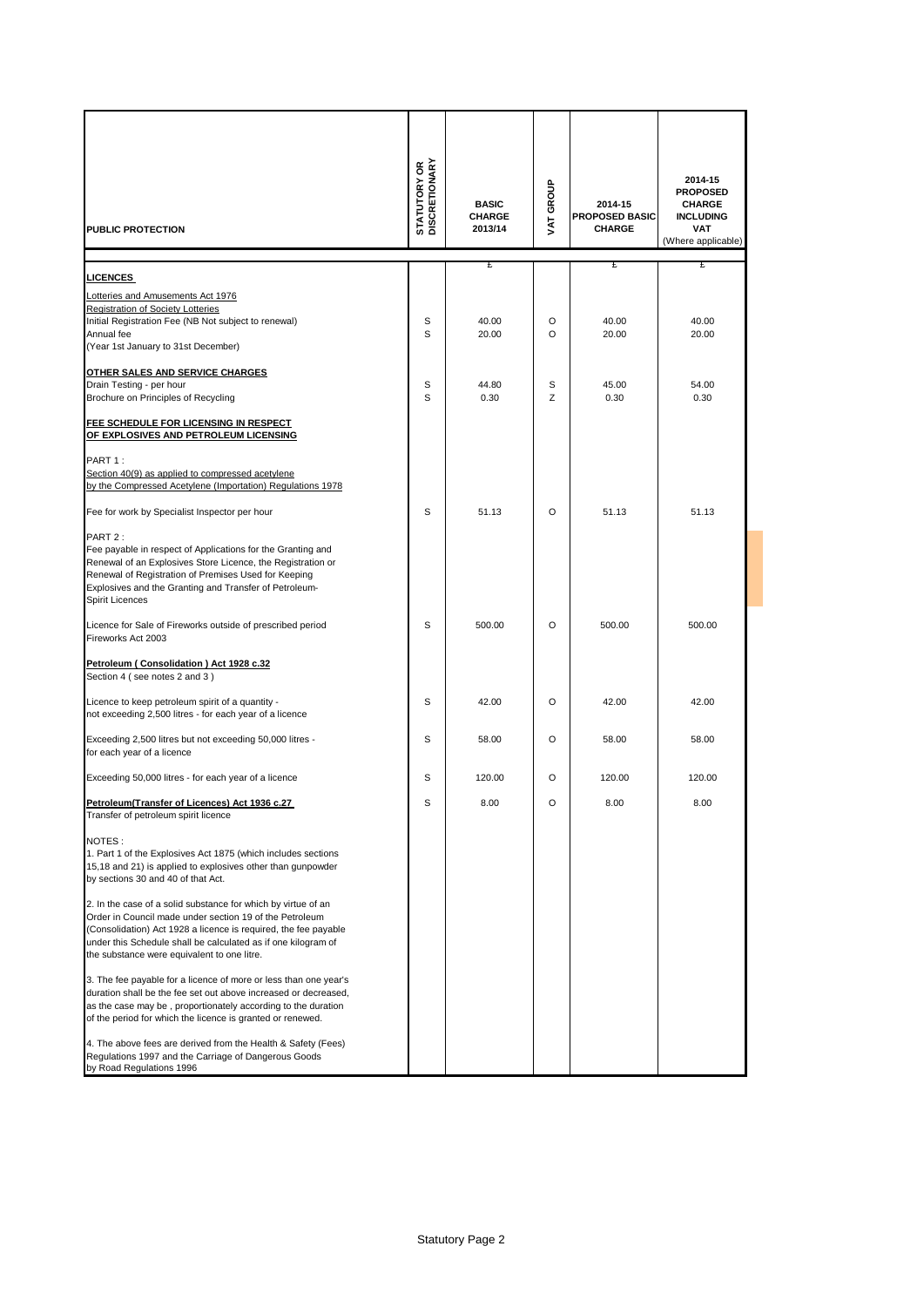| PUBLIC PROTECTION | STATUTORY OR DISCRETIONARY | BASIC CHARGE 2013/14 | VAT GROUP | 2014-15 PROPOSED BASIC CHARGE | 2014-15 PROPOSED CHARGE INCLUDING VAT (Where applicable) |
|---|---|---|---|---|---|
| | | £ | | £ | £ |
| **LICENCES** | | | | | |
| Lotteries and Amusements Act 1976 | | | | | |
| Registration of Society Lotteries | | | | | |
| Initial Registration Fee (NB Not subject to renewal) | S | 40.00 | O | 40.00 | 40.00 |
| Annual fee | S | 20.00 | O | 20.00 | 20.00 |
| (Year 1st January to 31st December) | | | | | |
| **OTHER SALES AND SERVICE CHARGES** | | | | | |
| Drain Testing - per hour | S | 44.80 | S | 45.00 | 54.00 |
| Brochure on Principles of Recycling | S | 0.30 | Z | 0.30 | 0.30 |
| **FEE SCHEDULE FOR LICENSING IN RESPECT OF EXPLOSIVES AND PETROLEUM LICENSING** | | | | | |
| PART 1 : | | | | | |
| Section 40(9) as applied to compressed acetylene by the Compressed Acetylene (Importation) Regulations 1978 | | | | | |
| Fee for work by Specialist Inspector per hour | S | 51.13 | O | 51.13 | 51.13 |
| PART 2 : | | | | | |
| Fee payable in respect of Applications for the Granting and Renewal of an Explosives Store Licence, the Registration or Renewal of Registration of Premises Used for Keeping Explosives and the Granting and Transfer of Petroleum-Spirit Licences | | | | | |
| Licence for Sale of Fireworks outside of prescribed period Fireworks Act 2003 | S | 500.00 | O | 500.00 | 500.00 |
| **Petroleum ( Consolidation ) Act 1928 c.32** | | | | | |
| Section 4 ( see notes 2 and 3 ) | | | | | |
| Licence to keep petroleum spirit of a quantity - not exceeding 2,500 litres - for each year of a licence | S | 42.00 | O | 42.00 | 42.00 |
| Exceeding 2,500 litres but not exceeding 50,000 litres - for each year of a licence | S | 58.00 | O | 58.00 | 58.00 |
| Exceeding 50,000 litres - for each year of a licence | S | 120.00 | O | 120.00 | 120.00 |
| **Petroleum(Transfer of Licences) Act 1936 c.27** | S | 8.00 | O | 8.00 | 8.00 |
| Transfer of petroleum spirit licence | | | | | |
| NOTES : | | | | | |
| 1. Part 1 of the Explosives Act 1875 (which includes sections 15,18 and 21) is applied to explosives other than gunpowder by sections 30 and 40 of that Act. | | | | | |
| 2. In the case of a solid substance for which by virtue of an Order in Council made under section 19 of the Petroleum (Consolidation) Act 1928 a licence is required, the fee payable under this Schedule shall be calculated as if one kilogram of the substance were equivalent to one litre. | | | | | |
| 3. The fee payable for a licence of more or less than one year's duration shall be the fee set out above increased or decreased, as the case may be , proportionately according to the duration of the period for which the licence is granted or renewed. | | | | | |
| 4. The above fees are derived from the Health & Safety (Fees) Regulations 1997 and the Carriage of Dangerous Goods by Road Regulations 1996 | | | | | |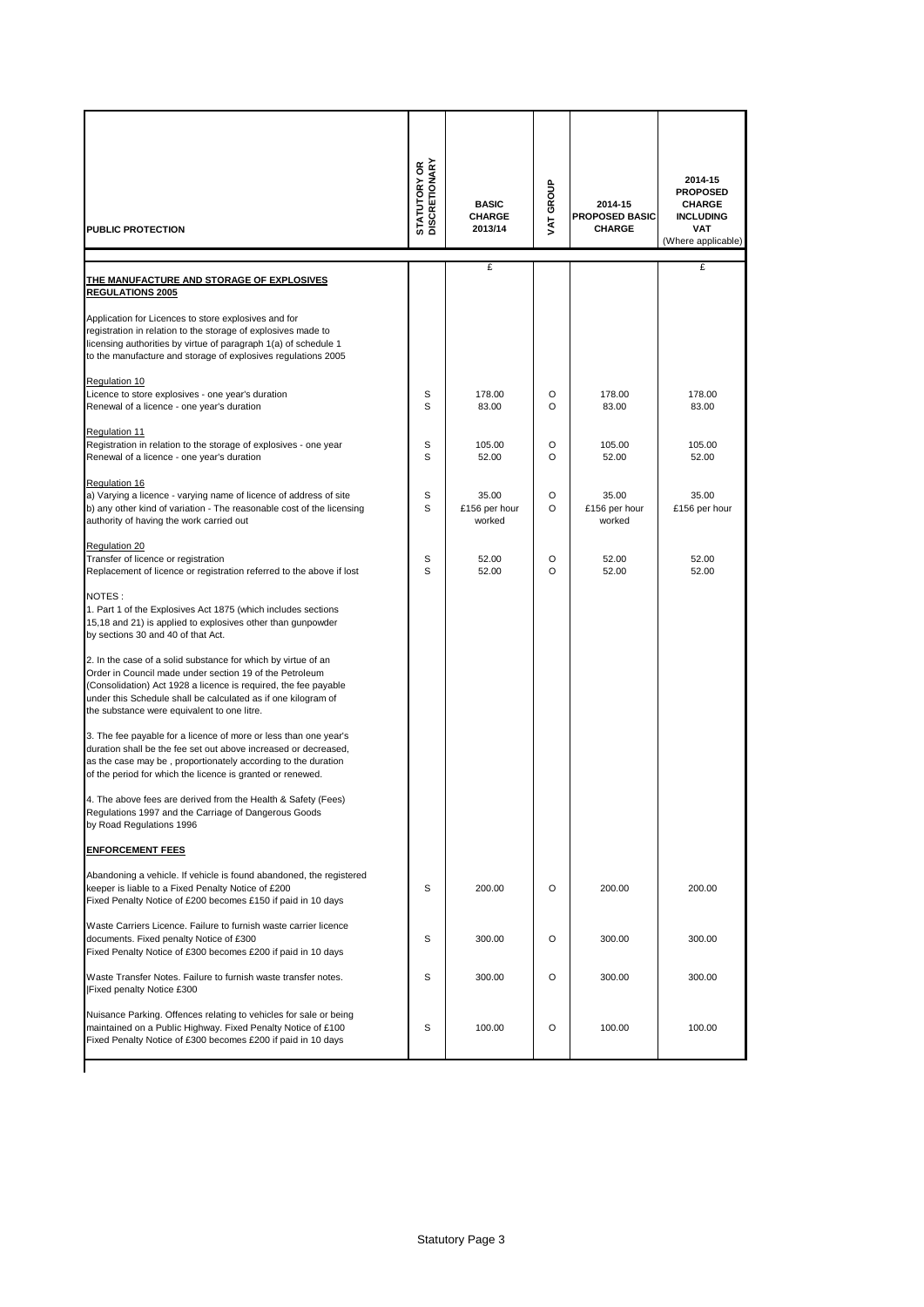| PUBLIC PROTECTION | STATUTORY OR DISCRETIONARY | BASIC CHARGE 2013/14 | VAT GROUP | 2014-15 PROPOSED BASIC CHARGE | 2014-15 PROPOSED CHARGE INCLUDING VAT (Where applicable) |
|---|---|---|---|---|---|
| | | £ | | | £ |
| **THE MANUFACTURE AND STORAGE OF EXPLOSIVES REGULATIONS 2005** | | | | | |
| Application for Licences to store explosives and for registration in relation to the storage of explosives made to licensing authorities by virtue of paragraph 1(a) of schedule 1 to the manufacture and storage of explosives regulations 2005 | | | | | |
| Regulation 10 | | | | | |
| Licence to store explosives - one year's duration | S | 178.00 | O | 178.00 | 178.00 |
| Renewal of a licence - one year's duration | S | 83.00 | O | 83.00 | 83.00 |
| Regulation 11 | | | | | |
| Registration in relation to the storage of explosives - one year | S | 105.00 | O | 105.00 | 105.00 |
| Renewal of a licence - one year's duration | S | 52.00 | O | 52.00 | 52.00 |
| Regulation 16 | | | | | |
| a) Varying a licence - varying name of licence of address of site | S | 35.00 | O | 35.00 | 35.00 |
| b) any other kind of variation - The reasonable cost of the licensing authority of having the work carried out | S | £156 per hour worked | O | £156 per hour worked | £156 per hour |
| Regulation 20 | | | | | |
| Transfer of licence or registration | S | 52.00 | O | 52.00 | 52.00 |
| Replacement of licence or registration referred to the above if lost | S | 52.00 | O | 52.00 | 52.00 |
| NOTES : | | | | | |
| 1. Part 1 of the Explosives Act 1875 (which includes sections 15,18 and 21) is applied to explosives other than gunpowder by sections 30 and 40 of that Act. | | | | | |
| 2. In the case of a solid substance for which by virtue of an Order in Council made under section 19 of the Petroleum (Consolidation) Act 1928 a licence is required, the fee payable under this Schedule shall be calculated as if one kilogram of the substance were equivalent to one litre. | | | | | |
| 3. The fee payable for a licence of more or less than one year's duration shall be the fee set out above increased or decreased, as the case may be , proportionately according to the duration of the period for which the licence is granted or renewed. | | | | | |
| 4. The above fees are derived from the Health & Safety (Fees) Regulations 1997 and the Carriage of Dangerous Goods by Road Regulations 1996 | | | | | |
| **ENFORCEMENT FEES** | | | | | |
| Abandoning a vehicle. If vehicle is found abandoned, the registered keeper is liable to a Fixed Penalty Notice of £200<br>Fixed Penalty Notice of £200 becomes £150 if paid in 10 days | S | 200.00 | O | 200.00 | 200.00 |
| Waste Carriers Licence. Failure to furnish waste carrier licence documents. Fixed penalty Notice of £300<br>Fixed Penalty Notice of £300 becomes £200 if paid in 10 days | S | 300.00 | O | 300.00 | 300.00 |
| Waste Transfer Notes. Failure to furnish waste transfer notes.<br>Fixed penalty Notice £300 | S | 300.00 | O | 300.00 | 300.00 |
| Nuisance Parking. Offences relating to vehicles for sale or being maintained on a Public Highway. Fixed Penalty Notice of £100<br>Fixed Penalty Notice of £300 becomes £200 if paid in 10 days | S | 100.00 | O | 100.00 | 100.00 |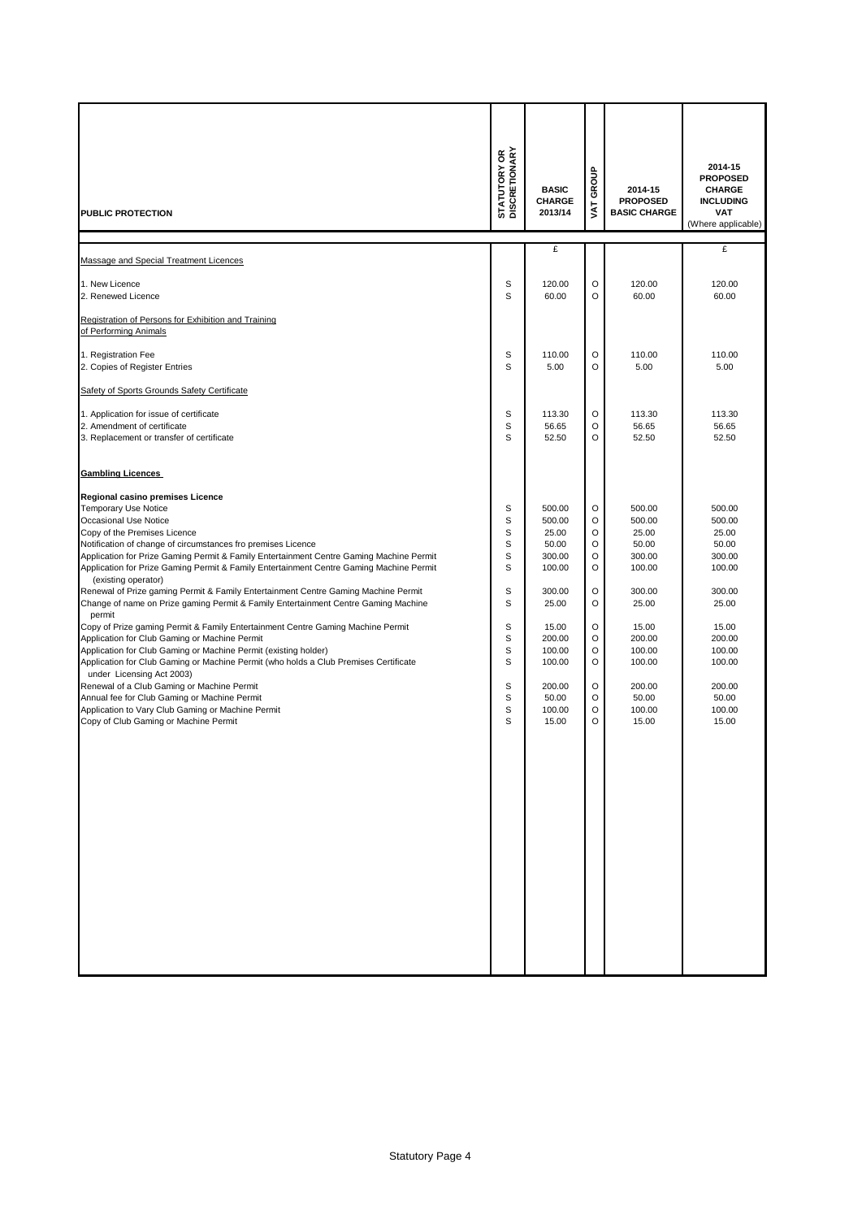| PUBLIC PROTECTION | STATUTORY OR DISCRETIONARY | BASIC CHARGE 2013/14 | VAT GROUP | 2014-15 PROPOSED BASIC CHARGE | 2014-15 PROPOSED CHARGE INCLUDING VAT (Where applicable) |
|---|---|---|---|---|---|
| | | £ | | | £ |
| Massage and Special Treatment Licences | | | | | |
| 1. New Licence | S | 120.00 | O | 120.00 | 120.00 |
| 2. Renewed Licence | S | 60.00 | O | 60.00 | 60.00 |
| Registration of Persons for Exhibition and Training of Performing Animals | | | | | |
| 1. Registration Fee | S | 110.00 | O | 110.00 | 110.00 |
| 2. Copies of Register Entries | S | 5.00 | O | 5.00 | 5.00 |
| Safety of Sports Grounds Safety Certificate | | | | | |
| 1. Application for issue of certificate | S | 113.30 | O | 113.30 | 113.30 |
| 2. Amendment of certificate | S | 56.65 | O | 56.65 | 56.65 |
| 3. Replacement or transfer of certificate | S | 52.50 | O | 52.50 | 52.50 |
| **Gambling Licences** | | | | | |
| **Regional casino premises Licence** | | | | | |
| Temporary Use Notice | S | 500.00 | O | 500.00 | 500.00 |
| Occasional Use Notice | S | 500.00 | O | 500.00 | 500.00 |
| Copy of the Premises Licence | S | 25.00 | O | 25.00 | 25.00 |
| Notification of change of circumstances fro premises Licence | S | 50.00 | O | 50.00 | 50.00 |
| Application for Prize Gaming Permit & Family Entertainment Centre Gaming Machine Permit | S | 300.00 | O | 300.00 | 300.00 |
| Application for Prize Gaming Permit & Family Entertainment Centre Gaming Machine Permit (existing operator) | S | 100.00 | O | 100.00 | 100.00 |
| Renewal of Prize gaming Permit & Family Entertainment Centre Gaming Machine Permit | S | 300.00 | O | 300.00 | 300.00 |
| Change of name on Prize gaming Permit & Family Entertainment Centre Gaming Machine permit | S | 25.00 | O | 25.00 | 25.00 |
| Copy of Prize gaming Permit & Family Entertainment Centre Gaming Machine Permit | S | 15.00 | O | 15.00 | 15.00 |
| Application for Club Gaming or Machine Permit | S | 200.00 | O | 200.00 | 200.00 |
| Application for Club Gaming or Machine Permit (existing holder) | S | 100.00 | O | 100.00 | 100.00 |
| Application for Club Gaming or Machine Permit (who holds a Club Premises Certificate under Licensing Act 2003) | S | 100.00 | O | 100.00 | 100.00 |
| Renewal of a Club Gaming or Machine Permit | S | 200.00 | O | 200.00 | 200.00 |
| Annual fee for Club Gaming or Machine Permit | S | 50.00 | O | 50.00 | 50.00 |
| Application to Vary Club Gaming or Machine Permit | S | 100.00 | O | 100.00 | 100.00 |
| Copy of Club Gaming or Machine Permit | S | 15.00 | O | 15.00 | 15.00 |

Statutory Page 4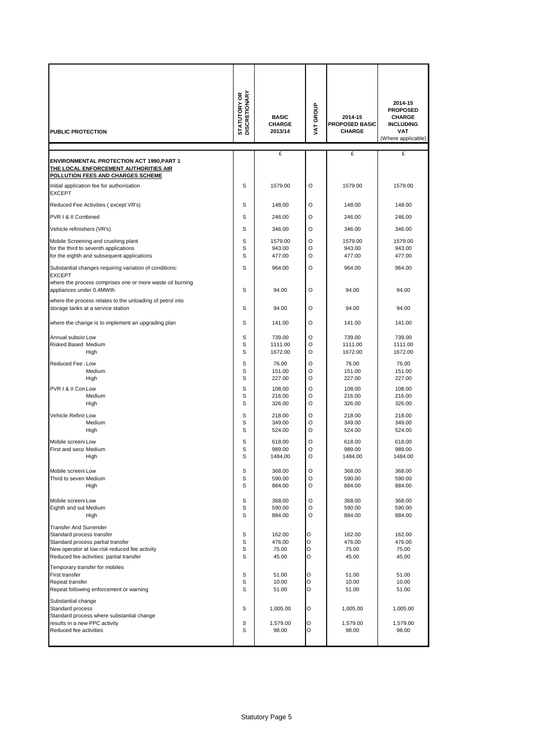| PUBLIC PROTECTION | STATUTORY OR DISCRETIONARY | BASIC CHARGE 2013/14 | VAT GROUP | 2014-15 PROPOSED BASIC CHARGE | 2014-15 PROPOSED CHARGE INCLUDING VAT (Where applicable) |
|---|---|---|---|---|---|
| | | £ | | £ | £ |
| **ENVIRONMENTAL PROTECTION ACT 1990,PART 1** | | | | | |
| **THE LOCAL ENFORCEMENT AUTHORITIES AIR POLLUTION FEES AND CHARGES SCHEME** | | | | | |
| Initial application fee for authorisation EXCEPT | S | 1579.00 | O | 1579.00 | 1579.00 |
| Reduced Fee Activities ( except VR's) | S | 148.00 | O | 148.00 | 148.00 |
| PVR I & II Combined | S | 246.00 | O | 246.00 | 246.00 |
| Vehicle refinishers (VR's) | S | 346.00 | O | 346.00 | 346.00 |
| Mobile Screening and crushing plant | S | 1579.00 | O | 1579.00 | 1579.00 |
| for the third to seventh applications | S | 943.00 | O | 943.00 | 943.00 |
| for the eighth and subsequent applications | S | 477.00 | O | 477.00 | 477.00 |
| Substantial changes requiring variation of conditions: EXCEPT | S | 964.00 | O | 964.00 | 964.00 |
| where the process comprises one or more waste oil burning appliances under 0.4MWth | S | 94.00 | O | 94.00 | 94.00 |
| where the process relates to the unloading of petrol into storage tanks at a service station | S | 94.00 | O | 94.00 | 94.00 |
| where the change is to implement an upgrading plan | S | 141.00 | O | 141.00 | 141.00 |
| Annual subsist Low | S | 739.00 | O | 739.00 | 739.00 |
| Risked Based Medium | S | 1111.00 | O | 1111.00 | 1111.00 |
| High | S | 1672.00 | O | 1672.00 | 1672.00 |
| Reduced Fee Low | S | 76.00 | O | 76.00 | 76.00 |
| Medium | S | 151.00 | O | 151.00 | 151.00 |
| High | S | 227.00 | O | 227.00 | 227.00 |
| PVR I & II Con Low | S | 108.00 | O | 108.00 | 108.00 |
| Medium | S | 216.00 | O | 216.00 | 216.00 |
| High | S | 326.00 | O | 326.00 | 326.00 |
| Vehicle Refinis Low | S | 218.00 | O | 218.00 | 218.00 |
| Medium | S | 349.00 | O | 349.00 | 349.00 |
| High | S | 524.00 | O | 524.00 | 524.00 |
| Mobile screeni Low | S | 618.00 | O | 618.00 | 618.00 |
| First and seco Medium | S | 989.00 | O | 989.00 | 989.00 |
| High | S | 1484.00 | O | 1484.00 | 1484.00 |
| Mobile screeni Low | S | 368.00 | O | 368.00 | 368.00 |
| Third to seven Medium | S | 590.00 | O | 590.00 | 590.00 |
| High | S | 884.00 | O | 884.00 | 884.00 |
| Mobile screeni Low | S | 368.00 | O | 368.00 | 368.00 |
| Eighth and sub Medium | S | 590.00 | O | 590.00 | 590.00 |
| High | S | 884.00 | O | 884.00 | 884.00 |
| Transfer And Surrender | | | | | |
| Standard process transfer | S | 162.00 | O | 162.00 | 162.00 |
| Standard process partial transfer | S | 476.00 | O | 476.00 | 476.00 |
| New operator at low risk reduced fee activity | S | 75.00 | O | 75.00 | 75.00 |
| Reduced fee activities: partial transfer | S | 45.00 | O | 45.00 | 45.00 |
| Temporary transfer for mobiles | | | | | |
| First transfer | S | 51.00 | O | 51.00 | 51.00 |
| Repeat transfer | S | 10.00 | O | 10.00 | 10.00 |
| Repeat following enforcement or warning | S | 51.00 | O | 51.00 | 51.00 |
| Substantial change | | | | | |
| Standard process | S | 1,005.00 | O | 1,005.00 | 1,005.00 |
| Standard process where substantial change results in a new PPC activity | S | 1,579.00 | O | 1,579.00 | 1,579.00 |
| Reduced fee activities | S | 98.00 | O | 98.00 | 98.00 |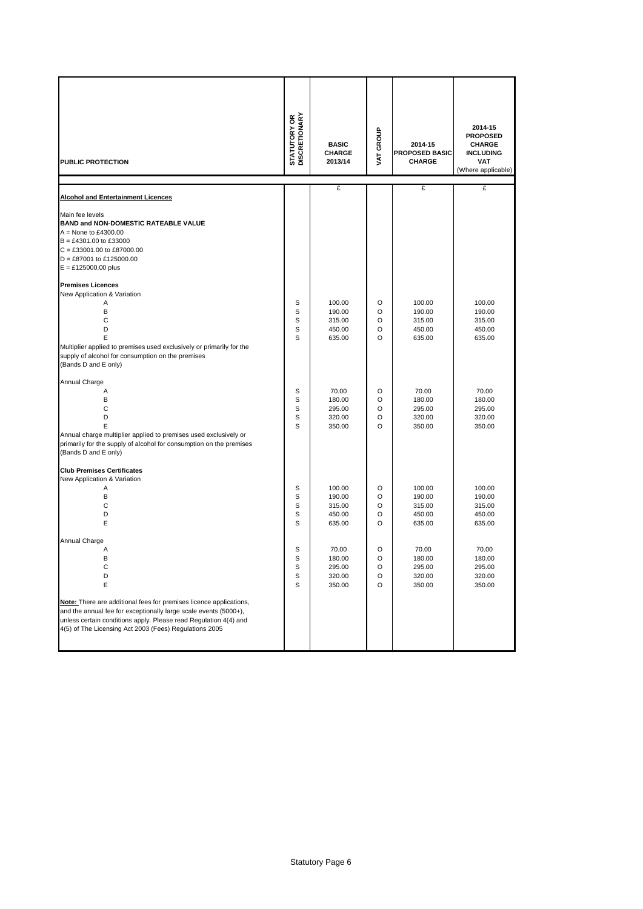| PUBLIC PROTECTION | STATUTORY OR DISCRETIONARY | BASIC CHARGE 2013/14 | VAT GROUP | 2014-15 PROPOSED BASIC CHARGE | 2014-15 PROPOSED CHARGE INCLUDING VAT (Where applicable) |
|---|---|---|---|---|---|
| | | £ | | £ | £ |
| **Alcohol and Entertainment Licences** | | | | | |
| Main fee levels | | | | | |
| **BAND and NON-DOMESTIC RATEABLE VALUE** | | | | | |
| A = None to £4300.00 | | | | | |
| B = £4301.00 to £33000 | | | | | |
| C = £33001.00 to £87000.00 | | | | | |
| D = £87001 to £125000.00 | | | | | |
| E = £125000.00 plus | | | | | |
| **Premises Licences** | | | | | |
| New Application & Variation | | | | | |
| A | S | 100.00 | O | 100.00 | 100.00 |
| B | S | 190.00 | O | 190.00 | 190.00 |
| C | S | 315.00 | O | 315.00 | 315.00 |
| D | S | 450.00 | O | 450.00 | 450.00 |
| E | S | 635.00 | O | 635.00 | 635.00 |
| Multiplier applied to premises used exclusively or primarily for the supply of alcohol for consumption on the premises (Bands D and E only) | | | | | |
| Annual Charge | | | | | |
| A | S | 70.00 | O | 70.00 | 70.00 |
| B | S | 180.00 | O | 180.00 | 180.00 |
| C | S | 295.00 | O | 295.00 | 295.00 |
| D | S | 320.00 | O | 320.00 | 320.00 |
| E | S | 350.00 | O | 350.00 | 350.00 |
| Annual charge multiplier applied to premises used exclusively or primarily for the supply of alcohol for consumption on the premises (Bands D and E only) | | | | | |
| **Club Premises Certificates** | | | | | |
| New Application & Variation | | | | | |
| A | S | 100.00 | O | 100.00 | 100.00 |
| B | S | 190.00 | O | 190.00 | 190.00 |
| C | S | 315.00 | O | 315.00 | 315.00 |
| D | S | 450.00 | O | 450.00 | 450.00 |
| E | S | 635.00 | O | 635.00 | 635.00 |
| Annual Charge | | | | | |
| A | S | 70.00 | O | 70.00 | 70.00 |
| B | S | 180.00 | O | 180.00 | 180.00 |
| C | S | 295.00 | O | 295.00 | 295.00 |
| D | S | 320.00 | O | 320.00 | 320.00 |
| E | S | 350.00 | O | 350.00 | 350.00 |
| **Note:** There are additional fees for premises licence applications, and the annual fee for exceptionally large scale events (5000+), unless certain conditions apply. Please read Regulation 4(4) and 4(5) of The Licensing Act 2003 (Fees) Regulations 2005 | | | | | |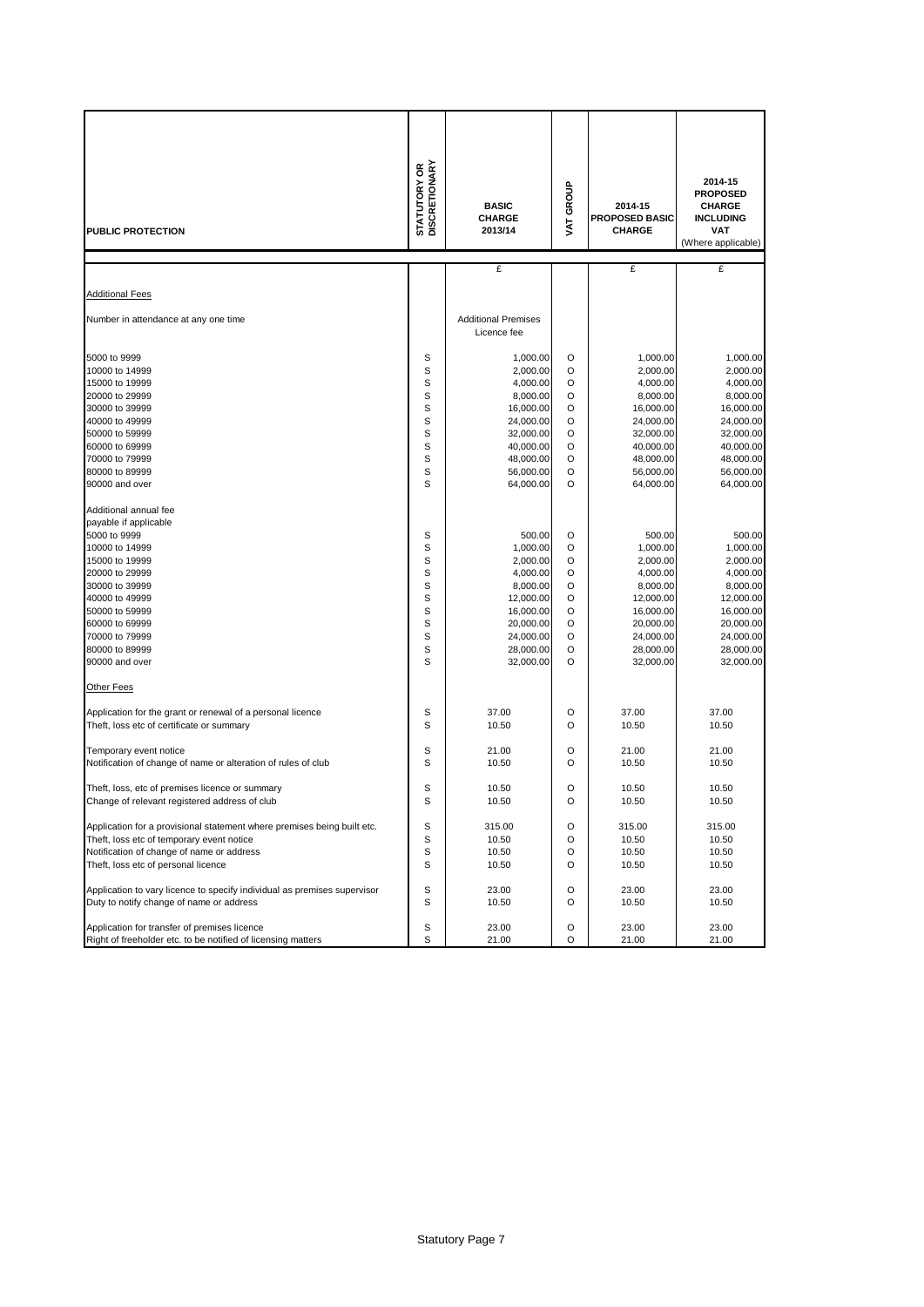| PUBLIC PROTECTION | STATUTORY OR DISCRETIONARY | BASIC CHARGE 2013/14 | VAT GROUP | 2014-15 PROPOSED BASIC CHARGE | 2014-15 PROPOSED CHARGE INCLUDING VAT (Where applicable) |
|---|---|---|---|---|---|
| | | £ | | £ | £ |
| Additional Fees | | | | | |
| Number in attendance at any one time | | Additional Premises Licence fee | | | |
| 5000 to 9999 | S | 1,000.00 | O | 1,000.00 | 1,000.00 |
| 10000 to 14999 | S | 2,000.00 | O | 2,000.00 | 2,000.00 |
| 15000 to 19999 | S | 4,000.00 | O | 4,000.00 | 4,000.00 |
| 20000 to 29999 | S | 8,000.00 | O | 8,000.00 | 8,000.00 |
| 30000 to 39999 | S | 16,000.00 | O | 16,000.00 | 16,000.00 |
| 40000 to 49999 | S | 24,000.00 | O | 24,000.00 | 24,000.00 |
| 50000 to 59999 | S | 32,000.00 | O | 32,000.00 | 32,000.00 |
| 60000 to 69999 | S | 40,000.00 | O | 40,000.00 | 40,000.00 |
| 70000 to 79999 | S | 48,000.00 | O | 48,000.00 | 48,000.00 |
| 80000 to 89999 | S | 56,000.00 | O | 56,000.00 | 56,000.00 |
| 90000 and over | S | 64,000.00 | O | 64,000.00 | 64,000.00 |
| Additional annual fee payable if applicable | | | | | |
| 5000 to 9999 | S | 500.00 | O | 500.00 | 500.00 |
| 10000 to 14999 | S | 1,000.00 | O | 1,000.00 | 1,000.00 |
| 15000 to 19999 | S | 2,000.00 | O | 2,000.00 | 2,000.00 |
| 20000 to 29999 | S | 4,000.00 | O | 4,000.00 | 4,000.00 |
| 30000 to 39999 | S | 8,000.00 | O | 8,000.00 | 8,000.00 |
| 40000 to 49999 | S | 12,000.00 | O | 12,000.00 | 12,000.00 |
| 50000 to 59999 | S | 16,000.00 | O | 16,000.00 | 16,000.00 |
| 60000 to 69999 | S | 20,000.00 | O | 20,000.00 | 20,000.00 |
| 70000 to 79999 | S | 24,000.00 | O | 24,000.00 | 24,000.00 |
| 80000 to 89999 | S | 28,000.00 | O | 28,000.00 | 28,000.00 |
| 90000 and over | S | 32,000.00 | O | 32,000.00 | 32,000.00 |
| Other Fees | | | | | |
| Application for the grant or renewal of a personal licence | S | 37.00 | O | 37.00 | 37.00 |
| Theft, loss etc of certificate or summary | S | 10.50 | O | 10.50 | 10.50 |
| Temporary event notice | S | 21.00 | O | 21.00 | 21.00 |
| Notification of change of name or alteration of rules of club | S | 10.50 | O | 10.50 | 10.50 |
| Theft, loss, etc of premises licence or summary | S | 10.50 | O | 10.50 | 10.50 |
| Change of relevant registered address of club | S | 10.50 | O | 10.50 | 10.50 |
| Application for a provisional statement where premises being built etc. | S | 315.00 | O | 315.00 | 315.00 |
| Theft, loss etc of temporary event notice | S | 10.50 | O | 10.50 | 10.50 |
| Notification of change of name or address | S | 10.50 | O | 10.50 | 10.50 |
| Theft, loss etc of personal licence | S | 10.50 | O | 10.50 | 10.50 |
| Application to vary licence to specify individual as premises supervisor | S | 23.00 | O | 23.00 | 23.00 |
| Duty to notify change of name or address | S | 10.50 | O | 10.50 | 10.50 |
| Application for transfer of premises licence | S | 23.00 | O | 23.00 | 23.00 |
| Right of freeholder etc. to be notified of licensing matters | S | 21.00 | O | 21.00 | 21.00 |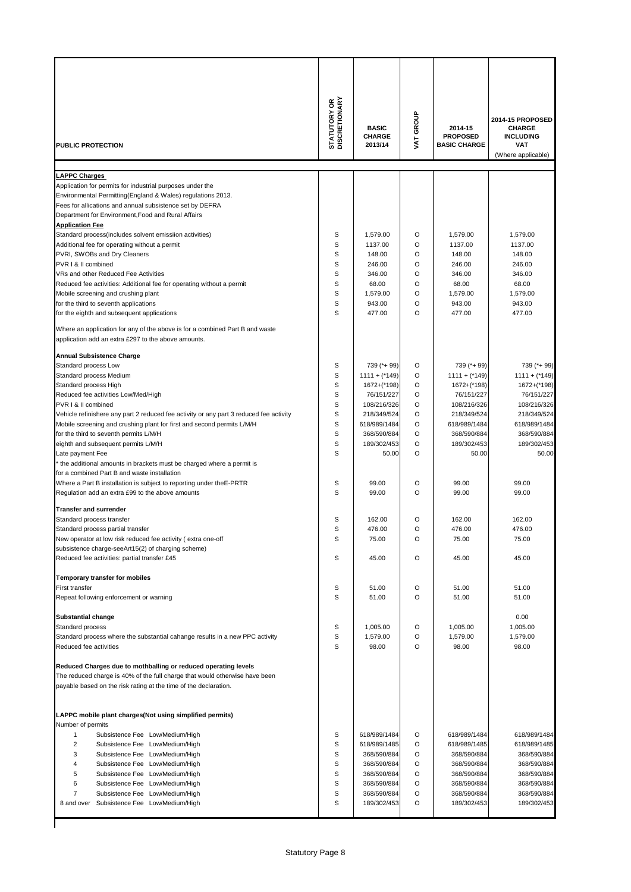| PUBLIC PROTECTION | STATUTORY OR DISCRETIONARY | BASIC CHARGE 2013/14 | VAT GROUP | 2014-15 PROPOSED BASIC CHARGE | 2014-15 PROPOSED CHARGE INCLUDING VAT (Where applicable) |
|---|---|---|---|---|---|
| **LAPPC Charges** | | | | | |
| Application for permits for industrial purposes under the | | | | | |
| Environmental Permitting(England & Wales) regulations 2013. | | | | | |
| Fees for allications and annual subsistence set by DEFRA | | | | | |
| Department for Environment,Food and Rural Affairs | | | | | |
| **Application Fee** | | | | | |
| Standard process(includes solvent emissiion activities) | S | 1,579.00 | O | 1,579.00 | 1,579.00 |
| Additional fee for operating without a permit | S | 1137.00 | O | 1137.00 | 1137.00 |
| PVRI, SWOBs and Dry Cleaners | S | 148.00 | O | 148.00 | 148.00 |
| PVR I & II combined | S | 246.00 | O | 246.00 | 246.00 |
| VRs and other Reduced Fee Activities | S | 346.00 | O | 346.00 | 346.00 |
| Reduced fee activities: Additional fee for operating without a permit | S | 68.00 | O | 68.00 | 68.00 |
| Mobile screening and crushing plant | S | 1,579.00 | O | 1,579.00 | 1,579.00 |
| for the third to seventh applications | S | 943.00 | O | 943.00 | 943.00 |
| for the eighth and subsequent applications | S | 477.00 | O | 477.00 | 477.00 |
| Where an application for any of the above is for a combined Part B and waste application add an extra £297 to the above amounts. | | | | | |
| **Annual Subsistence Charge** | | | | | |
| Standard process Low | S | 739 (*+ 99) | O | 739 (*+ 99) | 739 (*+ 99) |
| Standard process Medium | S | 1111 + (*149) | O | 1111 + (*149) | 1111 + (*149) |
| Standard process High | S | 1672+(*198) | O | 1672+(*198) | 1672+(*198) |
| Reduced fee activities Low/Med/High | S | 76/151/227 | O | 76/151/227 | 76/151/227 |
| PVR I & II combined | S | 108/216/326 | O | 108/216/326 | 108/216/326 |
| Vehicle refinishere any part 2 reduced fee activity or any part 3 reduced fee activity | S | 218/349/524 | O | 218/349/524 | 218/349/524 |
| Mobile screening and crushing plant for first and second permits L/M/H | S | 618/989/1484 | O | 618/989/1484 | 618/989/1484 |
| for the third to seventh permits L/M/H | S | 368/590/884 | O | 368/590/884 | 368/590/884 |
| eighth and subsequent permits L/M/H | S | 189/302/453 | O | 189/302/453 | 189/302/453 |
| Late payment Fee | S | 50.00 | O | 50.00 | 50.00 |
| * the additional amounts in brackets must be charged where a permit is for a combined Part B and waste installation | | | | | |
| Where a Part B installation is subject to reporting under theE-PRTR | S | 99.00 | O | 99.00 | 99.00 |
| Regulation add an extra £99 to the above amounts | S | 99.00 | O | 99.00 | 99.00 |
| **Transfer and surrender** | | | | | |
| Standard process transfer | S | 162.00 | O | 162.00 | 162.00 |
| Standard process partial transfer | S | 476.00 | O | 476.00 | 476.00 |
| New operator at low risk reduced fee activity ( extra one-off subsistence charge-seeArt15(2) of charging scheme) | S | 75.00 | O | 75.00 | 75.00 |
| Reduced fee activities: partial transfer £45 | S | 45.00 | O | 45.00 | 45.00 |
| **Temporary transfer for mobiles** | | | | | |
| First transfer | S | 51.00 | O | 51.00 | 51.00 |
| Repeat following enforcement or warning | S | 51.00 | O | 51.00 | 51.00 |
| **Substantial change** | | | | | 0.00 |
| Standard process | S | 1,005.00 | O | 1,005.00 | 1,005.00 |
| Standard process where the substantial cahange results in a new PPC activity | S | 1,579.00 | O | 1,579.00 | 1,579.00 |
| Reduced fee activities | S | 98.00 | O | 98.00 | 98.00 |
| **Reduced Charges due to mothballing or reduced operating levels** | | | | | |
| The reduced charge is 40% of the full charge that would otherwise have been payable based on the risk rating at the time of the declaration. | | | | | |
| **LAPPC mobile plant charges(Not using simplified permits)** | | | | | |
| Number of permits | | | | | |
| 1 Subsistence Fee Low/Medium/High | S | 618/989/1484 | O | 618/989/1484 | 618/989/1484 |
| 2 Subsistence Fee Low/Medium/High | S | 618/989/1485 | O | 618/989/1485 | 618/989/1485 |
| 3 Subsistence Fee Low/Medium/High | S | 368/590/884 | O | 368/590/884 | 368/590/884 |
| 4 Subsistence Fee Low/Medium/High | S | 368/590/884 | O | 368/590/884 | 368/590/884 |
| 5 Subsistence Fee Low/Medium/High | S | 368/590/884 | O | 368/590/884 | 368/590/884 |
| 6 Subsistence Fee Low/Medium/High | S | 368/590/884 | O | 368/590/884 | 368/590/884 |
| 7 Subsistence Fee Low/Medium/High | S | 368/590/884 | O | 368/590/884 | 368/590/884 |
| 8 and over Subsistence Fee Low/Medium/High | S | 189/302/453 | O | 189/302/453 | 189/302/453 |

Statutory Page 8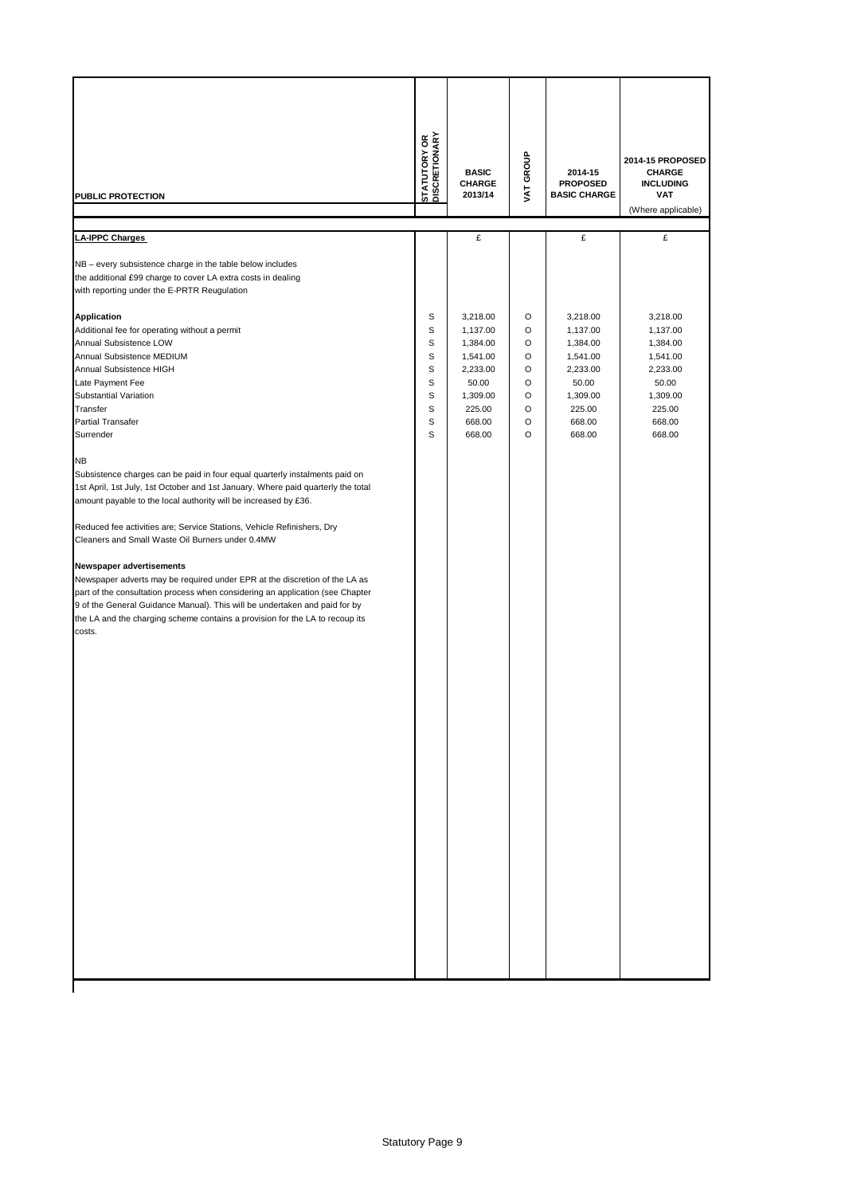| PUBLIC PROTECTION | STATUTORY OR DISCRETIONARY | BASIC CHARGE 2013/14 | VAT GROUP | 2014-15 PROPOSED BASIC CHARGE | 2014-15 PROPOSED CHARGE INCLUDING VAT (Where applicable) |
|---|---|---|---|---|---|
| **LA-IPPC Charges** | | £ | | £ | £ |
| NB – every subsistence charge in the table below includes the additional £99 charge to cover LA extra costs in dealing with reporting under the E-PRTR Reugulation | | | | | |
| **Application** | S | 3,218.00 | O | 3,218.00 | 3,218.00 |
| Additional fee for operating without a permit | S | 1,137.00 | O | 1,137.00 | 1,137.00 |
| Annual Subsistence LOW | S | 1,384.00 | O | 1,384.00 | 1,384.00 |
| Annual Subsistence MEDIUM | S | 1,541.00 | O | 1,541.00 | 1,541.00 |
| Annual Subsistence HIGH | S | 2,233.00 | O | 2,233.00 | 2,233.00 |
| Late Payment Fee | S | 50.00 | O | 50.00 | 50.00 |
| Substantial Variation | S | 1,309.00 | O | 1,309.00 | 1,309.00 |
| Transfer | S | 225.00 | O | 225.00 | 225.00 |
| Partial Transafer | S | 668.00 | O | 668.00 | 668.00 |
| Surrender | S | 668.00 | O | 668.00 | 668.00 |

NB

Subsistence charges can be paid in four equal quarterly instalments paid on 1st April, 1st July, 1st October and 1st January. Where paid quarterly the total amount payable to the local authority will be increased by £36.

Reduced fee activities are; Service Stations, Vehicle Refinishers, Dry Cleaners and Small Waste Oil Burners under 0.4MW

**Newspaper advertisements**

Newspaper adverts may be required under EPR at the discretion of the LA as part of the consultation process when considering an application (see Chapter 9 of the General Guidance Manual). This will be undertaken and paid for by the LA and the charging scheme contains a provision for the LA to recoup its costs.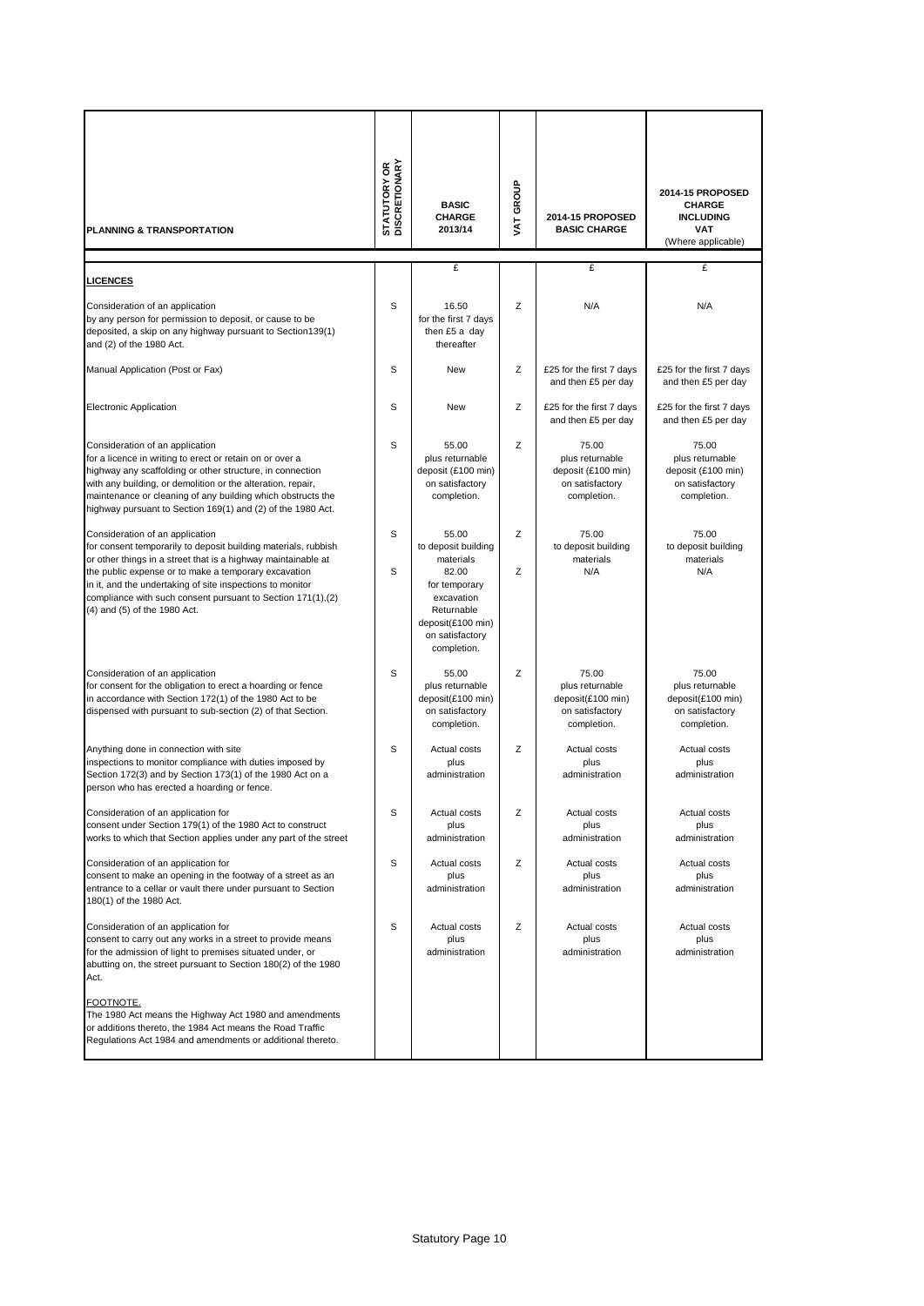| PLANNING & TRANSPORTATION | STATUTORY OR DISCRETIONARY | BASIC CHARGE 2013/14 | VAT GROUP | 2014-15 PROPOSED BASIC CHARGE | 2014-15 PROPOSED CHARGE INCLUDING VAT (Where applicable) |
|---|---|---|---|---|---|
| | | £ | | £ | £ |
| **LICENCES** | | | | | |
| Consideration of an application by any person for permission to deposit, or cause to be deposited, a skip on any highway pursuant to Section139(1) and (2) of the 1980 Act. | S | 16.50 for the first 7 days then £5 a day thereafter | Z | N/A | N/A |
| Manual Application (Post or Fax) | S | New | Z | £25 for the first 7 days and then £5 per day | £25 for the first 7 days and then £5 per day |
| Electronic Application | S | New | Z | £25 for the first 7 days and then £5 per day | £25 for the first 7 days and then £5 per day |
| Consideration of an application for a licence in writing to erect or retain on or over a highway any scaffolding or other structure, in connection with any building, or demolition or the alteration, repair, maintenance or cleaning of any building which obstructs the highway pursuant to Section 169(1) and (2) of the 1980 Act. | S | 55.00 plus returnable deposit (£100 min) on satisfactory completion. | Z | 75.00 plus returnable deposit (£100 min) on satisfactory completion. | 75.00 plus returnable deposit (£100 min) on satisfactory completion. |
| Consideration of an application for consent temporarily to deposit building materials, rubbish or other things in a street that is a highway maintainable at the public expense or to make a temporary excavation in it, and the undertaking of site inspections to monitor compliance with such consent pursuant to Section 171(1),(2) (4) and (5) of the 1980 Act. | S | 55.00 to deposit building materials | Z | 75.00 to deposit building materials | 75.00 to deposit building materials |
| | S | 82.00 for temporary excavation Returnable deposit(£100 min) on satisfactory completion. | Z | N/A | N/A |
| Consideration of an application for consent for the obligation to erect a hoarding or fence in accordance with Section 172(1) of the 1980 Act to be dispensed with pursuant to sub-section (2) of that Section. | S | 55.00 plus returnable deposit(£100 min) on satisfactory completion. | Z | 75.00 plus returnable deposit(£100 min) on satisfactory completion. | 75.00 plus returnable deposit(£100 min) on satisfactory completion. |
| Anything done in connection with site inspections to monitor compliance with duties imposed by Section 172(3) and by Section 173(1) of the 1980 Act on a person who has erected a hoarding or fence. | S | Actual costs plus administration | Z | Actual costs plus administration | Actual costs plus administration |
| Consideration of an application for consent under Section 179(1) of the 1980 Act to construct works to which that Section applies under any part of the street | S | Actual costs plus administration | Z | Actual costs plus administration | Actual costs plus administration |
| Consideration of an application for consent to make an opening in the footway of a street as an entrance to a cellar or vault there under pursuant to Section 180(1) of the 1980 Act. | S | Actual costs plus administration | Z | Actual costs plus administration | Actual costs plus administration |
| Consideration of an application for consent to carry out any works in a street to provide means for the admission of light to premises situated under, or abutting on, the street pursuant to Section 180(2) of the 1980 Act. | S | Actual costs plus administration | Z | Actual costs plus administration | Actual costs plus administration |
| FOOTNOTE. The 1980 Act means the Highway Act 1980 and amendments or additions thereto, the 1984 Act means the Road Traffic Regulations Act 1984 and amendments or additional thereto. | | | | | |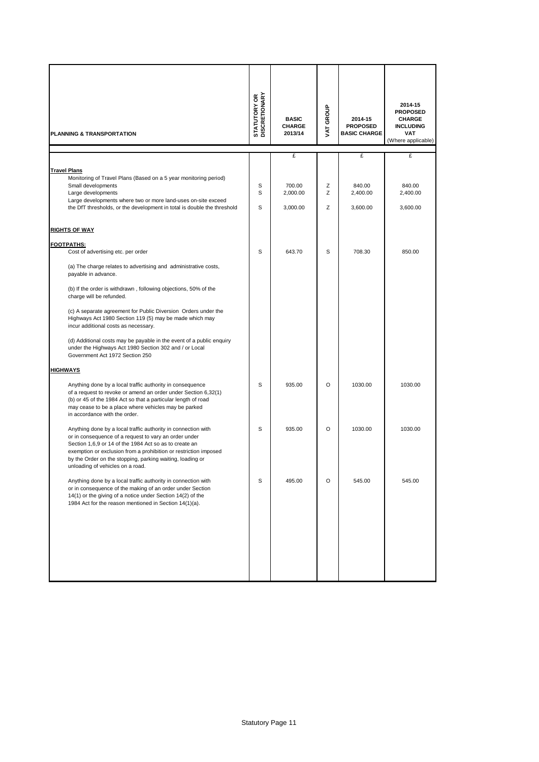| PLANNING & TRANSPORTATION | STATUTORY OR DISCRETIONARY | BASIC CHARGE 2013/14 | VAT GROUP | 2014-15 PROPOSED BASIC CHARGE | 2014-15 PROPOSED CHARGE INCLUDING VAT (Where applicable) |
|---|---|---|---|---|---|
| | | £ | | £ | £ |
| **Travel Plans** | | | | | |
| Monitoring of Travel Plans (Based on a 5 year monitoring period) | | | | | |
| Small developments | S | 700.00 | Z | 840.00 | 840.00 |
| Large developments | S | 2,000.00 | Z | 2,400.00 | 2,400.00 |
| Large developments where two or more land-uses on-site exceed the DfT thresholds, or the development in total is double the threshold | S | 3,000.00 | Z | 3,600.00 | 3,600.00 |
| **RIGHTS OF WAY** | | | | | |
| **FOOTPATHS:** | | | | | |
| Cost of advertising etc. per order | S | 643.70 | S | 708.30 | 850.00 |
| (a) The charge relates to advertising and administrative costs, payable in advance. | | | | | |
| (b) If the order is withdrawn , following objections, 50% of the charge will be refunded. | | | | | |
| (c) A separate agreement for Public Diversion Orders under the Highways Act 1980 Section 119 (5) may be made which may incur additional costs as necessary. | | | | | |
| (d) Additional costs may be payable in the event of a public enquiry under the Highways Act 1980 Section 302 and / or Local Government Act 1972 Section 250 | | | | | |
| **HIGHWAYS** | | | | | |
| Anything done by a local traffic authority in consequence of a request to revoke or amend an order under Section 6,32(1) (b) or 45 of the 1984 Act so that a particular length of road may cease to be a place where vehicles may be parked in accordance with the order. | S | 935.00 | O | 1030.00 | 1030.00 |
| Anything done by a local traffic authority in connection with or in consequence of a request to vary an order under Section 1,6,9 or 14 of the 1984 Act so as to create an exemption or exclusion from a prohibition or restriction imposed by the Order on the stopping, parking waiting, loading or unloading of vehicles on a road. | S | 935.00 | O | 1030.00 | 1030.00 |
| Anything done by a local traffic authority in connection with or in consequence of the making of an order under Section 14(1) or the giving of a notice under Section 14(2) of the 1984 Act for the reason mentioned in Section 14(1)(a). | S | 495.00 | O | 545.00 | 545.00 |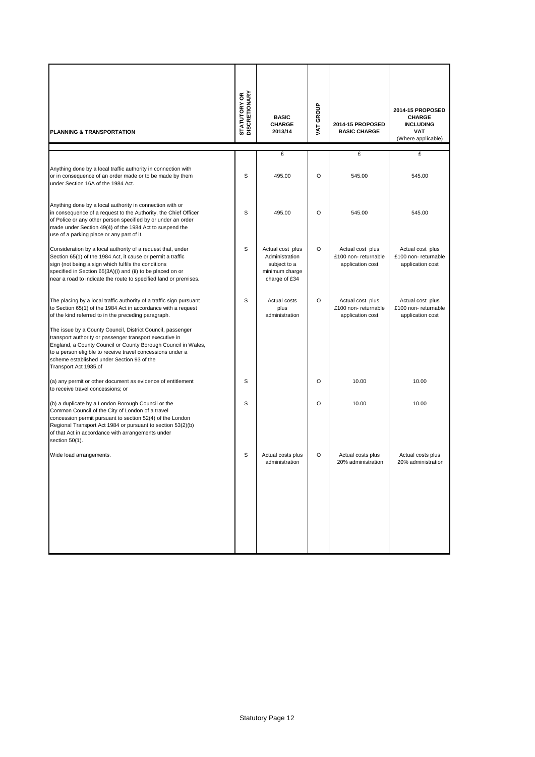| PLANNING & TRANSPORTATION | STATUTORY OR DISCRETIONARY | BASIC CHARGE 2013/14 | VAT GROUP | 2014-15 PROPOSED BASIC CHARGE | 2014-15 PROPOSED CHARGE INCLUDING VAT (Where applicable) |
|---|---|---|---|---|---|
| | | £ | | £ | £ |
| Anything done by a local traffic authority in connection with or in consequence of an order made or to be made by them under Section 16A of the 1984 Act. | S | 495.00 | O | 545.00 | 545.00 |
| Anything done by a local authority in connection with or in consequence of a request to the Authority, the Chief Officer of Police or any other person specified by or under an order made under Section 49(4) of the 1984 Act to suspend the use of a parking place or any part of it. | S | 495.00 | O | 545.00 | 545.00 |
| Consideration by a local authority of a request that, under Section 65(1) of the 1984 Act, it cause or permit a traffic sign (not being a sign which fulfils the conditions specified in Section 65(3A)(i) and (ii) to be placed on or near a road to indicate the route to specified land or premises. | S | Actual cost plus Administration subject to a minimum charge of £34 | O | Actual cost plus £100 non- returnable application cost | Actual cost plus £100 non- returnable application cost |
| The placing by a local traffic authority of a traffic sign pursuant to Section 65(1) of the 1984 Act in accordance with a request of the kind referred to in the preceding paragraph. | S | Actual costs plus administration | O | Actual cost plus £100 non- returnable application cost | Actual cost plus £100 non- returnable application cost |
| The issue by a County Council, District Council, passenger transport authority or passenger transport executive in England, a County Council or County Borough Council in Wales, to a person eligible to receive travel concessions under a scheme established under Section 93 of the Transport Act 1985,of | | | | | |
| (a) any permit or other document as evidence of entitlement to receive travel concessions; or | S | | O | 10.00 | 10.00 |
| (b) a duplicate by a London Borough Council or the Common Council of the City of London of a travel concession permit pursuant to section 52(4) of the London Regional Transport Act 1984 or pursuant to section 53(2)(b) of that Act in accordance with arrangements under section 50(1). | S | | O | 10.00 | 10.00 |
| Wide load arrangements. | S | Actual costs plus administration | O | Actual costs plus 20% administration | Actual costs plus 20% administration |

Statutory Page 12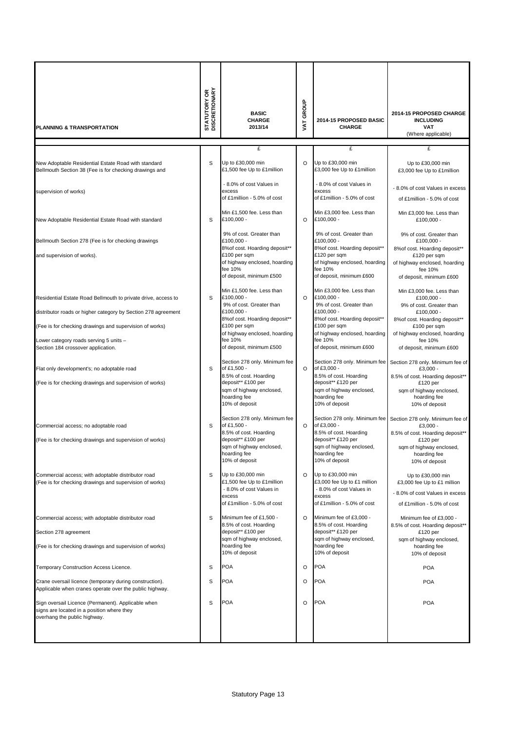| PLANNING & TRANSPORTATION | STATUTORY OR DISCRETIONARY | BASIC CHARGE 2013/14 | VAT GROUP | 2014-15 PROPOSED BASIC CHARGE | 2014-15 PROPOSED CHARGE INCLUDING VAT (Where applicable) |
|---|---|---|---|---|---|
| | | £ | | £ | £ |
| New Adoptable Residential Estate Road with standard Bellmouth Section 38 (Fee is for checking drawings and supervision of works) | S | Up to £30,000 min £1,500 fee Up to £1million - 8.0% of cost Values in excess of £1million - 5.0% of cost | O | Up to £30,000 min £3,000 fee Up to £1million - 8.0% of cost Values in excess of £1million - 5.0% of cost | Up to £30,000 min £3,000 fee Up to £1million - 8.0% of cost Values in excess of £1million - 5.0% of cost |
| New Adoptable Residential Estate Road with standard Bellmouth Section 278 (Fee is for checking drawings and supervision of works). | S | Min £1,500 fee. Less than £100,000 - 9% of cost. Greater than £100,000 - 8%of cost. Hoarding deposit** £100 per sqm of highway enclosed, hoarding fee 10% of deposit, minimum £500 | O | Min £3,000 fee. Less than £100,000 - 9% of cost. Greater than £100,000 - 8%of cost. Hoarding deposit** £120 per sqm of highway enclosed, hoarding fee 10% of deposit, minimum £600 | Min £3,000 fee. Less than £100,000 - 9% of cost. Greater than £100,000 - 8%of cost. Hoarding deposit** £120 per sqm of highway enclosed, hoarding fee 10% of deposit, minimum £600 |
| Residential Estate Road Bellmouth to private drive, access to distributor roads or higher category by Section 278 agreement (Fee is for checking drawings and supervision of works) Lower category roads serving 5 units – Section 184 crossover application. | S | Min £1,500 fee. Less than £100,000 - 9% of cost. Greater than £100,000 - 8%of cost. Hoarding deposit** £100 per sqm of highway enclosed, hoarding fee 10% of deposit, minimum £500 | O | Min £3,000 fee. Less than £100,000 - 9% of cost. Greater than £100,000 - 8%of cost. Hoarding deposit** £100 per sqm of highway enclosed, hoarding fee 10% of deposit, minimum £600 | Min £3,000 fee. Less than £100,000 - 9% of cost. Greater than £100,000 - 8%of cost. Hoarding deposit** £100 per sqm of highway enclosed, hoarding fee 10% of deposit, minimum £600 |
| Flat only development's; no adoptable road (Fee is for checking drawings and supervision of works) | S | Section 278 only. Minimum fee of £1,500 - 8.5% of cost. Hoarding deposit** £100 per sqm of highway enclosed, hoarding fee 10% of deposit | O | Section 278 only. Minimum fee of £3,000 - 8.5% of cost. Hoarding deposit** £120 per sqm of highway enclosed, hoarding fee 10% of deposit | Section 278 only. Minimum fee of £3,000 - 8.5% of cost. Hoarding deposit** £120 per sqm of highway enclosed, hoarding fee 10% of deposit |
| Commercial access; no adoptable road (Fee is for checking drawings and supervision of works) | S | Section 278 only. Minimum fee of £1,500 - 8.5% of cost. Hoarding deposit** £100 per sqm of highway enclosed, hoarding fee 10% of deposit | O | Section 278 only. Minimum fee of £3,000 - 8.5% of cost. Hoarding deposit** £120 per sqm of highway enclosed, hoarding fee 10% of deposit | Section 278 only. Minimum fee of £3,000 - 8.5% of cost. Hoarding deposit** £120 per sqm of highway enclosed, hoarding fee 10% of deposit |
| Commercial access; with adoptable distributor road (Fee is for checking drawings and supervision of works) | S | Up to £30,000 min £1,500 fee Up to £1million - 8.0% of cost Values in excess of £1million - 5.0% of cost | O | Up to £30,000 min £3,000 fee Up to £1 million - 8.0% of cost Values in excess of £1million - 5.0% of cost | Up to £30,000 min £3,000 fee Up to £1 million - 8.0% of cost Values in excess of £1million - 5.0% of cost |
| Commercial access; with adoptable distributor road Section 278 agreement (Fee is for checking drawings and supervision of works) | S | Minimum fee of £1,500 - 8.5% of cost. Hoarding deposit** £100 per sqm of highway enclosed, hoarding fee 10% of deposit | O | Minimum fee of £3,000 - 8.5% of cost. Hoarding deposit** £120 per sqm of highway enclosed, hoarding fee 10% of deposit | Minimum fee of £3,000 - 8.5% of cost. Hoarding deposit** £120 per sqm of highway enclosed, hoarding fee 10% of deposit |
| Temporary Construction Access Licence. | S | POA | O | POA | POA |
| Crane oversail licence (temporary during construction). Applicable when cranes operate over the public highway. | S | POA | O | POA | POA |
| Sign oversail Licence (Permanent). Applicable when signs are located in a position where they overhang the public highway. | S | POA | O | POA | POA |

Statutory Page 13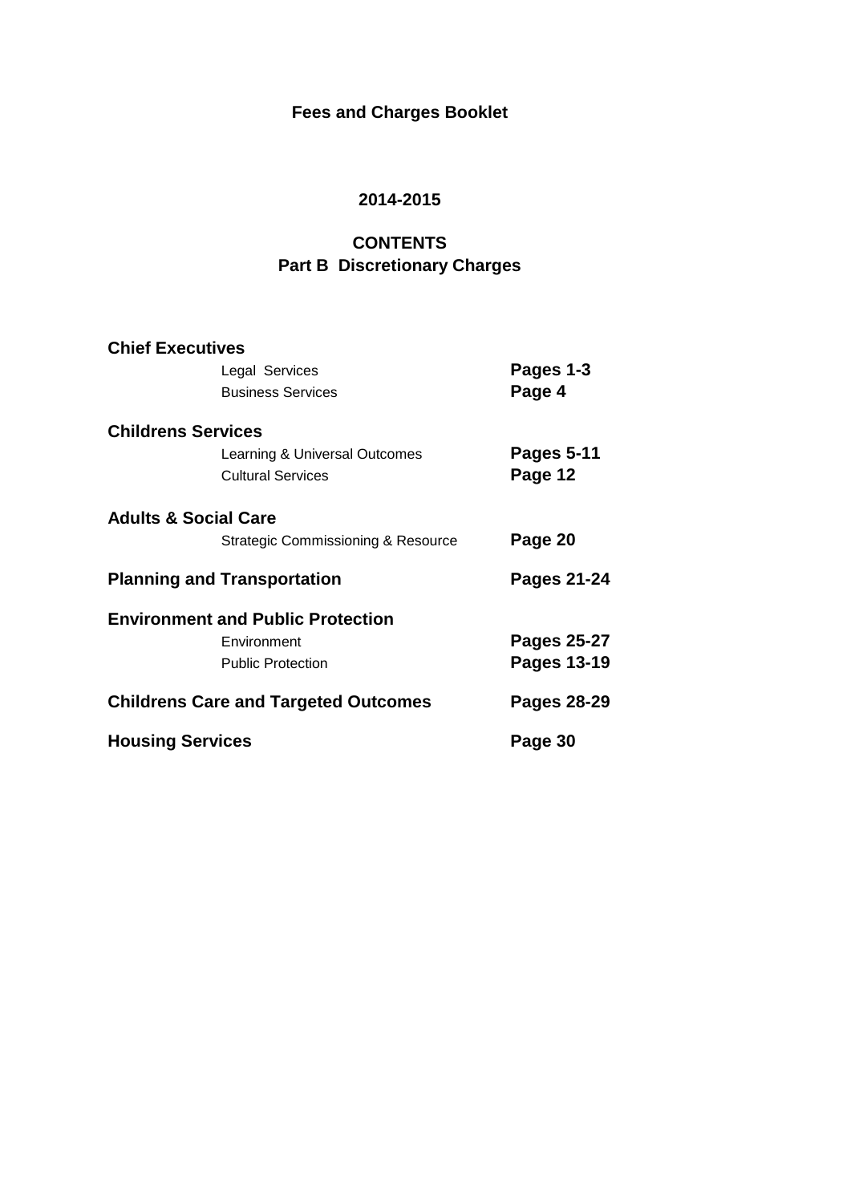# Fees and Charges Booklet

## 2014-2015

## CONTENTS
## Part B Discretionary Charges

| | |
|---|---|
| **Chief Executives** | |
| Legal Services | **Pages 1-3** |
| Business Services | **Page 4** |
| **Childrens Services** | |
| Learning & Universal Outcomes | **Pages 5-11** |
| Cultural Services | **Page 12** |
| **Adults & Social Care** | |
| Strategic Commissioning & Resource | **Page 20** |
| **Planning and Transportation** | **Pages 21-24** |
| **Environment and Public Protection** | |
| Environment | **Pages 25-27** |
| Public Protection | **Pages 13-19** |
| **Childrens Care and Targeted Outcomes** | **Pages 28-29** |
| **Housing Services** | **Page 30** |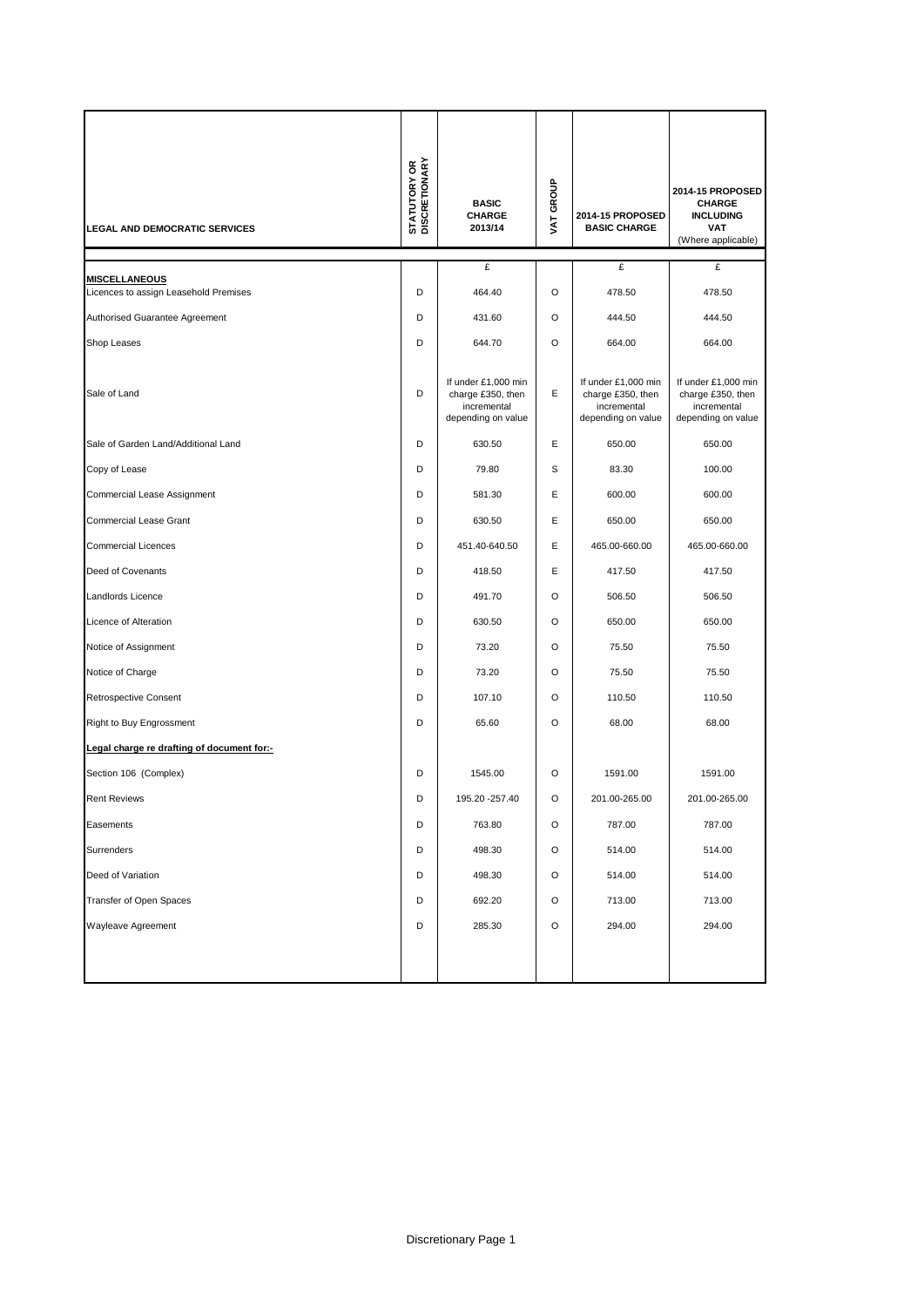| LEGAL AND DEMOCRATIC SERVICES | STATUTORY OR DISCRETIONARY | BASIC CHARGE 2013/14 | VAT GROUP | 2014-15 PROPOSED BASIC CHARGE | 2014-15 PROPOSED CHARGE INCLUDING VAT (Where applicable) |
|---|---|---|---|---|---|
| | | £ | | £ | £ |
| **MISCELLANEOUS** | | | | | |
| Licences to assign Leasehold Premises | D | 464.40 | O | 478.50 | 478.50 |
| Authorised Guarantee Agreement | D | 431.60 | O | 444.50 | 444.50 |
| Shop Leases | D | 644.70 | O | 664.00 | 664.00 |
| Sale of Land | D | If under £1,000 min charge £350, then incremental depending on value | E | If under £1,000 min charge £350, then incremental depending on value | If under £1,000 min charge £350, then incremental depending on value |
| Sale of Garden Land/Additional Land | D | 630.50 | E | 650.00 | 650.00 |
| Copy of Lease | D | 79.80 | S | 83.30 | 100.00 |
| Commercial Lease Assignment | D | 581.30 | E | 600.00 | 600.00 |
| Commercial Lease Grant | D | 630.50 | E | 650.00 | 650.00 |
| Commercial Licences | D | 451.40-640.50 | E | 465.00-660.00 | 465.00-660.00 |
| Deed of Covenants | D | 418.50 | E | 417.50 | 417.50 |
| Landlords Licence | D | 491.70 | O | 506.50 | 506.50 |
| Licence of Alteration | D | 630.50 | O | 650.00 | 650.00 |
| Notice of Assignment | D | 73.20 | O | 75.50 | 75.50 |
| Notice of Charge | D | 73.20 | O | 75.50 | 75.50 |
| Retrospective Consent | D | 107.10 | O | 110.50 | 110.50 |
| Right to Buy Engrossment | D | 65.60 | O | 68.00 | 68.00 |
| **Legal charge re drafting of document for:-** | | | | | |
| Section 106 (Complex) | D | 1545.00 | O | 1591.00 | 1591.00 |
| Rent Reviews | D | 195.20 -257.40 | O | 201.00-265.00 | 201.00-265.00 |
| Easements | D | 763.80 | O | 787.00 | 787.00 |
| Surrenders | D | 498.30 | O | 514.00 | 514.00 |
| Deed of Variation | D | 498.30 | O | 514.00 | 514.00 |
| Transfer of Open Spaces | D | 692.20 | O | 713.00 | 713.00 |
| Wayleave Agreement | D | 285.30 | O | 294.00 | 294.00 |

Discretionary Page 1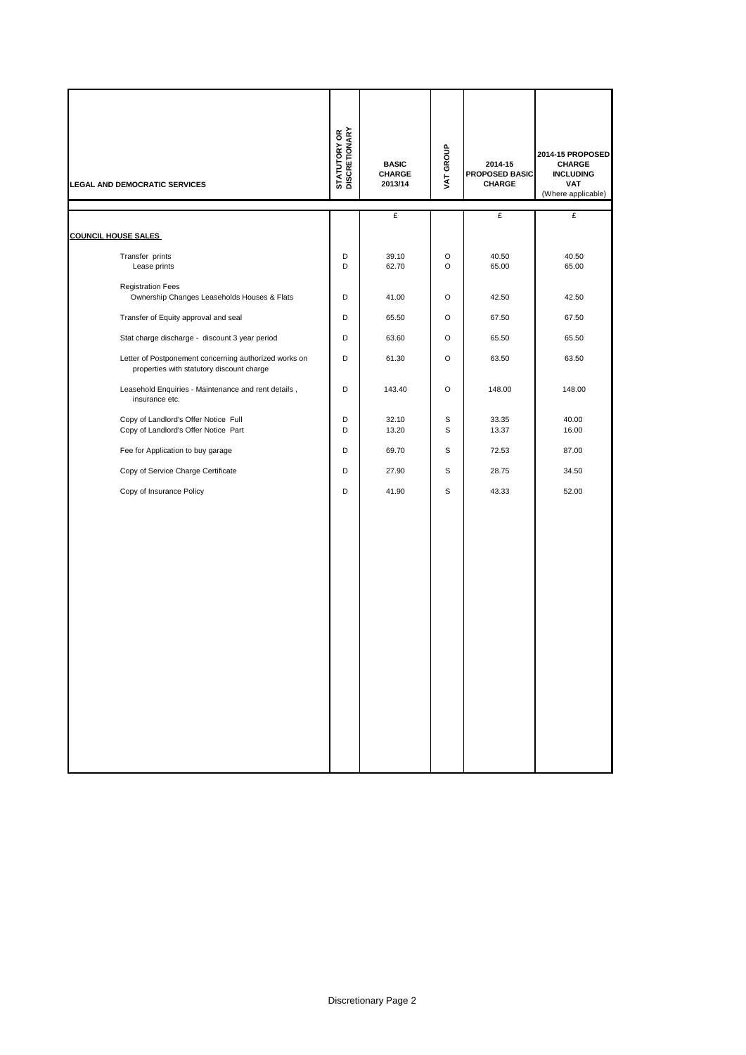| LEGAL AND DEMOCRATIC SERVICES | STATUTORY OR DISCRETIONARY | BASIC CHARGE 2013/14 | VAT GROUP | 2014-15 PROPOSED BASIC CHARGE | 2014-15 PROPOSED CHARGE INCLUDING VAT (Where applicable) |
|---|---|---|---|---|---|
| | | £ | | £ | £ |
| **COUNCIL HOUSE SALES** | | | | | |
| Transfer prints | D | 39.10 | O | 40.50 | 40.50 |
| Lease prints | D | 62.70 | O | 65.00 | 65.00 |
| Registration Fees | | | | | |
| Ownership Changes Leaseholds Houses & Flats | D | 41.00 | O | 42.50 | 42.50 |
| Transfer of Equity approval and seal | D | 65.50 | O | 67.50 | 67.50 |
| Stat charge discharge - discount 3 year period | D | 63.60 | O | 65.50 | 65.50 |
| Letter of Postponement concerning authorized works on properties with statutory discount charge | D | 61.30 | O | 63.50 | 63.50 |
| Leasehold Enquiries - Maintenance and rent details , insurance etc. | D | 143.40 | O | 148.00 | 148.00 |
| Copy of Landlord's Offer Notice Full | D | 32.10 | S | 33.35 | 40.00 |
| Copy of Landlord's Offer Notice Part | D | 13.20 | S | 13.37 | 16.00 |
| Fee for Application to buy garage | D | 69.70 | S | 72.53 | 87.00 |
| Copy of Service Charge Certificate | D | 27.90 | S | 28.75 | 34.50 |
| Copy of Insurance Policy | D | 41.90 | S | 43.33 | 52.00 |

Discretionary Page 2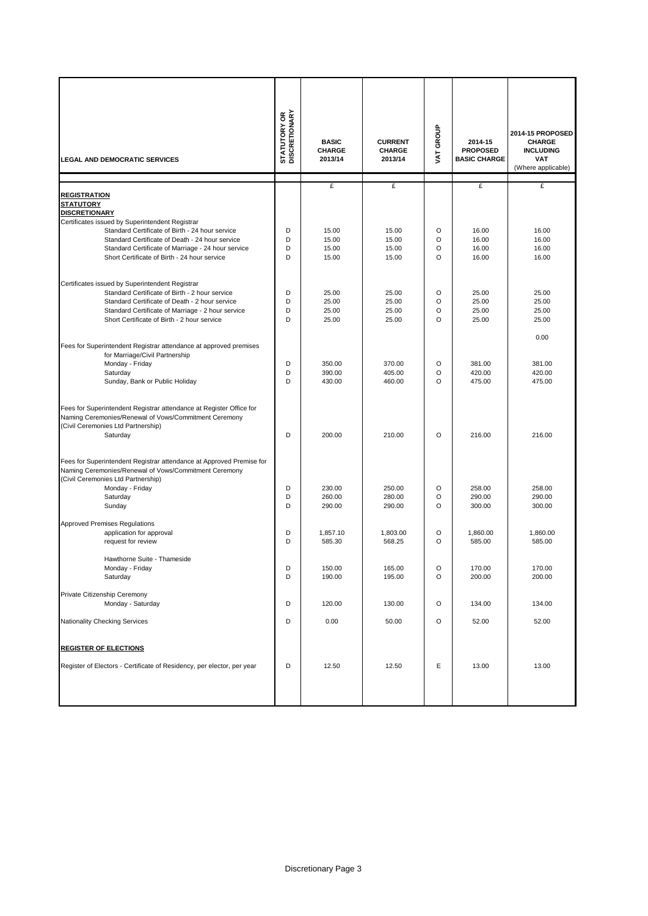| LEGAL AND DEMOCRATIC SERVICES | STATUTORY OR DISCRETIONARY | BASIC CHARGE 2013/14 | CURRENT CHARGE 2013/14 | VAT GROUP | 2014-15 PROPOSED BASIC CHARGE | 2014-15 PROPOSED CHARGE INCLUDING VAT (Where applicable) |
|---|---|---|---|---|---|---|
| | | £ | £ | | £ | £ |
| **REGISTRATION** | | | | | | |
| **STATUTORY** | | | | | | |
| **DISCRETIONARY** | | | | | | |
| Certificates issued by Superintendent Registrar | | | | | | |
| Standard Certificate of Birth - 24 hour service | D | 15.00 | 15.00 | O | 16.00 | 16.00 |
| Standard Certificate of Death - 24 hour service | D | 15.00 | 15.00 | O | 16.00 | 16.00 |
| Standard Certificate of Marriage - 24 hour service | D | 15.00 | 15.00 | O | 16.00 | 16.00 |
| Short Certificate of Birth - 24 hour service | D | 15.00 | 15.00 | O | 16.00 | 16.00 |
| Certificates issued by Superintendent Registrar | | | | | | |
| Standard Certificate of Birth - 2 hour service | D | 25.00 | 25.00 | O | 25.00 | 25.00 |
| Standard Certificate of Death - 2 hour service | D | 25.00 | 25.00 | O | 25.00 | 25.00 |
| Standard Certificate of Marriage - 2 hour service | D | 25.00 | 25.00 | O | 25.00 | 25.00 |
| Short Certificate of Birth - 2 hour service | D | 25.00 | 25.00 | O | 25.00 | 25.00 |
| | | | | | | 0.00 |
| Fees for Superintendent Registrar attendance at approved premises for Marriage/Civil Partnership | | | | | | |
| Monday - Friday | D | 350.00 | 370.00 | O | 381.00 | 381.00 |
| Saturday | D | 390.00 | 405.00 | O | 420.00 | 420.00 |
| Sunday, Bank or Public Holiday | D | 430.00 | 460.00 | O | 475.00 | 475.00 |
| Fees for Superintendent Registrar attendance at Register Office for Naming Ceremonies/Renewal of Vows/Commitment Ceremony (Civil Ceremonies Ltd Partnership) | | | | | | |
| Saturday | D | 200.00 | 210.00 | O | 216.00 | 216.00 |
| Fees for Superintendent Registrar attendance at Approved Premise for Naming Ceremonies/Renewal of Vows/Commitment Ceremony (Civil Ceremonies Ltd Partnership) | | | | | | |
| Monday - Friday | D | 230.00 | 250.00 | O | 258.00 | 258.00 |
| Saturday | D | 260.00 | 280.00 | O | 290.00 | 290.00 |
| Sunday | D | 290.00 | 290.00 | O | 300.00 | 300.00 |
| Approved Premises Regulations | | | | | | |
| application for approval | D | 1,857.10 | 1,803.00 | O | 1,860.00 | 1,860.00 |
| request for review | D | 585.30 | 568.25 | O | 585.00 | 585.00 |
| Hawthorne Suite - Thameside | | | | | | |
| Monday - Friday | D | 150.00 | 165.00 | O | 170.00 | 170.00 |
| Saturday | D | 190.00 | 195.00 | O | 200.00 | 200.00 |
| Private Citizenship Ceremony | | | | | | |
| Monday - Saturday | D | 120.00 | 130.00 | O | 134.00 | 134.00 |
| Nationality Checking Services | D | 0.00 | 50.00 | O | 52.00 | 52.00 |
| **REGISTER OF ELECTIONS** | | | | | | |
| Register of Electors - Certificate of Residency, per elector, per year | D | 12.50 | 12.50 | E | 13.00 | 13.00 |

Discretionary Page 3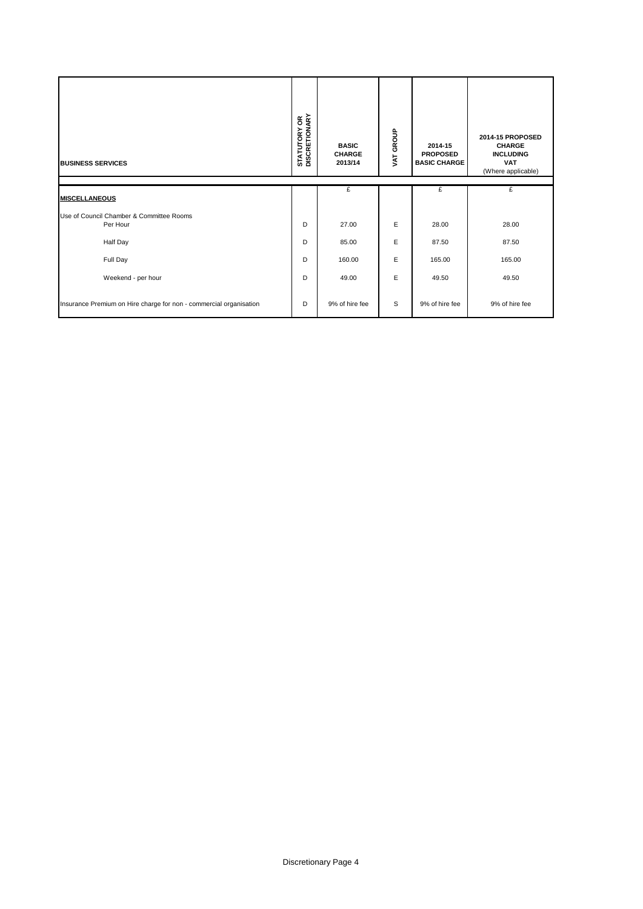| BUSINESS SERVICES | STATUTORY OR DISCRETIONARY | BASIC CHARGE 2013/14 | VAT GROUP | 2014-15 PROPOSED BASIC CHARGE | 2014-15 PROPOSED CHARGE INCLUDING VAT (Where applicable) |
|---|---|---|---|---|---|
| | | £ | | £ | £ |
| **MISCELLANEOUS** | | | | | |
| Use of Council Chamber & Committee Rooms | | | | | |
| Per Hour | D | 27.00 | E | 28.00 | 28.00 |
| Half Day | D | 85.00 | E | 87.50 | 87.50 |
| Full Day | D | 160.00 | E | 165.00 | 165.00 |
| Weekend - per hour | D | 49.00 | E | 49.50 | 49.50 |
| Insurance Premium on Hire charge for non - commercial organisation | D | 9% of hire fee | S | 9% of hire fee | 9% of hire fee |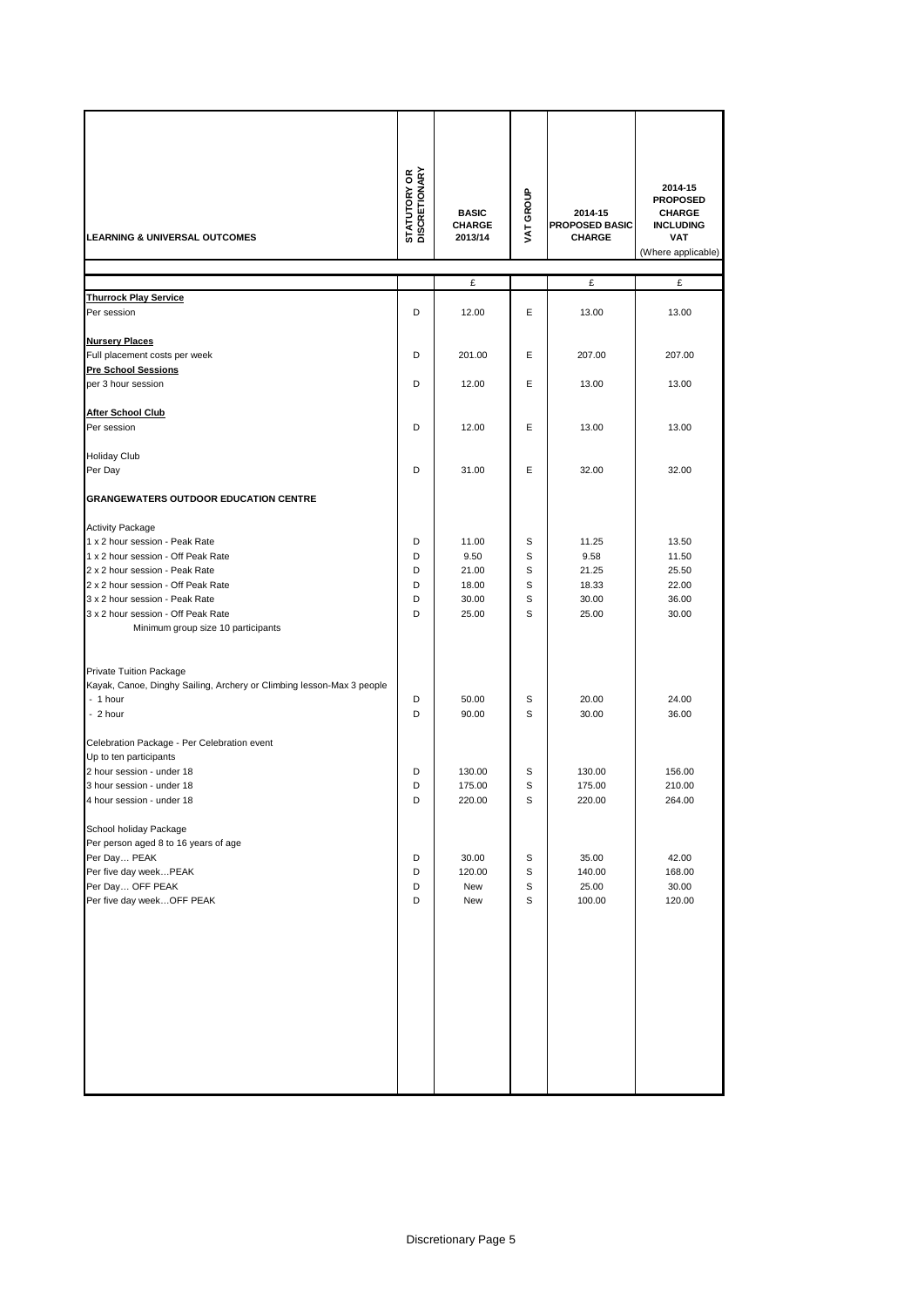| LEARNING & UNIVERSAL OUTCOMES | STATUTORY OR DISCRETIONARY | BASIC CHARGE 2013/14 | VAT GROUP | 2014-15 PROPOSED BASIC CHARGE | 2014-15 PROPOSED CHARGE INCLUDING VAT (Where applicable) |
|---|---|---|---|---|---|
| | | £ | | £ | £ |
| **Thurrock Play Service** | | | | | |
| Per session | D | 12.00 | E | 13.00 | 13.00 |
| | | | | | |
| **Nursery Places** | | | | | |
| Full placement costs per week | D | 201.00 | E | 207.00 | 207.00 |
| **Pre School Sessions** | | | | | |
| per 3 hour session | D | 12.00 | E | 13.00 | 13.00 |
| | | | | | |
| **After School Club** | | | | | |
| Per session | D | 12.00 | E | 13.00 | 13.00 |
| | | | | | |
| Holiday Club | | | | | |
| Per Day | D | 31.00 | E | 32.00 | 32.00 |
| | | | | | |
| **GRANGEWATERS OUTDOOR EDUCATION CENTRE** | | | | | |
| | | | | | |
| Activity Package | | | | | |
| 1 x 2 hour session - Peak Rate | D | 11.00 | S | 11.25 | 13.50 |
| 1 x 2 hour session - Off Peak Rate | D | 9.50 | S | 9.58 | 11.50 |
| 2 x 2 hour session - Peak Rate | D | 21.00 | S | 21.25 | 25.50 |
| 2 x 2 hour session - Off Peak Rate | D | 18.00 | S | 18.33 | 22.00 |
| 3 x 2 hour session - Peak Rate | D | 30.00 | S | 30.00 | 36.00 |
| 3 x 2 hour session - Off Peak Rate | D | 25.00 | S | 25.00 | 30.00 |
| Minimum group size 10 participants | | | | | |
| | | | | | |
| Private Tuition Package | | | | | |
| Kayak, Canoe, Dinghy Sailing, Archery or Climbing lesson-Max 3 people | | | | | |
| - 1 hour | D | 50.00 | S | 20.00 | 24.00 |
| - 2 hour | D | 90.00 | S | 30.00 | 36.00 |
| | | | | | |
| Celebration Package - Per Celebration event | | | | | |
| Up to ten participants | | | | | |
| 2 hour session - under 18 | D | 130.00 | S | 130.00 | 156.00 |
| 3 hour session - under 18 | D | 175.00 | S | 175.00 | 210.00 |
| 4 hour session - under 18 | D | 220.00 | S | 220.00 | 264.00 |
| | | | | | |
| School holiday Package | | | | | |
| Per person aged 8 to 16 years of age | | | | | |
| Per Day… PEAK | D | 30.00 | S | 35.00 | 42.00 |
| Per five day week…PEAK | D | 120.00 | S | 140.00 | 168.00 |
| Per Day… OFF PEAK | D | New | S | 25.00 | 30.00 |
| Per five day week…OFF PEAK | D | New | S | 100.00 | 120.00 |

Discretionary Page 5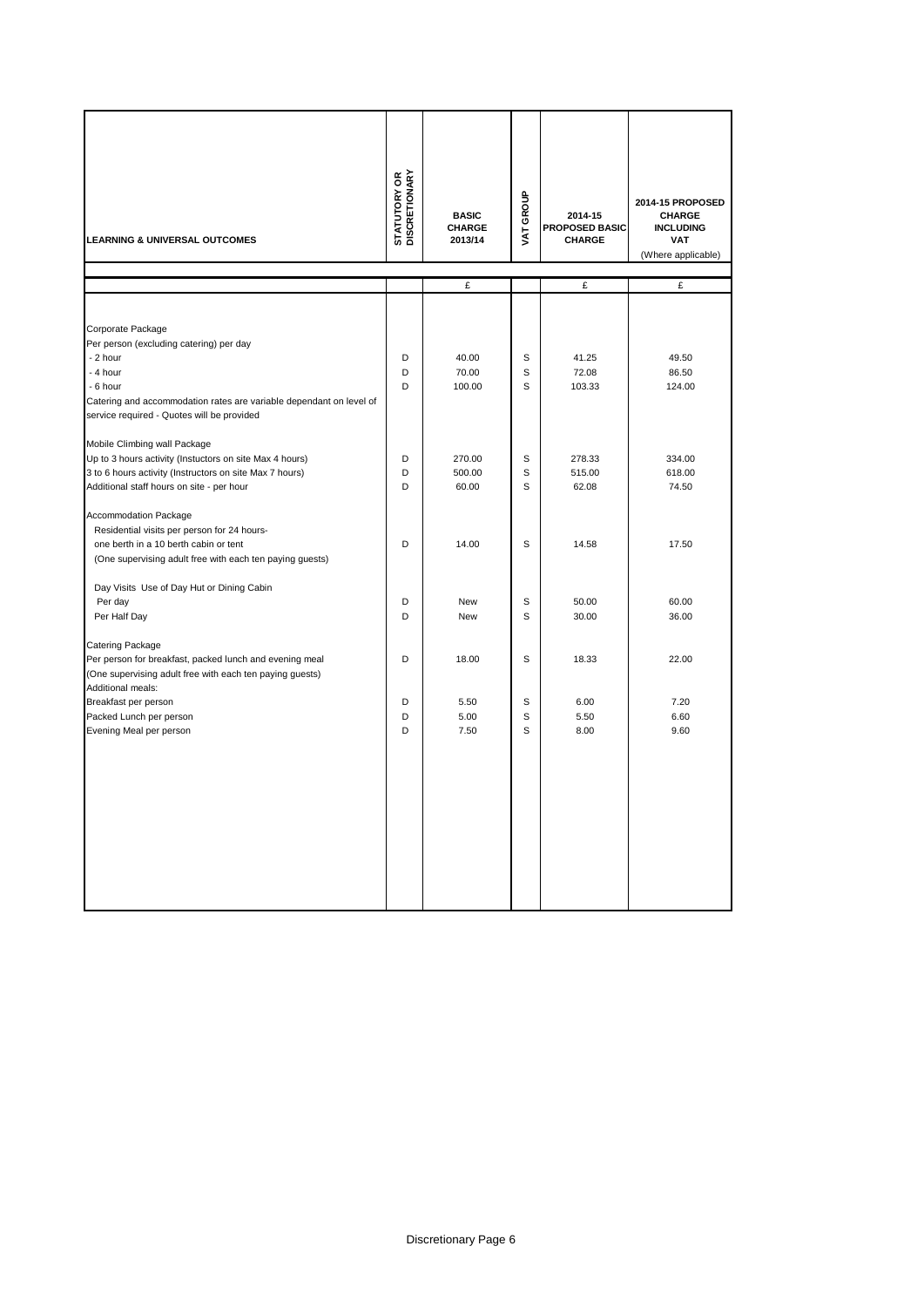| LEARNING & UNIVERSAL OUTCOMES | STATUTORY OR DISCRETIONARY | BASIC CHARGE 2013/14 | VAT GROUP | 2014-15 PROPOSED BASIC CHARGE | 2014-15 PROPOSED CHARGE INCLUDING VAT (Where applicable) |
|---|---|---|---|---|---|
| | | £ | | £ | £ |
| Corporate Package | | | | | |
| Per person (excluding catering) per day | | | | | |
| - 2 hour | D | 40.00 | S | 41.25 | 49.50 |
| - 4 hour | D | 70.00 | S | 72.08 | 86.50 |
| - 6 hour | D | 100.00 | S | 103.33 | 124.00 |
| Catering and accommodation rates are variable dependant on level of service required - Quotes will be provided | | | | | |
| Mobile Climbing wall Package | | | | | |
| Up to 3 hours activity (Instuctors on site Max 4 hours) | D | 270.00 | S | 278.33 | 334.00 |
| 3 to 6 hours activity (Instructors on site Max 7 hours) | D | 500.00 | S | 515.00 | 618.00 |
| Additional staff hours on site - per hour | D | 60.00 | S | 62.08 | 74.50 |
| Accommodation Package | | | | | |
| Residential visits per person for 24 hours- one berth in a 10 berth cabin or tent (One supervising adult free with each ten paying guests) | D | 14.00 | S | 14.58 | 17.50 |
| Day Visits Use of Day Hut or Dining Cabin | | | | | |
| Per day | D | New | S | 50.00 | 60.00 |
| Per Half Day | D | New | S | 30.00 | 36.00 |
| Catering Package | | | | | |
| Per person for breakfast, packed lunch and evening meal (One supervising adult free with each ten paying guests) | D | 18.00 | S | 18.33 | 22.00 |
| Additional meals: | | | | | |
| Breakfast per person | D | 5.50 | S | 6.00 | 7.20 |
| Packed Lunch per person | D | 5.00 | S | 5.50 | 6.60 |
| Evening Meal per person | D | 7.50 | S | 8.00 | 9.60 |

Discretionary Page 6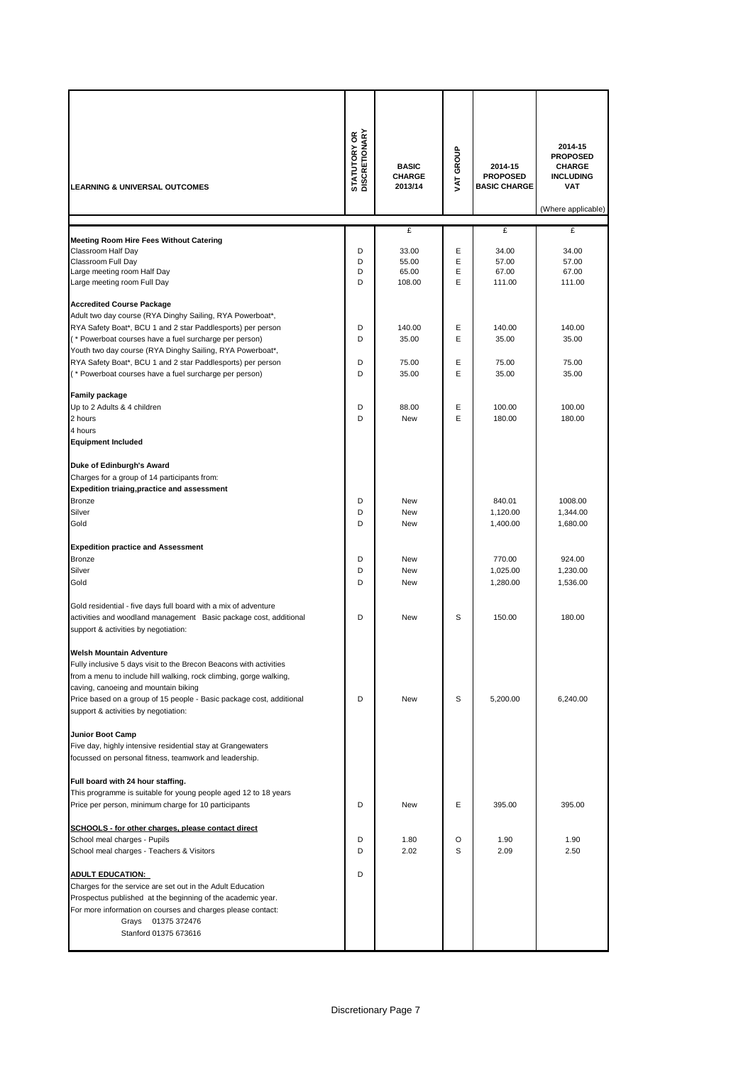| LEARNING & UNIVERSAL OUTCOMES | STATUTORY OR DISCRETIONARY | BASIC CHARGE 2013/14 | VAT GROUP | 2014-15 PROPOSED BASIC CHARGE | 2014-15 PROPOSED CHARGE INCLUDING VAT (Where applicable) |
|---|---|---|---|---|---|
| | | £ | | £ | £ |
| **Meeting Room Hire Fees Without Catering** | | | | | |
| Classroom Half Day | D | 33.00 | E | 34.00 | 34.00 |
| Classroom Full Day | D | 55.00 | E | 57.00 | 57.00 |
| Large meeting room Half Day | D | 65.00 | E | 67.00 | 67.00 |
| Large meeting room Full Day | D | 108.00 | E | 111.00 | 111.00 |
| **Accredited Course Package** | | | | | |
| Adult two day course (RYA Dinghy Sailing, RYA Powerboat*, RYA Safety Boat*, BCU 1 and 2 star Paddlesports) per person | D | 140.00 | E | 140.00 | 140.00 |
| ( * Powerboat courses have a fuel surcharge per person) | D | 35.00 | E | 35.00 | 35.00 |
| Youth two day course (RYA Dinghy Sailing, RYA Powerboat*, RYA Safety Boat*, BCU 1 and 2 star Paddlesports) per person | D | 75.00 | E | 75.00 | 75.00 |
| ( * Powerboat courses have a fuel surcharge per person) | D | 35.00 | E | 35.00 | 35.00 |
| **Family package** | | | | | |
| Up to 2 Adults & 4 children | D | 88.00 | E | 100.00 | 100.00 |
| 2 hours | D | New | E | 180.00 | 180.00 |
| 4 hours | | | | | |
| **Equipment Included** | | | | | |
| **Duke of Edinburgh's Award** | | | | | |
| Charges for a group of 14 participants from: | | | | | |
| **Expedition triaing,practice and assessment** | | | | | |
| Bronze | D | New | | 840.01 | 1008.00 |
| Silver | D | New | | 1,120.00 | 1,344.00 |
| Gold | D | New | | 1,400.00 | 1,680.00 |
| **Expedition practice and Assessment** | | | | | |
| Bronze | D | New | | 770.00 | 924.00 |
| Silver | D | New | | 1,025.00 | 1,230.00 |
| Gold | D | New | | 1,280.00 | 1,536.00 |
| Gold residential - five days full board with a mix of adventure activities and woodland management Basic package cost, additional support & activities by negotiation: | D | New | S | 150.00 | 180.00 |
| **Welsh Mountain Adventure** | | | | | |
| Fully inclusive 5 days visit to the Brecon Beacons with activities from a menu to include hill walking, rock climbing, gorge walking, caving, canoeing and mountain biking. Price based on a group of 15 people - Basic package cost, additional support & activities by negotiation: | D | New | S | 5,200.00 | 6,240.00 |
| **Junior Boot Camp** | | | | | |
| Five day, highly intensive residential stay at Grangewaters focussed on personal fitness, teamwork and leadership. | | | | | |
| **Full board with 24 hour staffing.** | | | | | |
| This programme is suitable for young people aged 12 to 18 years. Price per person, minimum charge for 10 participants | D | New | E | 395.00 | 395.00 |
| **SCHOOLS - for other charges, please contact direct** | | | | | |
| School meal charges - Pupils | D | 1.80 | O | 1.90 | 1.90 |
| School meal charges - Teachers & Visitors | D | 2.02 | S | 2.09 | 2.50 |
| **ADULT EDUCATION:** | D | | | | |
| Charges for the service are set out in the Adult Education Prospectus published at the beginning of the academic year. For more information on courses and charges please contact: Grays 01375 372476, Stanford 01375 673616 | | | | | |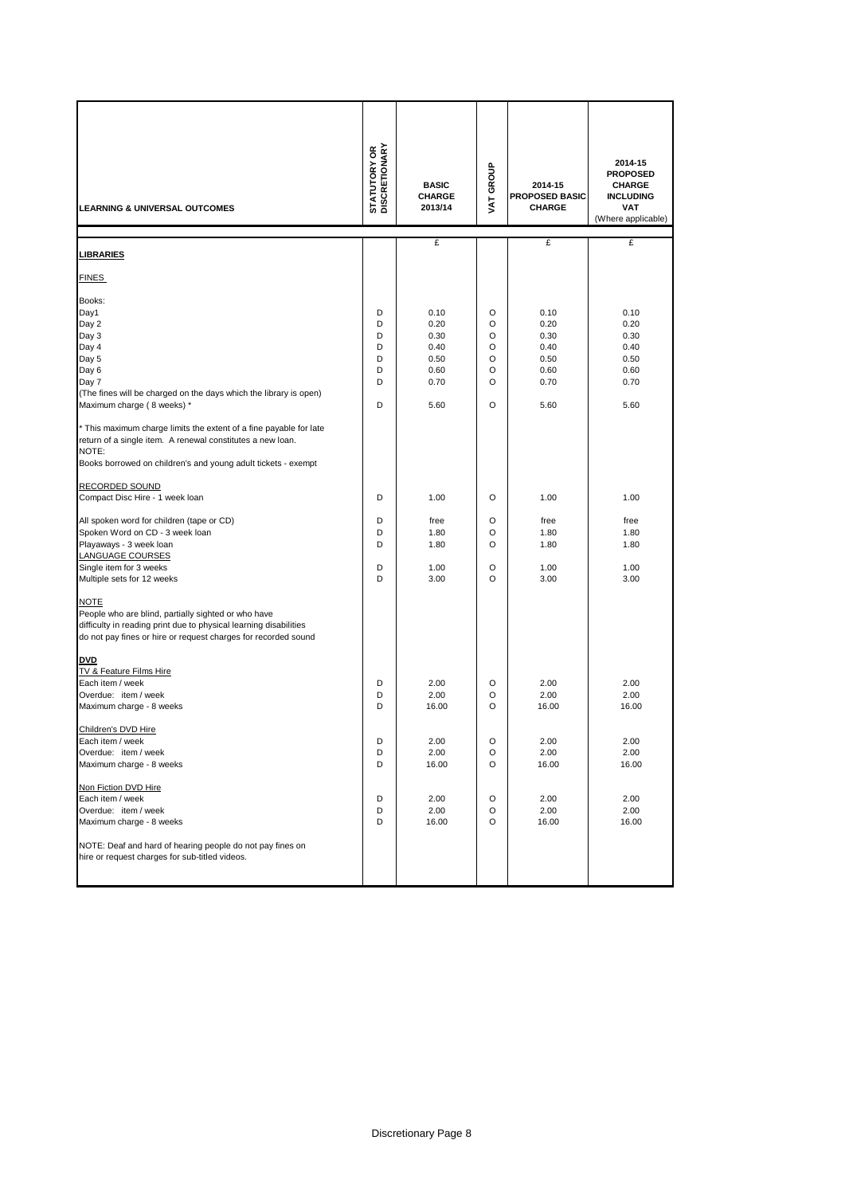| LEARNING & UNIVERSAL OUTCOMES | STATUTORY OR DISCRETIONARY | BASIC CHARGE 2013/14 | VAT GROUP | 2014-15 PROPOSED BASIC CHARGE | 2014-15 PROPOSED CHARGE INCLUDING VAT (Where applicable) |
|---|---|---|---|---|---|
| | | £ | | £ | £ |
| **LIBRARIES** | | | | | |
| FINES | | | | | |
| Books: | | | | | |
| Day1 | D | 0.10 | O | 0.10 | 0.10 |
| Day 2 | D | 0.20 | O | 0.20 | 0.20 |
| Day 3 | D | 0.30 | O | 0.30 | 0.30 |
| Day 4 | D | 0.40 | O | 0.40 | 0.40 |
| Day 5 | D | 0.50 | O | 0.50 | 0.50 |
| Day 6 | D | 0.60 | O | 0.60 | 0.60 |
| Day 7 | D | 0.70 | O | 0.70 | 0.70 |
| (The fines will be charged on the days which the library is open) | | | | | |
| Maximum charge ( 8 weeks) * | D | 5.60 | O | 5.60 | 5.60 |
| * This maximum charge limits the extent of a fine payable for late return of a single item. A renewal constitutes a new loan. | | | | | |
| NOTE: | | | | | |
| Books borrowed on children's and young adult tickets - exempt | | | | | |
| RECORDED SOUND | | | | | |
| Compact Disc Hire - 1 week loan | D | 1.00 | O | 1.00 | 1.00 |
| All spoken word for children (tape or CD) | D | free | O | free | free |
| Spoken Word on CD - 3 week loan | D | 1.80 | O | 1.80 | 1.80 |
| Playaways - 3 week loan | D | 1.80 | O | 1.80 | 1.80 |
| LANGUAGE COURSES | | | | | |
| Single item for 3 weeks | D | 1.00 | O | 1.00 | 1.00 |
| Multiple sets for 12 weeks | D | 3.00 | O | 3.00 | 3.00 |
| NOTE | | | | | |
| People who are blind, partially sighted or who have difficulty in reading print due to physical learning disabilities do not pay fines or hire or request charges for recorded sound | | | | | |
| **DVD** | | | | | |
| TV & Feature Films Hire | | | | | |
| Each item / week | D | 2.00 | O | 2.00 | 2.00 |
| Overdue: item / week | D | 2.00 | O | 2.00 | 2.00 |
| Maximum charge - 8 weeks | D | 16.00 | O | 16.00 | 16.00 |
| Children's DVD Hire | | | | | |
| Each item / week | D | 2.00 | O | 2.00 | 2.00 |
| Overdue: item / week | D | 2.00 | O | 2.00 | 2.00 |
| Maximum charge - 8 weeks | D | 16.00 | O | 16.00 | 16.00 |
| Non Fiction DVD Hire | | | | | |
| Each item / week | D | 2.00 | O | 2.00 | 2.00 |
| Overdue: item / week | D | 2.00 | O | 2.00 | 2.00 |
| Maximum charge - 8 weeks | D | 16.00 | O | 16.00 | 16.00 |
| NOTE: Deaf and hard of hearing people do not pay fines on hire or request charges for sub-titled videos. | | | | | |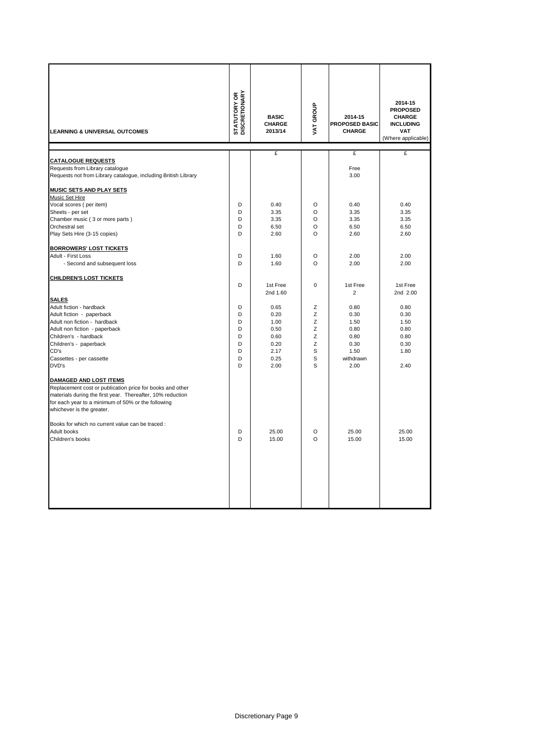| LEARNING & UNIVERSAL OUTCOMES | STATUTORY OR DISCRETIONARY | BASIC CHARGE 2013/14 | VAT GROUP | 2014-15 PROPOSED BASIC CHARGE | 2014-15 PROPOSED CHARGE INCLUDING VAT (Where applicable) |
|---|---|---|---|---|---|
| | | £ | | £ | £ |
| **CATALOGUE REQUESTS** | | | | | |
| Requests from Library catalogue | | | | Free | |
| Requests not from Library catalogue, including British Library | | | | 3.00 | |
| **MUSIC SETS AND PLAY SETS** | | | | | |
| Music Set Hire | | | | | |
| Vocal scores ( per item) | D | 0.40 | O | 0.40 | 0.40 |
| Sheets - per set | D | 3.35 | O | 3.35 | 3.35 |
| Chamber music ( 3 or more parts ) | D | 3.35 | O | 3.35 | 3.35 |
| Orchestral set | D | 6.50 | O | 6.50 | 6.50 |
| Play Sets Hire (3-15 copies) | D | 2.60 | O | 2.60 | 2.60 |
| **BORROWERS' LOST TICKETS** | | | | | |
| Adult - First Loss | D | 1.60 | O | 2.00 | 2.00 |
| - Second and subsequent loss | D | 1.60 | O | 2.00 | 2.00 |
| **CHILDREN'S LOST TICKETS** | | | | | |
| | D | 1st Free 2nd 1.60 | 0 | 1st Free 2 | 1st Free 2nd 2.00 |
| **SALES** | | | | | |
| Adult fiction - hardback | D | 0.65 | Z | 0.80 | 0.80 |
| Adult fiction - paperback | D | 0.20 | Z | 0.30 | 0.30 |
| Adult non fiction - hardback | D | 1.00 | Z | 1.50 | 1.50 |
| Adult non fiction - paperback | D | 0.50 | Z | 0.80 | 0.80 |
| Children's - hardback | D | 0.60 | Z | 0.80 | 0.80 |
| Children's - paperback | D | 0.20 | Z | 0.30 | 0.30 |
| CD's | D | 2.17 | S | 1.50 | 1.80 |
| Cassettes - per cassette | D | 0.25 | S | withdrawn | |
| DVD's | D | 2.00 | S | 2.00 | 2.40 |
| **DAMAGED AND LOST ITEMS** | | | | | |
| Replacement cost or publication price for books and other materials during the first year. Thereafter, 10% reduction for each year to a minimum of 50% or the following whichever is the greater. | | | | | |
| Books for which no current value can be traced : | | | | | |
| Adult books | D | 25.00 | O | 25.00 | 25.00 |
| Children's books | D | 15.00 | O | 15.00 | 15.00 |

Discretionary Page 9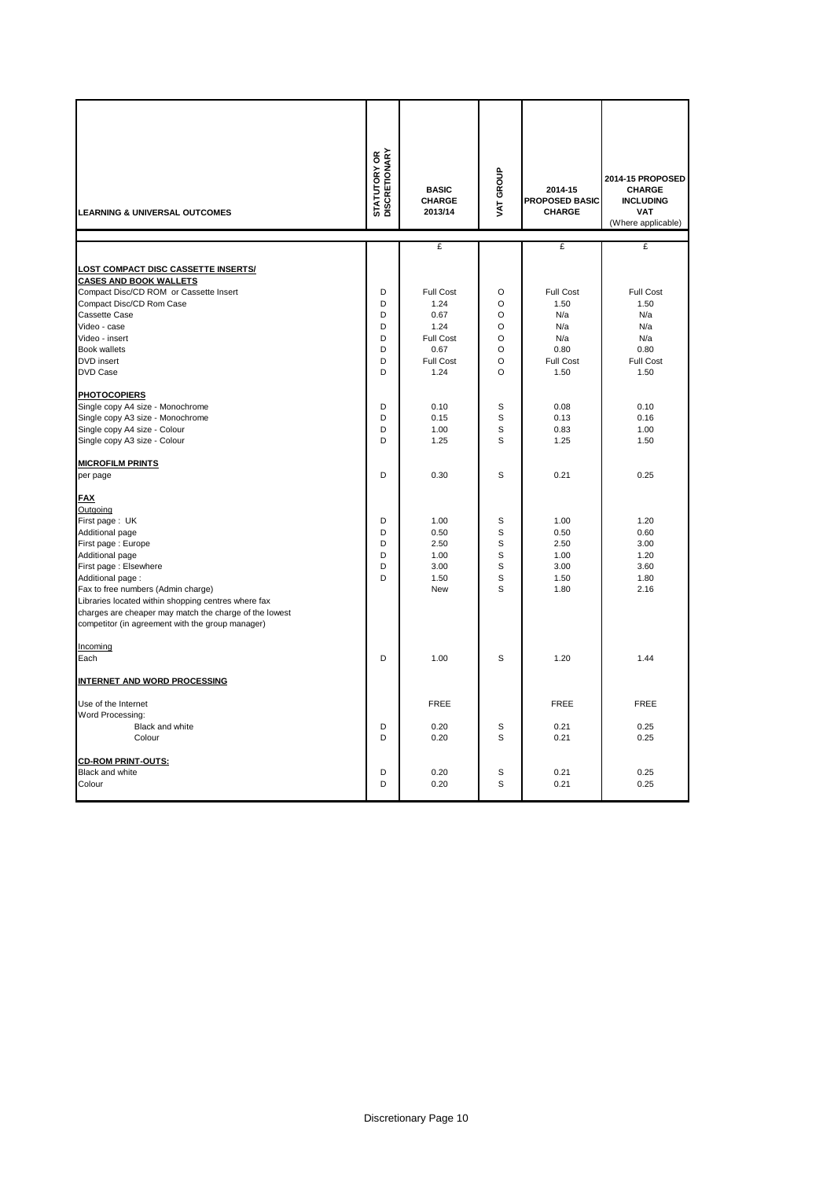| LEARNING & UNIVERSAL OUTCOMES | STATUTORY OR DISCRETIONARY | BASIC CHARGE 2013/14 | VAT GROUP | 2014-15 PROPOSED BASIC CHARGE | 2014-15 PROPOSED CHARGE INCLUDING VAT (Where applicable) |
|---|---|---|---|---|---|
| | | £ | | £ | £ |
| **LOST COMPACT DISC CASSETTE INSERTS/ CASES AND BOOK WALLETS** | | | | | |
| Compact Disc/CD ROM or Cassette Insert | D | Full Cost | O | Full Cost | Full Cost |
| Compact Disc/CD Rom Case | D | 1.24 | O | 1.50 | 1.50 |
| Cassette Case | D | 0.67 | O | N/a | N/a |
| Video - case | D | 1.24 | O | N/a | N/a |
| Video - insert | D | Full Cost | O | N/a | N/a |
| Book wallets | D | 0.67 | O | 0.80 | 0.80 |
| DVD insert | D | Full Cost | O | Full Cost | Full Cost |
| DVD Case | D | 1.24 | O | 1.50 | 1.50 |
| **PHOTOCOPIERS** | | | | | |
| Single copy A4 size - Monochrome | D | 0.10 | S | 0.08 | 0.10 |
| Single copy A3 size - Monochrome | D | 0.15 | S | 0.13 | 0.16 |
| Single copy A4 size - Colour | D | 1.00 | S | 0.83 | 1.00 |
| Single copy A3 size - Colour | D | 1.25 | S | 1.25 | 1.50 |
| **MICROFILM PRINTS** | | | | | |
| per page | D | 0.30 | S | 0.21 | 0.25 |
| **FAX** | | | | | |
| Outgoing | | | | | |
| First page : UK | D | 1.00 | S | 1.00 | 1.20 |
| Additional page | D | 0.50 | S | 0.50 | 0.60 |
| First page : Europe | D | 2.50 | S | 2.50 | 3.00 |
| Additional page | D | 1.00 | S | 1.00 | 1.20 |
| First page : Elsewhere | D | 3.00 | S | 3.00 | 3.60 |
| Additional page : | D | 1.50 | S | 1.50 | 1.80 |
| Fax to free numbers (Admin charge) | | New | S | 1.80 | 2.16 |
| Libraries located within shopping centres where fax charges are cheaper may match the charge of the lowest competitor (in agreement with the group manager) | | | | | |
| Incoming | | | | | |
| Each | D | 1.00 | S | 1.20 | 1.44 |
| **INTERNET AND WORD PROCESSING** | | | | | |
| Use of the Internet | | FREE | | FREE | FREE |
| Word Processing: | | | | | |
| Black and white | D | 0.20 | S | 0.21 | 0.25 |
| Colour | D | 0.20 | S | 0.21 | 0.25 |
| **CD-ROM PRINT-OUTS:** | | | | | |
| Black and white | D | 0.20 | S | 0.21 | 0.25 |
| Colour | D | 0.20 | S | 0.21 | 0.25 |

Discretionary Page 10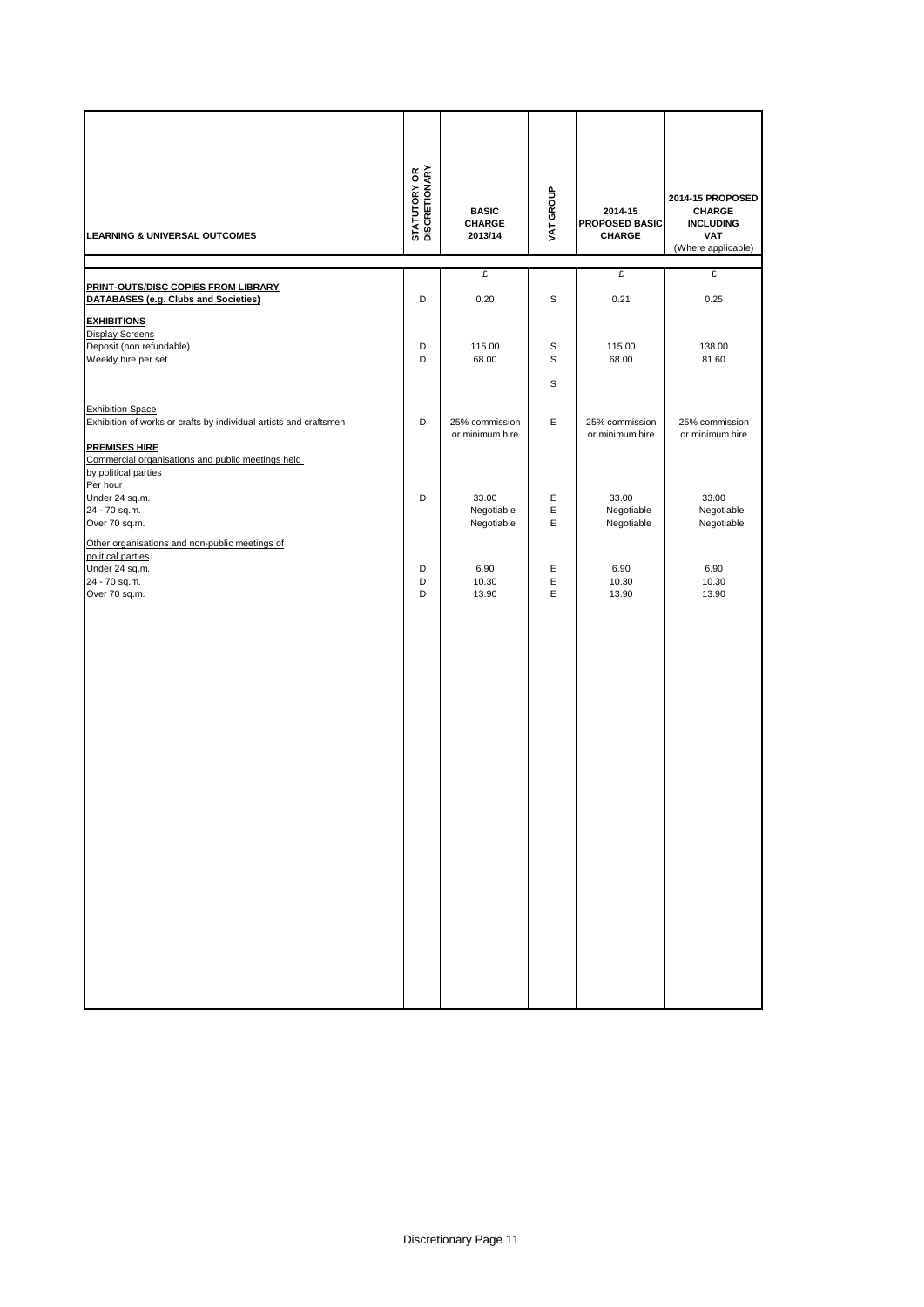| LEARNING & UNIVERSAL OUTCOMES | STATUTORY OR DISCRETIONARY | BASIC CHARGE 2013/14 | VAT GROUP | 2014-15 PROPOSED BASIC CHARGE | 2014-15 PROPOSED CHARGE INCLUDING VAT (Where applicable) |
|---|---|---|---|---|---|
| | | £ | | £ | £ |
| **PRINT-OUTS/DISC COPIES FROM LIBRARY DATABASES (e.g. Clubs and Societies)** | D | 0.20 | S | 0.21 | 0.25 |
| **EXHIBITIONS** | | | | | |
| Display Screens | | | | | |
| Deposit (non refundable) | D | 115.00 | S | 115.00 | 138.00 |
| Weekly hire per set | D | 68.00 | S | 68.00 | 81.60 |
| | | | S | | |
| Exhibition Space | | | | | |
| Exhibition of works or crafts by individual artists and craftsmen | D | 25% commission or minimum hire | E | 25% commission or minimum hire | 25% commission or minimum hire |
| **PREMISES HIRE** | | | | | |
| Commercial organisations and public meetings held by political parties | | | | | |
| Per hour | | | | | |
| Under 24 sq.m. | D | 33.00 | E | 33.00 | 33.00 |
| 24 - 70 sq.m. | | Negotiable | E | Negotiable | Negotiable |
| Over 70 sq.m. | | Negotiable | E | Negotiable | Negotiable |
| Other organisations and non-public meetings of political parties | | | | | |
| Under 24 sq.m. | D | 6.90 | E | 6.90 | 6.90 |
| 24 - 70 sq.m. | D | 10.30 | E | 10.30 | 10.30 |
| Over 70 sq.m. | D | 13.90 | E | 13.90 | 13.90 |

Discretionary Page 11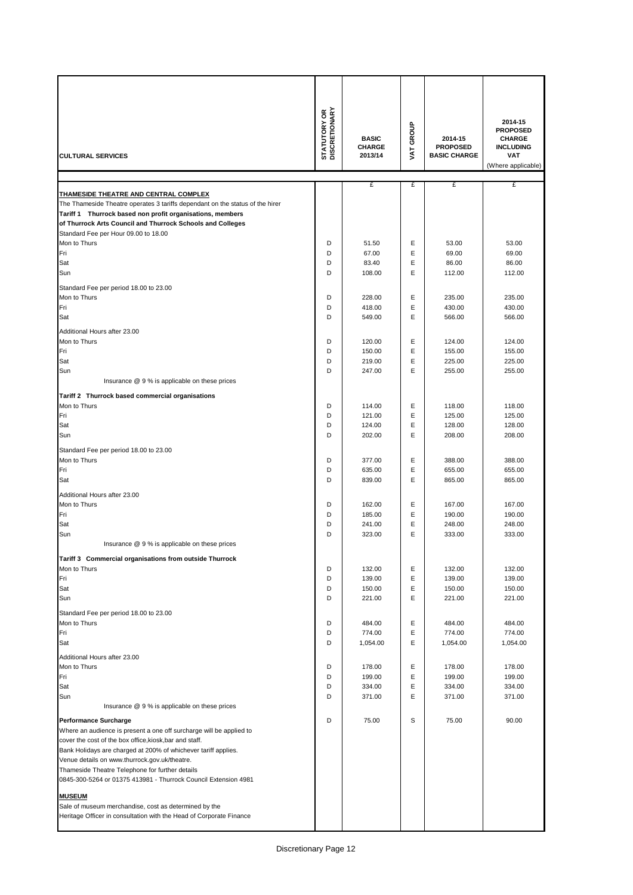| CULTURAL SERVICES | STATUTORY OR DISCRETIONARY | BASIC CHARGE 2013/14 | VAT GROUP | 2014-15 PROPOSED BASIC CHARGE | 2014-15 PROPOSED CHARGE INCLUDING VAT (Where applicable) |
|---|---|---|---|---|---|
| | | £ | £ | £ | £ |
| **THAMESIDE THEATRE AND CENTRAL COMPLEX** | | | | | |
| The Thameside Theatre operates 3 tariffs dependant on the status of the hirer | | | | | |
| **Tariff 1 Thurrock based non profit organisations, members of Thurrock Arts Council and Thurrock Schools and Colleges** | | | | | |
| Standard Fee per Hour 09.00 to 18.00 | | | | | |
| Mon to Thurs | D | 51.50 | E | 53.00 | 53.00 |
| Fri | D | 67.00 | E | 69.00 | 69.00 |
| Sat | D | 83.40 | E | 86.00 | 86.00 |
| Sun | D | 108.00 | E | 112.00 | 112.00 |
| Standard Fee per period 18.00 to 23.00 | | | | | |
| Mon to Thurs | D | 228.00 | E | 235.00 | 235.00 |
| Fri | D | 418.00 | E | 430.00 | 430.00 |
| Sat | D | 549.00 | E | 566.00 | 566.00 |
| Additional Hours after 23.00 | | | | | |
| Mon to Thurs | D | 120.00 | E | 124.00 | 124.00 |
| Fri | D | 150.00 | E | 155.00 | 155.00 |
| Sat | D | 219.00 | E | 225.00 | 225.00 |
| Sun | D | 247.00 | E | 255.00 | 255.00 |
| Insurance @ 9 % is applicable on these prices | | | | | |
| **Tariff 2 Thurrock based commercial organisations** | | | | | |
| Mon to Thurs | D | 114.00 | E | 118.00 | 118.00 |
| Fri | D | 121.00 | E | 125.00 | 125.00 |
| Sat | D | 124.00 | E | 128.00 | 128.00 |
| Sun | D | 202.00 | E | 208.00 | 208.00 |
| Standard Fee per period 18.00 to 23.00 | | | | | |
| Mon to Thurs | D | 377.00 | E | 388.00 | 388.00 |
| Fri | D | 635.00 | E | 655.00 | 655.00 |
| Sat | D | 839.00 | E | 865.00 | 865.00 |
| Additional Hours after 23.00 | | | | | |
| Mon to Thurs | D | 162.00 | E | 167.00 | 167.00 |
| Fri | D | 185.00 | E | 190.00 | 190.00 |
| Sat | D | 241.00 | E | 248.00 | 248.00 |
| Sun | D | 323.00 | E | 333.00 | 333.00 |
| Insurance @ 9 % is applicable on these prices | | | | | |
| **Tariff 3 Commercial organisations from outside Thurrock** | | | | | |
| Mon to Thurs | D | 132.00 | E | 132.00 | 132.00 |
| Fri | D | 139.00 | E | 139.00 | 139.00 |
| Sat | D | 150.00 | E | 150.00 | 150.00 |
| Sun | D | 221.00 | E | 221.00 | 221.00 |
| Standard Fee per period 18.00 to 23.00 | | | | | |
| Mon to Thurs | D | 484.00 | E | 484.00 | 484.00 |
| Fri | D | 774.00 | E | 774.00 | 774.00 |
| Sat | D | 1,054.00 | E | 1,054.00 | 1,054.00 |
| Additional Hours after 23.00 | | | | | |
| Mon to Thurs | D | 178.00 | E | 178.00 | 178.00 |
| Fri | D | 199.00 | E | 199.00 | 199.00 |
| Sat | D | 334.00 | E | 334.00 | 334.00 |
| Sun | D | 371.00 | E | 371.00 | 371.00 |
| Insurance @ 9 % is applicable on these prices | | | | | |
| **Performance Surcharge** | D | 75.00 | S | 75.00 | 90.00 |
| Where an audience is present a one off surcharge will be applied to cover the cost of the box office,kiosk,bar and staff. | | | | | |
| Bank Holidays are charged at 200% of whichever tariff applies. | | | | | |
| Venue details on www.thurrock.gov.uk/theatre. | | | | | |
| Thameside Theatre Telephone for further details 0845-300-5264 or 01375 413981 - Thurrock Council Extension 4981 | | | | | |
| **MUSEUM** | | | | | |
| Sale of museum merchandise, cost as determined by the Heritage Officer in consultation with the Head of Corporate Finance | | | | | |

Discretionary Page 12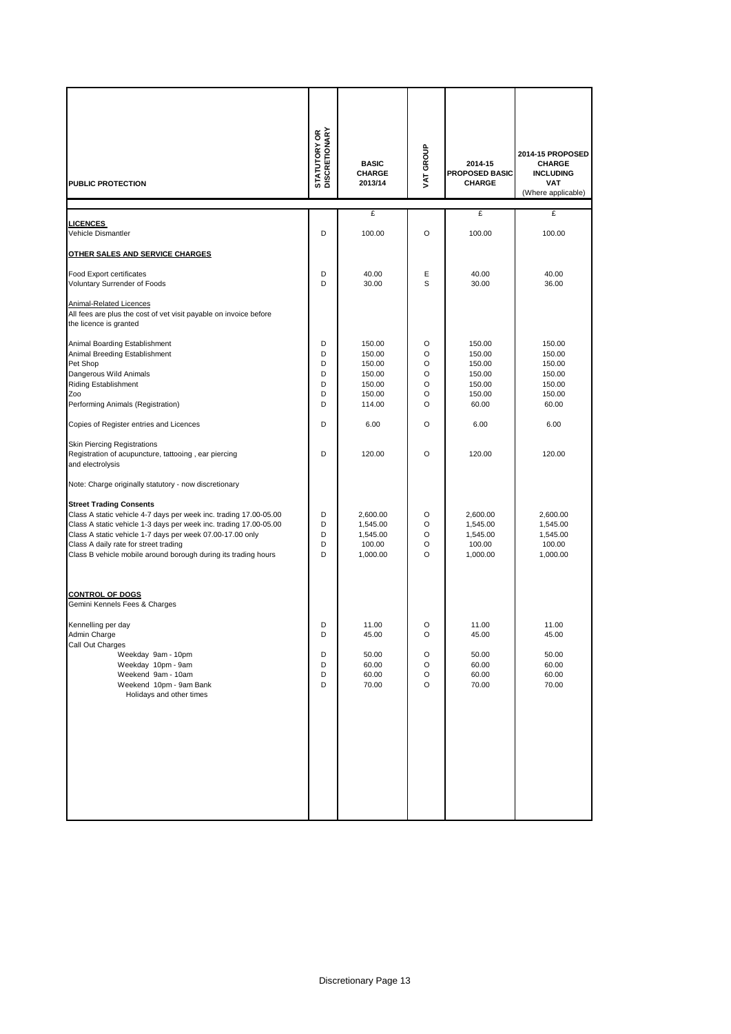| PUBLIC PROTECTION | STATUTORY OR DISCRETIONARY | BASIC CHARGE 2013/14 | VAT GROUP | 2014-15 PROPOSED BASIC CHARGE | 2014-15 PROPOSED CHARGE INCLUDING VAT (Where applicable) |
|---|---|---|---|---|---|
| | | £ | | £ | £ |
| **LICENCES** | | | | | |
| Vehicle Dismantler | D | 100.00 | O | 100.00 | 100.00 |
| **OTHER SALES AND SERVICE CHARGES** | | | | | |
| Food Export certificates | D | 40.00 | E | 40.00 | 40.00 |
| Voluntary Surrender of Foods | D | 30.00 | S | 30.00 | 36.00 |
| Animal-Related Licences | | | | | |
| All fees are plus the cost of vet visit payable on invoice before the licence is granted | | | | | |
| Animal Boarding Establishment | D | 150.00 | O | 150.00 | 150.00 |
| Animal Breeding Establishment | D | 150.00 | O | 150.00 | 150.00 |
| Pet Shop | D | 150.00 | O | 150.00 | 150.00 |
| Dangerous Wild Animals | D | 150.00 | O | 150.00 | 150.00 |
| Riding Establishment | D | 150.00 | O | 150.00 | 150.00 |
| Zoo | D | 150.00 | O | 150.00 | 150.00 |
| Performing Animals (Registration) | D | 114.00 | O | 60.00 | 60.00 |
| Copies of Register entries and Licences | D | 6.00 | O | 6.00 | 6.00 |
| Skin Piercing Registrations | | | | | |
| Registration of acupuncture, tattooing , ear piercing and electrolysis | D | 120.00 | O | 120.00 | 120.00 |
| Note: Charge originally statutory - now discretionary | | | | | |
| **Street Trading Consents** | | | | | |
| Class A static vehicle 4-7 days per week inc. trading 17.00-05.00 | D | 2,600.00 | O | 2,600.00 | 2,600.00 |
| Class A static vehicle 1-3 days per week inc. trading 17.00-05.00 | D | 1,545.00 | O | 1,545.00 | 1,545.00 |
| Class A static vehicle 1-7 days per week 07.00-17.00 only | D | 1,545.00 | O | 1,545.00 | 1,545.00 |
| Class A daily rate for street trading | D | 100.00 | O | 100.00 | 100.00 |
| Class B vehicle mobile around borough during its trading hours | D | 1,000.00 | O | 1,000.00 | 1,000.00 |
| **CONTROL OF DOGS** | | | | | |
| Gemini Kennels Fees & Charges | | | | | |
| Kennelling per day | D | 11.00 | O | 11.00 | 11.00 |
| Admin Charge | D | 45.00 | O | 45.00 | 45.00 |
| Call Out Charges | | | | | |
| Weekday 9am - 10pm | D | 50.00 | O | 50.00 | 50.00 |
| Weekday 10pm - 9am | D | 60.00 | O | 60.00 | 60.00 |
| Weekend 9am - 10am | D | 60.00 | O | 60.00 | 60.00 |
| Weekend 10pm - 9am Bank Holidays and other times | D | 70.00 | O | 70.00 | 70.00 |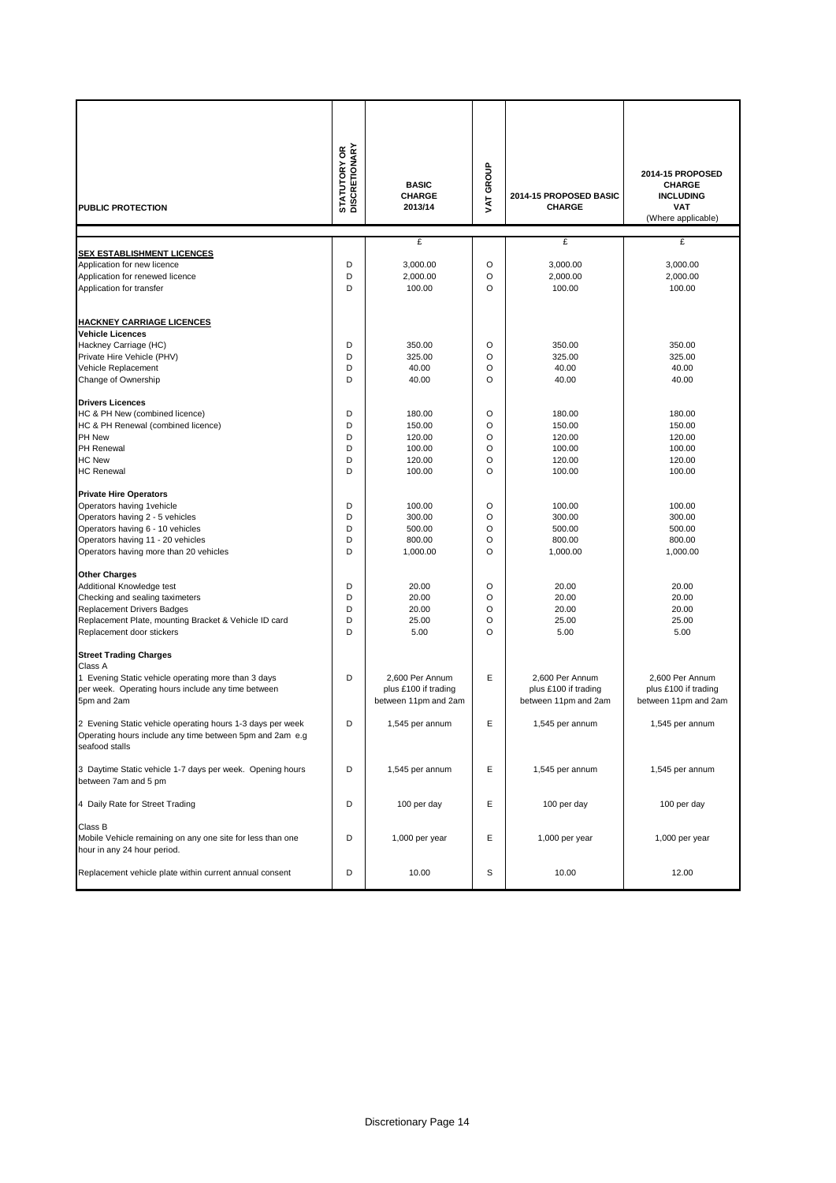| PUBLIC PROTECTION | STATUTORY OR DISCRETIONARY | BASIC CHARGE 2013/14 | VAT GROUP | 2014-15 PROPOSED BASIC CHARGE | 2014-15 PROPOSED CHARGE INCLUDING VAT (Where applicable) |
|---|---|---|---|---|---|
| | | £ | | £ | £ |
| **SEX ESTABLISHMENT LICENCES** | | | | | |
| Application for new licence | D | 3,000.00 | O | 3,000.00 | 3,000.00 |
| Application for renewed licence | D | 2,000.00 | O | 2,000.00 | 2,000.00 |
| Application for transfer | D | 100.00 | O | 100.00 | 100.00 |
| **HACKNEY CARRIAGE LICENCES** | | | | | |
| **Vehicle Licences** | | | | | |
| Hackney Carriage (HC) | D | 350.00 | O | 350.00 | 350.00 |
| Private Hire Vehicle (PHV) | D | 325.00 | O | 325.00 | 325.00 |
| Vehicle Replacement | D | 40.00 | O | 40.00 | 40.00 |
| Change of Ownership | D | 40.00 | O | 40.00 | 40.00 |
| **Drivers Licences** | | | | | |
| HC & PH New (combined licence) | D | 180.00 | O | 180.00 | 180.00 |
| HC & PH Renewal (combined licence) | D | 150.00 | O | 150.00 | 150.00 |
| PH New | D | 120.00 | O | 120.00 | 120.00 |
| PH Renewal | D | 100.00 | O | 100.00 | 100.00 |
| HC New | D | 120.00 | O | 120.00 | 120.00 |
| HC Renewal | D | 100.00 | O | 100.00 | 100.00 |
| **Private Hire Operators** | | | | | |
| Operators having 1vehicle | D | 100.00 | O | 100.00 | 100.00 |
| Operators having 2 - 5 vehicles | D | 300.00 | O | 300.00 | 300.00 |
| Operators having 6 - 10 vehicles | D | 500.00 | O | 500.00 | 500.00 |
| Operators having 11 - 20 vehicles | D | 800.00 | O | 800.00 | 800.00 |
| Operators having more than 20 vehicles | D | 1,000.00 | O | 1,000.00 | 1,000.00 |
| **Other Charges** | | | | | |
| Additional Knowledge test | D | 20.00 | O | 20.00 | 20.00 |
| Checking and sealing taximeters | D | 20.00 | O | 20.00 | 20.00 |
| Replacement Drivers Badges | D | 20.00 | O | 20.00 | 20.00 |
| Replacement Plate, mounting Bracket & Vehicle ID card | D | 25.00 | O | 25.00 | 25.00 |
| Replacement door stickers | D | 5.00 | O | 5.00 | 5.00 |
| **Street Trading Charges** | | | | | |
| Class A | | | | | |
| 1 Evening Static vehicle operating more than 3 days per week. Operating hours include any time between 5pm and 2am | D | 2,600 Per Annum plus £100 if trading between 11pm and 2am | E | 2,600 Per Annum plus £100 if trading between 11pm and 2am | 2,600 Per Annum plus £100 if trading between 11pm and 2am |
| 2 Evening Static vehicle operating hours 1-3 days per week Operating hours include any time between 5pm and 2am e.g seafood stalls | D | 1,545 per annum | E | 1,545 per annum | 1,545 per annum |
| 3 Daytime Static vehicle 1-7 days per week. Opening hours between 7am and 5 pm | D | 1,545 per annum | E | 1,545 per annum | 1,545 per annum |
| 4 Daily Rate for Street Trading | D | 100 per day | E | 100 per day | 100 per day |
| Class B | | | | | |
| Mobile Vehicle remaining on any one site for less than one hour in any 24 hour period. | D | 1,000 per year | E | 1,000 per year | 1,000 per year |
| Replacement vehicle plate within current annual consent | D | 10.00 | S | 10.00 | 12.00 |

Discretionary Page 14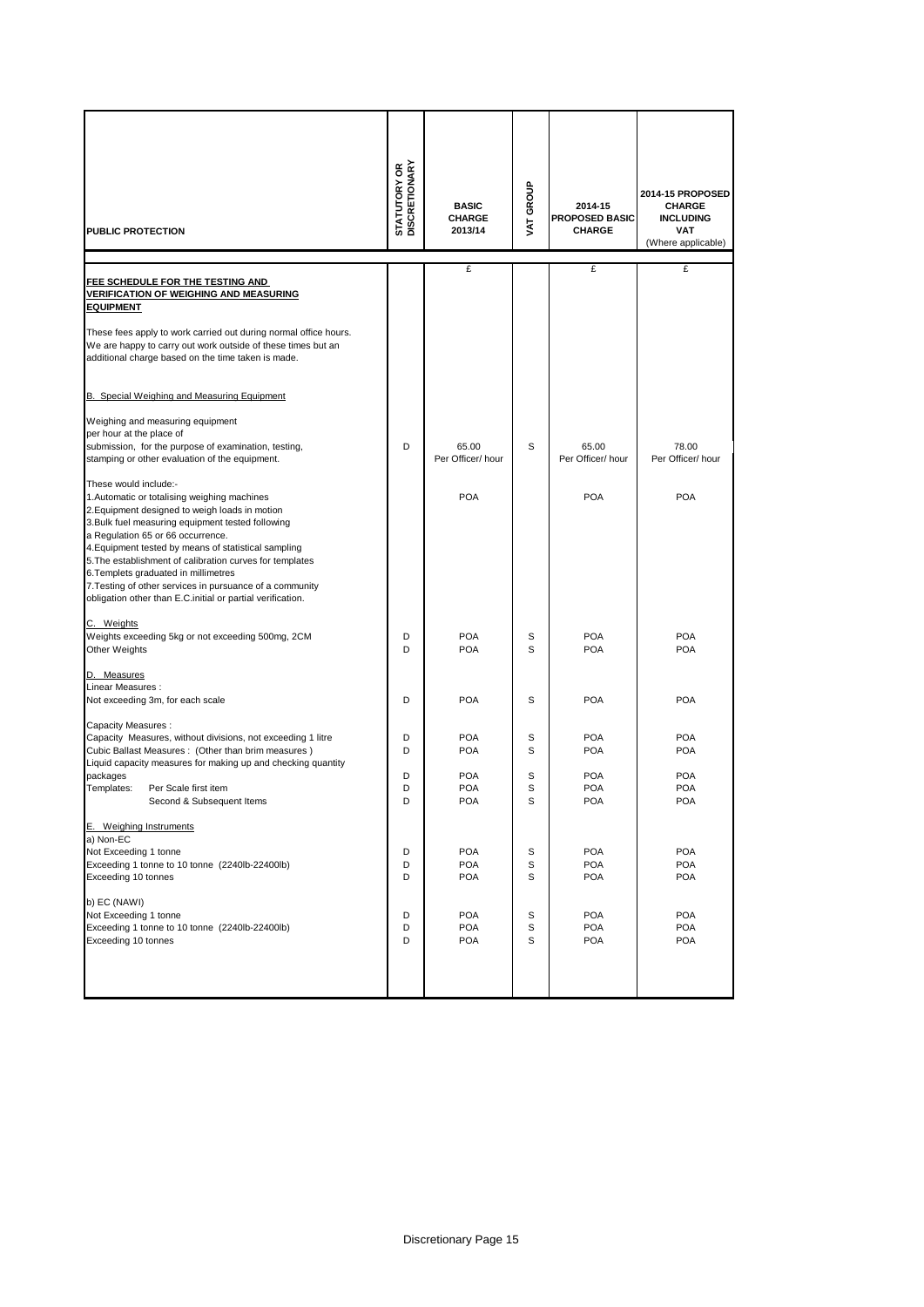| PUBLIC PROTECTION | STATUTORY OR DISCRETIONARY | BASIC CHARGE 2013/14 | VAT GROUP | 2014-15 PROPOSED BASIC CHARGE | 2014-15 PROPOSED CHARGE INCLUDING VAT (Where applicable) |
|---|---|---|---|---|---|
| | | £ | | £ | £ |
| **FEE SCHEDULE FOR THE TESTING AND VERIFICATION OF WEIGHING AND MEASURING EQUIPMENT** | | | | | |
| These fees apply to work carried out during normal office hours. We are happy to carry out work outside of these times but an additional charge based on the time taken is made. | | | | | |
| B. Special Weighing and Measuring Equipment | | | | | |
| Weighing and measuring equipment per hour at the place of submission, for the purpose of examination, testing, stamping or other evaluation of the equipment. | D | 65.00 Per Officer/ hour | S | 65.00 Per Officer/ hour | 78.00 Per Officer/ hour |
| These would include:- 1.Automatic or totalising weighing machines 2.Equipment designed to weigh loads in motion 3.Bulk fuel measuring equipment tested following a Regulation 65 or 66 occurrence. 4.Equipment tested by means of statistical sampling 5.The establishment of calibration curves for templates 6.Templets graduated in millimetres 7.Testing of other services in pursuance of a community obligation other than E.C.initial or partial verification. | | POA | | POA | POA |
| C. Weights | | | | | |
| Weights exceeding 5kg or not exceeding 500mg, 2CM | D | POA | S | POA | POA |
| Other Weights | D | POA | S | POA | POA |
| D. Measures | | | | | |
| Linear Measures : | | | | | |
| Not exceeding 3m, for each scale | D | POA | S | POA | POA |
| Capacity Measures : | | | | | |
| Capacity Measures, without divisions, not exceeding 1 litre | D | POA | S | POA | POA |
| Cubic Ballast Measures : (Other than brim measures ) | D | POA | S | POA | POA |
| Liquid capacity measures for making up and checking quantity packages | D | POA | S | POA | POA |
| Templates: Per Scale first item | D | POA | S | POA | POA |
| Second & Subsequent Items | D | POA | S | POA | POA |
| E. Weighing Instruments | | | | | |
| a) Non-EC | | | | | |
| Not Exceeding 1 tonne | D | POA | S | POA | POA |
| Exceeding 1 tonne to 10 tonne (2240lb-22400lb) | D | POA | S | POA | POA |
| Exceeding 10 tonnes | D | POA | S | POA | POA |
| b) EC (NAWI) | | | | | |
| Not Exceeding 1 tonne | D | POA | S | POA | POA |
| Exceeding 1 tonne to 10 tonne (2240lb-22400lb) | D | POA | S | POA | POA |
| Exceeding 10 tonnes | D | POA | S | POA | POA |

Discretionary Page 15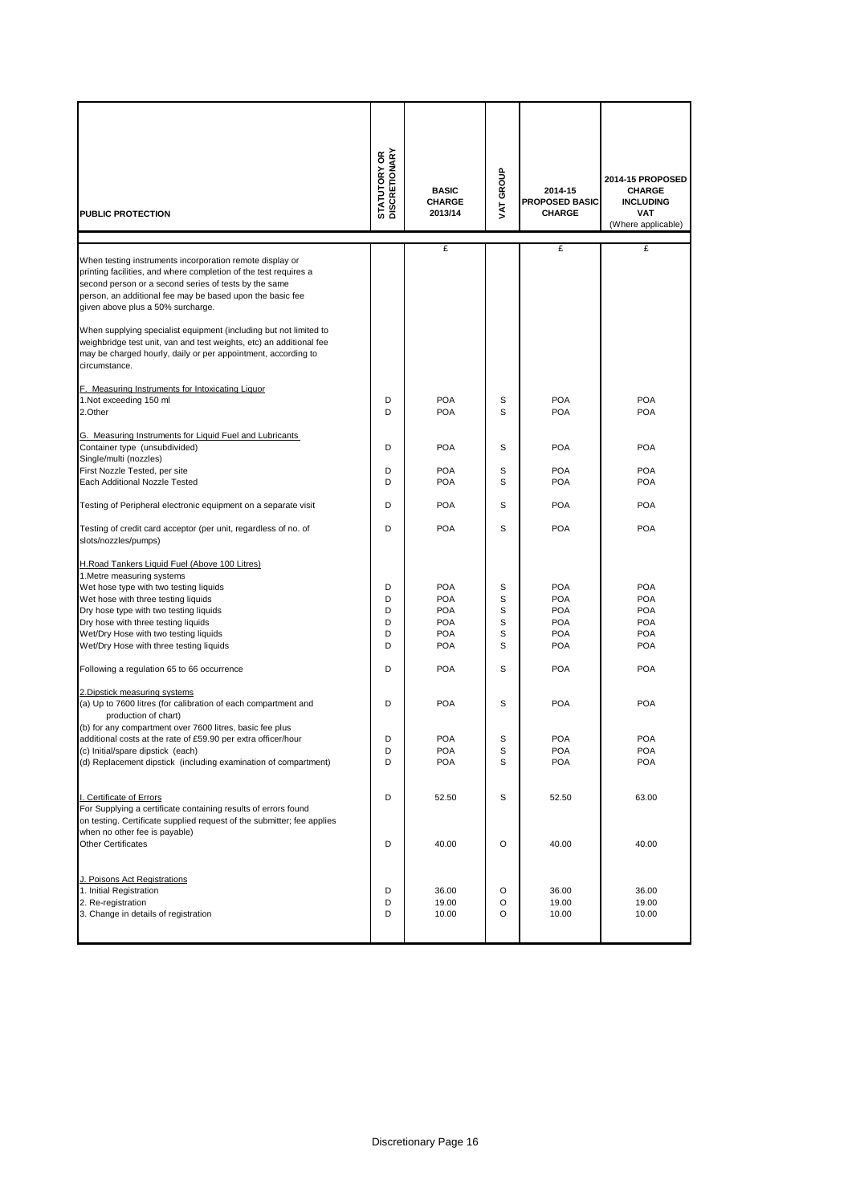| PUBLIC PROTECTION | STATUTORY OR DISCRETIONARY | BASIC CHARGE 2013/14 | VAT GROUP | 2014-15 PROPOSED BASIC CHARGE | 2014-15 PROPOSED CHARGE INCLUDING VAT (Where applicable) |
|---|---|---|---|---|---|
| | | £ | | £ | £ |
| When testing instruments incorporation remote display or printing facilities, and where completion of the test requires a second person or a second series of tests by the same person, an additional fee may be based upon the basic fee given above plus a 50% surcharge. | | | | | |
| When supplying specialist equipment (including but not limited to weighbridge test unit, van and test weights, etc) an additional fee may be charged hourly, daily or per appointment, according to circumstance. | | | | | |
| F. Measuring Instruments for Intoxicating Liquor | | | | | |
| 1.Not exceeding 150 ml | D | POA | S | POA | POA |
| 2.Other | D | POA | S | POA | POA |
| G. Measuring Instruments for Liquid Fuel and Lubricants | | | | | |
| Container type (unsubdivided) | D | POA | S | POA | POA |
| Single/multi (nozzles) | | | | | |
| First Nozzle Tested, per site | D | POA | S | POA | POA |
| Each Additional Nozzle Tested | D | POA | S | POA | POA |
| Testing of Peripheral electronic equipment on a separate visit | D | POA | S | POA | POA |
| Testing of credit card acceptor (per unit, regardless of no. of slots/nozzles/pumps) | D | POA | S | POA | POA |
| H.Road Tankers Liquid Fuel (Above 100 Litres) | | | | | |
| 1.Metre measuring systems | | | | | |
| Wet hose type with two testing liquids | D | POA | S | POA | POA |
| Wet hose with three testing liquids | D | POA | S | POA | POA |
| Dry hose type with two testing liquids | D | POA | S | POA | POA |
| Dry hose with three testing liquids | D | POA | S | POA | POA |
| Wet/Dry Hose with two testing liquids | D | POA | S | POA | POA |
| Wet/Dry Hose with three testing liquids | D | POA | S | POA | POA |
| Following a regulation 65 to 66 occurrence | D | POA | S | POA | POA |
| 2.Dipstick measuring systems | | | | | |
| (a) Up to 7600 litres (for calibration of each compartment and production of chart) | D | POA | S | POA | POA |
| (b) for any compartment over 7600 litres, basic fee plus additional costs at the rate of £59.90 per extra officer/hour | D | POA | S | POA | POA |
| (c) Initial/spare dipstick (each) | D | POA | S | POA | POA |
| (d) Replacement dipstick (including examination of compartment) | D | POA | S | POA | POA |
| I. Certificate of Errors | D | 52.50 | S | 52.50 | 63.00 |
| For Supplying a certificate containing results of errors found on testing. Certificate supplied request of the submitter; fee applies when no other fee is payable) | | | | | |
| Other Certificates | D | 40.00 | O | 40.00 | 40.00 |
| J. Poisons Act Registrations | | | | | |
| 1. Initial Registration | D | 36.00 | O | 36.00 | 36.00 |
| 2. Re-registration | D | 19.00 | O | 19.00 | 19.00 |
| 3. Change in details of registration | D | 10.00 | O | 10.00 | 10.00 |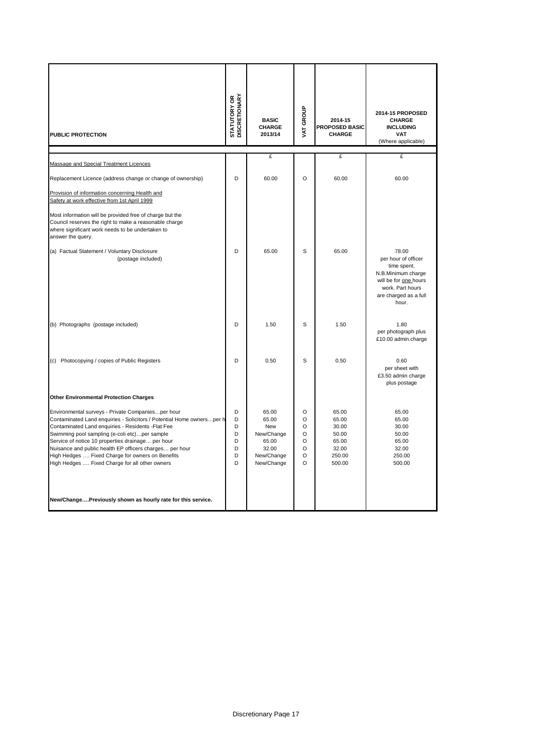| PUBLIC PROTECTION | STATUTORY OR DISCRETIONARY | BASIC CHARGE 2013/14 | VAT GROUP | 2014-15 PROPOSED BASIC CHARGE | 2014-15 PROPOSED CHARGE INCLUDING VAT (Where applicable) |
|---|---|---|---|---|---|
| | | £ | | £ | £ |
| Massage and Special Treatment Licences | | | | | |
| Replacement Licence (address change or change of ownership) | D | 60.00 | O | 60.00 | 60.00 |
| Provision of information concerning Health and Safety at work effective from 1st April 1999 | | | | | |
| Most information will be provided free of charge but the Council reserves the right to make a reasonable charge where significant work needs to be undertaken to answer the query. | | | | | |
| (a) Factual Statement / Voluntary Disclosure (postage included) | D | 65.00 | S | 65.00 | 78.00 per hour of officer time spent. N.B.Minimum charge will be for one hours work. Part hours are charged as a full hour. |
| (b) Photographs (postage included) | D | 1.50 | S | 1.50 | 1.80 per photograph plus £10.00 admin.charge |
| (c) Photocopying / copies of Public Registers | D | 0.50 | S | 0.50 | 0.60 per sheet with £3.50 admin charge plus postage |
| **Other Environmental Protection Charges** | | | | | |
| Environmental surveys - Private Companies…per hour | D | 65.00 | O | 65.00 | 65.00 |
| Contaminated Land enquiries - Solicitors / Potential Home owners…per h | D | 65.00 | O | 65.00 | 65.00 |
| Contaminated Land enquiries - Residents -Flat Fee | D | New | O | 30.00 | 30.00 |
| Swimming pool sampling (e-coli etc)…per sample | D | New/Change | O | 50.00 | 50.00 |
| Service of notice 10 properties drainage… per hour | D | 65.00 | O | 65.00 | 65.00 |
| Nuisance and public health EP officers charges… per hour | D | 32.00 | O | 32.00 | 32.00 |
| High Hedges …. Fixed Charge for owners on Benefits | D | New/Change | O | 250.00 | 250.00 |
| High Hedges …. Fixed Charge for all other owners | D | New/Change | O | 500.00 | 500.00 |
| **New/Change….Previously shown as hourly rate for this service.** | | | | | |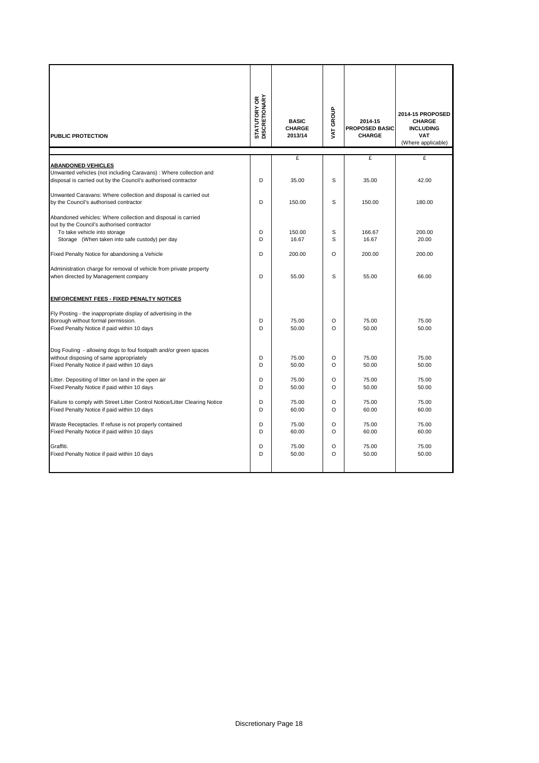| PUBLIC PROTECTION | STATUTORY OR DISCRETIONARY | BASIC CHARGE 2013/14 | VAT GROUP | 2014-15 PROPOSED BASIC CHARGE | 2014-15 PROPOSED CHARGE INCLUDING VAT (Where applicable) |
|---|---|---|---|---|---|
| | | £ | | £ | £ |
| **ABANDONED VEHICLES** | | | | | |
| Unwanted vehicles (not including Caravans) : Where collection and disposal is carried out by the Council's authorised contractor | D | 35.00 | S | 35.00 | 42.00 |
| Unwanted Caravans: Where collection and disposal is carried out by the Council's authorised contractor | D | 150.00 | S | 150.00 | 180.00 |
| Abandoned vehicles: Where collection and disposal is carried out by the Council's authorised contractor | | | | | |
| To take vehicle into storage | D | 150.00 | S | 166.67 | 200.00 |
| Storage (When taken into safe custody) per day | D | 16.67 | S | 16.67 | 20.00 |
| Fixed Penalty Notice for abandoning a Vehicle | D | 200.00 | O | 200.00 | 200.00 |
| Administration charge for removal of vehicle from private property when directed by Management company | D | 55.00 | S | 55.00 | 66.00 |
| **ENFORCEMENT FEES - FIXED PENALTY NOTICES** | | | | | |
| Fly Posting - the inappropriate display of advertising in the Borough without formal permission. | D | 75.00 | O | 75.00 | 75.00 |
| Fixed Penalty Notice if paid within 10 days | D | 50.00 | O | 50.00 | 50.00 |
| Dog Fouling - allowing dogs to foul footpath and/or green spaces without disposing of same appropriately | D | 75.00 | O | 75.00 | 75.00 |
| Fixed Penalty Notice if paid within 10 days | D | 50.00 | O | 50.00 | 50.00 |
| Litter. Depositing of litter on land in the open air | D | 75.00 | O | 75.00 | 75.00 |
| Fixed Penalty Notice if paid within 10 days | D | 50.00 | O | 50.00 | 50.00 |
| Failure to comply with Street Litter Control Notice/Litter Clearing Notice | D | 75.00 | O | 75.00 | 75.00 |
| Fixed Penalty Notice if paid within 10 days | D | 60.00 | O | 60.00 | 60.00 |
| Waste Receptacles. If refuse is not properly contained | D | 75.00 | O | 75.00 | 75.00 |
| Fixed Penalty Notice if paid within 10 days | D | 60.00 | O | 60.00 | 60.00 |
| Graffiti. | D | 75.00 | O | 75.00 | 75.00 |
| Fixed Penalty Notice if paid within 10 days | D | 50.00 | O | 50.00 | 50.00 |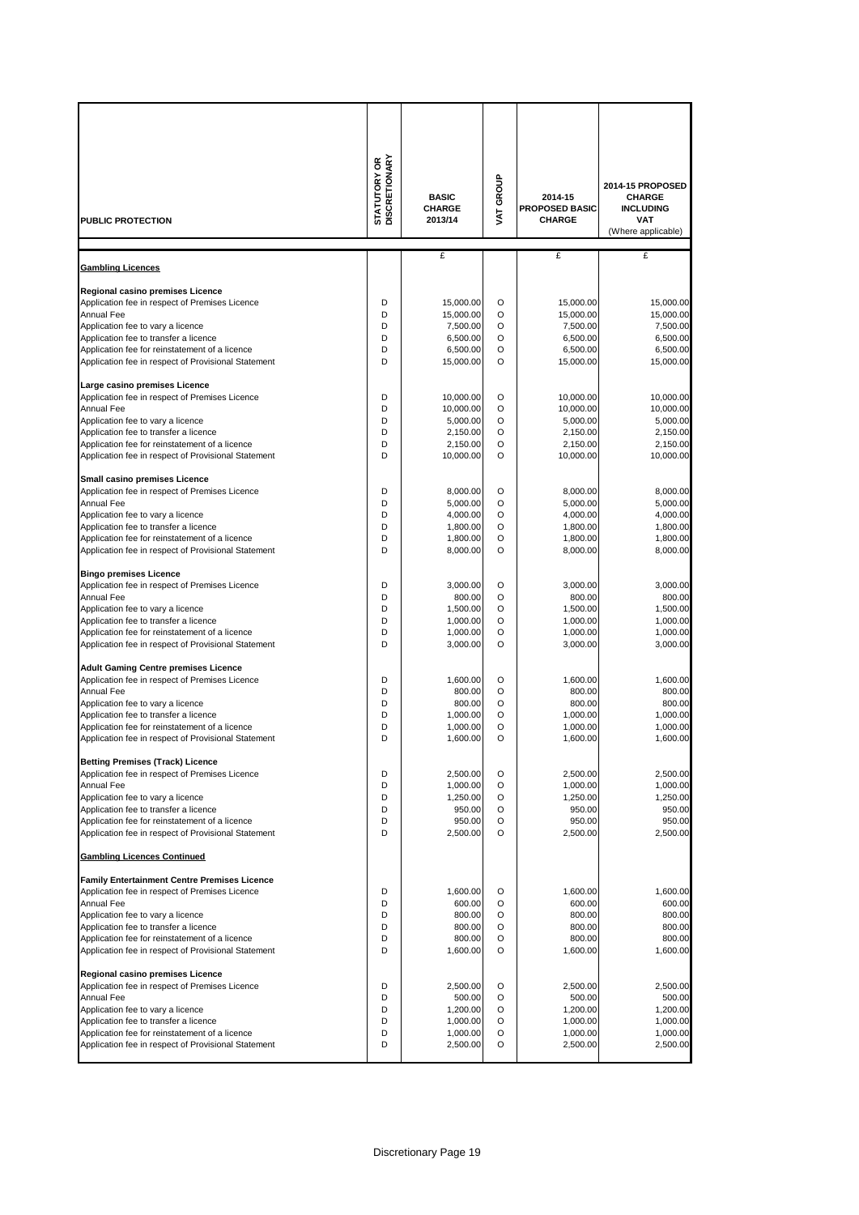| PUBLIC PROTECTION | STATUTORY OR DISCRETIONARY | BASIC CHARGE 2013/14 | VAT GROUP | 2014-15 PROPOSED BASIC CHARGE | 2014-15 PROPOSED CHARGE INCLUDING VAT (Where applicable) |
|---|---|---|---|---|---|
| | | £ | | £ | £ |
| **Gambling Licences** | | | | | |
| **Regional casino premises Licence** | | | | | |
| Application fee in respect of Premises Licence | D | 15,000.00 | O | 15,000.00 | 15,000.00 |
| Annual Fee | D | 15,000.00 | O | 15,000.00 | 15,000.00 |
| Application fee to vary a licence | D | 7,500.00 | O | 7,500.00 | 7,500.00 |
| Application fee to transfer a licence | D | 6,500.00 | O | 6,500.00 | 6,500.00 |
| Application fee for reinstatement of a licence | D | 6,500.00 | O | 6,500.00 | 6,500.00 |
| Application fee in respect of Provisional Statement | D | 15,000.00 | O | 15,000.00 | 15,000.00 |
| **Large casino premises Licence** | | | | | |
| Application fee in respect of Premises Licence | D | 10,000.00 | O | 10,000.00 | 10,000.00 |
| Annual Fee | D | 10,000.00 | O | 10,000.00 | 10,000.00 |
| Application fee to vary a licence | D | 5,000.00 | O | 5,000.00 | 5,000.00 |
| Application fee to transfer a licence | D | 2,150.00 | O | 2,150.00 | 2,150.00 |
| Application fee for reinstatement of a licence | D | 2,150.00 | O | 2,150.00 | 2,150.00 |
| Application fee in respect of Provisional Statement | D | 10,000.00 | O | 10,000.00 | 10,000.00 |
| **Small casino premises Licence** | | | | | |
| Application fee in respect of Premises Licence | D | 8,000.00 | O | 8,000.00 | 8,000.00 |
| Annual Fee | D | 5,000.00 | O | 5,000.00 | 5,000.00 |
| Application fee to vary a licence | D | 4,000.00 | O | 4,000.00 | 4,000.00 |
| Application fee to transfer a licence | D | 1,800.00 | O | 1,800.00 | 1,800.00 |
| Application fee for reinstatement of a licence | D | 1,800.00 | O | 1,800.00 | 1,800.00 |
| Application fee in respect of Provisional Statement | D | 8,000.00 | O | 8,000.00 | 8,000.00 |
| **Bingo premises Licence** | | | | | |
| Application fee in respect of Premises Licence | D | 3,000.00 | O | 3,000.00 | 3,000.00 |
| Annual Fee | D | 800.00 | O | 800.00 | 800.00 |
| Application fee to vary a licence | D | 1,500.00 | O | 1,500.00 | 1,500.00 |
| Application fee to transfer a licence | D | 1,000.00 | O | 1,000.00 | 1,000.00 |
| Application fee for reinstatement of a licence | D | 1,000.00 | O | 1,000.00 | 1,000.00 |
| Application fee in respect of Provisional Statement | D | 3,000.00 | O | 3,000.00 | 3,000.00 |
| **Adult Gaming Centre premises Licence** | | | | | |
| Application fee in respect of Premises Licence | D | 1,600.00 | O | 1,600.00 | 1,600.00 |
| Annual Fee | D | 800.00 | O | 800.00 | 800.00 |
| Application fee to vary a licence | D | 800.00 | O | 800.00 | 800.00 |
| Application fee to transfer a licence | D | 1,000.00 | O | 1,000.00 | 1,000.00 |
| Application fee for reinstatement of a licence | D | 1,000.00 | O | 1,000.00 | 1,000.00 |
| Application fee in respect of Provisional Statement | D | 1,600.00 | O | 1,600.00 | 1,600.00 |
| **Betting Premises (Track) Licence** | | | | | |
| Application fee in respect of Premises Licence | D | 2,500.00 | O | 2,500.00 | 2,500.00 |
| Annual Fee | D | 1,000.00 | O | 1,000.00 | 1,000.00 |
| Application fee to vary a licence | D | 1,250.00 | O | 1,250.00 | 1,250.00 |
| Application fee to transfer a licence | D | 950.00 | O | 950.00 | 950.00 |
| Application fee for reinstatement of a licence | D | 950.00 | O | 950.00 | 950.00 |
| Application fee in respect of Provisional Statement | D | 2,500.00 | O | 2,500.00 | 2,500.00 |
| **Gambling Licences Continued** | | | | | |
| **Family Entertainment Centre Premises Licence** | | | | | |
| Application fee in respect of Premises Licence | D | 1,600.00 | O | 1,600.00 | 1,600.00 |
| Annual Fee | D | 600.00 | O | 600.00 | 600.00 |
| Application fee to vary a licence | D | 800.00 | O | 800.00 | 800.00 |
| Application fee to transfer a licence | D | 800.00 | O | 800.00 | 800.00 |
| Application fee for reinstatement of a licence | D | 800.00 | O | 800.00 | 800.00 |
| Application fee in respect of Provisional Statement | D | 1,600.00 | O | 1,600.00 | 1,600.00 |
| **Regional casino premises Licence** | | | | | |
| Application fee in respect of Premises Licence | D | 2,500.00 | O | 2,500.00 | 2,500.00 |
| Annual Fee | D | 500.00 | O | 500.00 | 500.00 |
| Application fee to vary a licence | D | 1,200.00 | O | 1,200.00 | 1,200.00 |
| Application fee to transfer a licence | D | 1,000.00 | O | 1,000.00 | 1,000.00 |
| Application fee for reinstatement of a licence | D | 1,000.00 | O | 1,000.00 | 1,000.00 |
| Application fee in respect of Provisional Statement | D | 2,500.00 | O | 2,500.00 | 2,500.00 |

Discretionary Page 19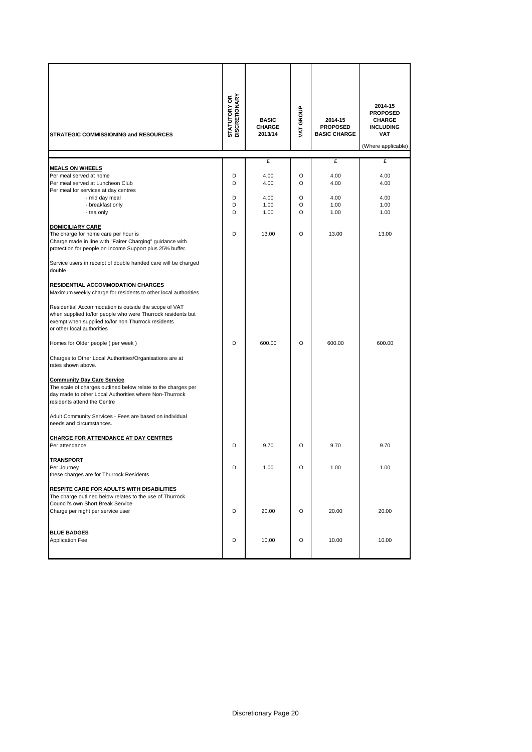| STRATEGIC COMMISSIONING and RESOURCES | STATUTORY OR DISCRETIONARY | BASIC CHARGE 2013/14 | VAT GROUP | 2014-15 PROPOSED BASIC CHARGE | 2014-15 PROPOSED CHARGE INCLUDING VAT (Where applicable) |
|---|---|---|---|---|---|
| | | £ | | £ | £ |
| **MEALS ON WHEELS** | | | | | |
| Per meal served at home | D | 4.00 | O | 4.00 | 4.00 |
| Per meal served at Luncheon Club | D | 4.00 | O | 4.00 | 4.00 |
| Per meal for services at day centres | | | | | |
| - mid day meal | D | 4.00 | O | 4.00 | 4.00 |
| - breakfast only | D | 1.00 | O | 1.00 | 1.00 |
| - tea only | D | 1.00 | O | 1.00 | 1.00 |
| **DOMICILIARY CARE** | | | | | |
| The charge for home care per hour is Charge made in line with "Fairer Charging" guidance with protection for people on Income Support plus 25% buffer. | D | 13.00 | O | 13.00 | 13.00 |
| Service users in receipt of double handed care will be charged double | | | | | |
| **RESIDENTIAL ACCOMMODATION CHARGES** | | | | | |
| Maximum weekly charge for residents to other local authorities | | | | | |
| Residential Accommodation is outside the scope of VAT when supplied to/for people who were Thurrock residents but exempt when supplied to/for non Thurrock residents or other local authorities | | | | | |
| Homes for Older people ( per week ) | D | 600.00 | O | 600.00 | 600.00 |
| Charges to Other Local Authorities/Organisations are at rates shown above. | | | | | |
| **Community Day Care Service** | | | | | |
| The scale of charges outlined below relate to the charges per day made to other Local Authorities where Non-Thurrock residents attend the Centre | | | | | |
| Adult Community Services - Fees are based on individual needs and circumstances. | | | | | |
| **CHARGE FOR ATTENDANCE AT DAY CENTRES** | | | | | |
| Per attendance | D | 9.70 | O | 9.70 | 9.70 |
| **TRANSPORT** | | | | | |
| Per Journey | D | 1.00 | O | 1.00 | 1.00 |
| these charges are for Thurrock Residents | | | | | |
| **RESPITE CARE FOR ADULTS WITH DISABILITIES** | | | | | |
| The charge outlined below relates to the use of Thurrock Council's own Short Break Service | | | | | |
| Charge per night per service user | D | 20.00 | O | 20.00 | 20.00 |
| **BLUE BADGES** | | | | | |
| Application Fee | D | 10.00 | O | 10.00 | 10.00 |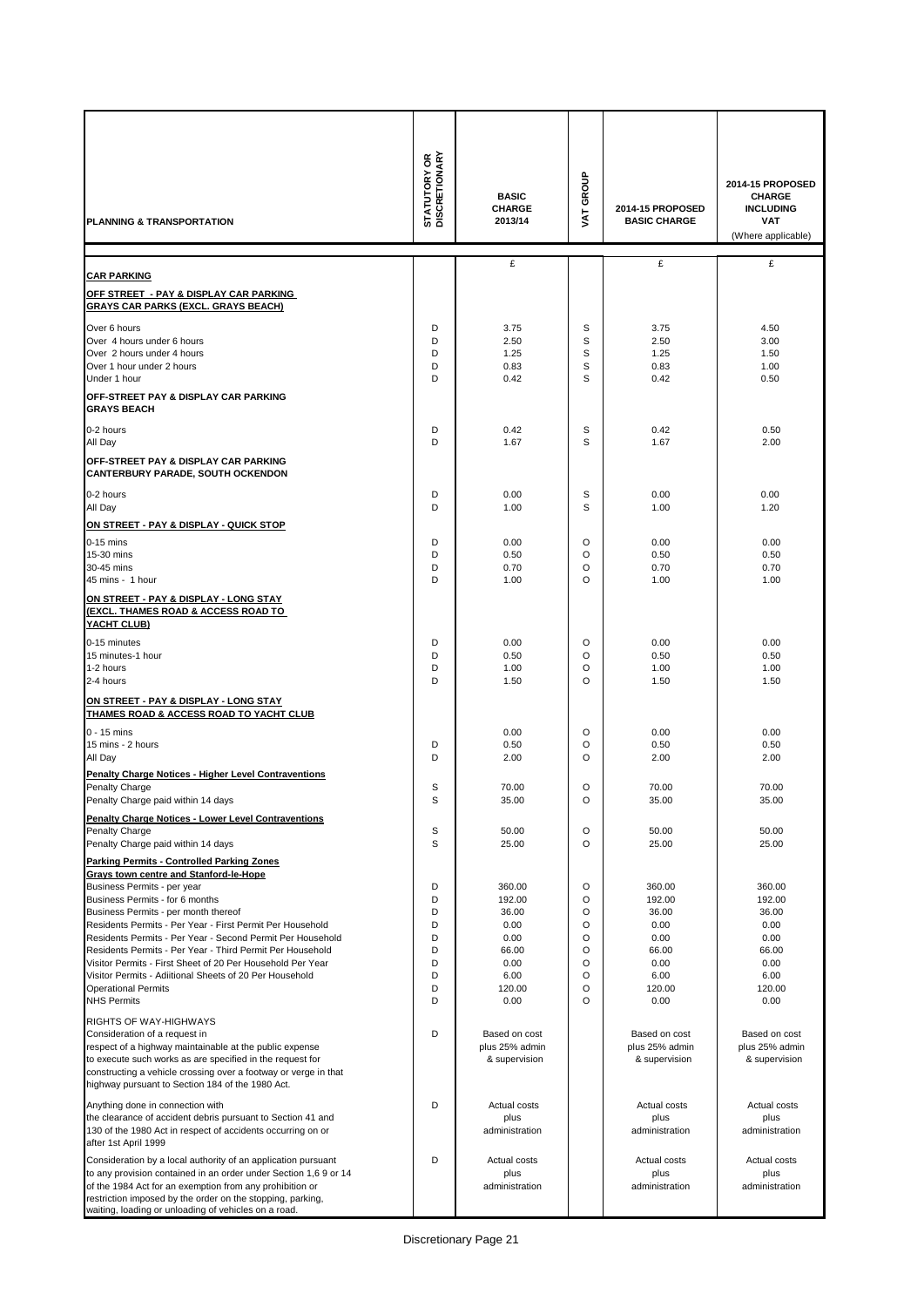| PLANNING & TRANSPORTATION | STATUTORY OR DISCRETIONARY | BASIC CHARGE 2013/14 | VAT GROUP | 2014-15 PROPOSED BASIC CHARGE | 2014-15 PROPOSED CHARGE INCLUDING VAT (Where applicable) |
|---|---|---|---|---|---|
| | | £ | | £ | £ |
| **CAR PARKING** | | | | | |
| **OFF STREET - PAY & DISPLAY CAR PARKING GRAYS CAR PARKS (EXCL. GRAYS BEACH)** | | | | | |
| Over 6 hours | D | 3.75 | S | 3.75 | 4.50 |
| Over 4 hours under 6 hours | D | 2.50 | S | 2.50 | 3.00 |
| Over 2 hours under 4 hours | D | 1.25 | S | 1.25 | 1.50 |
| Over 1 hour under 2 hours | D | 0.83 | S | 0.83 | 1.00 |
| Under 1 hour | D | 0.42 | S | 0.42 | 0.50 |
| **OFF-STREET PAY & DISPLAY CAR PARKING GRAYS BEACH** | | | | | |
| 0-2 hours | D | 0.42 | S | 0.42 | 0.50 |
| All Day | D | 1.67 | S | 1.67 | 2.00 |
| **OFF-STREET PAY & DISPLAY CAR PARKING CANTERBURY PARADE, SOUTH OCKENDON** | | | | | |
| 0-2 hours | D | 0.00 | S | 0.00 | 0.00 |
| All Day | D | 1.00 | S | 1.00 | 1.20 |
| **ON STREET - PAY & DISPLAY - QUICK STOP** | | | | | |
| 0-15 mins | D | 0.00 | O | 0.00 | 0.00 |
| 15-30 mins | D | 0.50 | O | 0.50 | 0.50 |
| 30-45 mins | D | 0.70 | O | 0.70 | 0.70 |
| 45 mins - 1 hour | D | 1.00 | O | 1.00 | 1.00 |
| **ON STREET - PAY & DISPLAY - LONG STAY (EXCL. THAMES ROAD & ACCESS ROAD TO YACHT CLUB)** | | | | | |
| 0-15 minutes | D | 0.00 | O | 0.00 | 0.00 |
| 15 minutes-1 hour | D | 0.50 | O | 0.50 | 0.50 |
| 1-2 hours | D | 1.00 | O | 1.00 | 1.00 |
| 2-4 hours | D | 1.50 | O | 1.50 | 1.50 |
| **ON STREET - PAY & DISPLAY - LONG STAY THAMES ROAD & ACCESS ROAD TO YACHT CLUB** | | | | | |
| 0 - 15 mins | | 0.00 | O | 0.00 | 0.00 |
| 15 mins - 2 hours | D | 0.50 | O | 0.50 | 0.50 |
| All Day | D | 2.00 | O | 2.00 | 2.00 |
| **Penalty Charge Notices - Higher Level Contraventions** | | | | | |
| Penalty Charge | S | 70.00 | O | 70.00 | 70.00 |
| Penalty Charge paid within 14 days | S | 35.00 | O | 35.00 | 35.00 |
| **Penalty Charge Notices - Lower Level Contraventions** | | | | | |
| Penalty Charge | S | 50.00 | O | 50.00 | 50.00 |
| Penalty Charge paid within 14 days | S | 25.00 | O | 25.00 | 25.00 |
| **Parking Permits - Controlled Parking Zones Grays town centre and Stanford-le-Hope** | | | | | |
| Business Permits - per year | D | 360.00 | O | 360.00 | 360.00 |
| Business Permits - for 6 months | D | 192.00 | O | 192.00 | 192.00 |
| Business Permits - per month thereof | D | 36.00 | O | 36.00 | 36.00 |
| Residents Permits - Per Year - First Permit Per Household | D | 0.00 | O | 0.00 | 0.00 |
| Residents Permits - Per Year - Second Permit Per Household | D | 0.00 | O | 0.00 | 0.00 |
| Residents Permits - Per Year - Third Permit Per Household | D | 66.00 | O | 66.00 | 66.00 |
| Visitor Permits - First Sheet of 20 Per Household Per Year | D | 0.00 | O | 0.00 | 0.00 |
| Visitor Permits - Adiitional Sheets of 20 Per Household | D | 6.00 | O | 6.00 | 6.00 |
| Operational Permits | D | 120.00 | O | 120.00 | 120.00 |
| NHS Permits | D | 0.00 | O | 0.00 | 0.00 |
| RIGHTS OF WAY-HIGHWAYS | | | | | |
| Consideration of a request in respect of a highway maintainable at the public expense to execute such works as are specified in the request for constructing a vehicle crossing over a footway or verge in that highway pursuant to Section 184 of the 1980 Act. | D | Based on cost plus 25% admin & supervision | | Based on cost plus 25% admin & supervision | Based on cost plus 25% admin & supervision |
| Anything done in connection with the clearance of accident debris pursuant to Section 41 and 130 of the 1980 Act in respect of accidents occurring on or after 1st April 1999 | D | Actual costs plus administration | | Actual costs plus administration | Actual costs plus administration |
| Consideration by a local authority of an application pursuant to any provision contained in an order under Section 1,6 9 or 14 of the 1984 Act for an exemption from any prohibition or restriction imposed by the order on the stopping, parking, waiting, loading or unloading of vehicles on a road. | D | Actual costs plus administration | | Actual costs plus administration | Actual costs plus administration |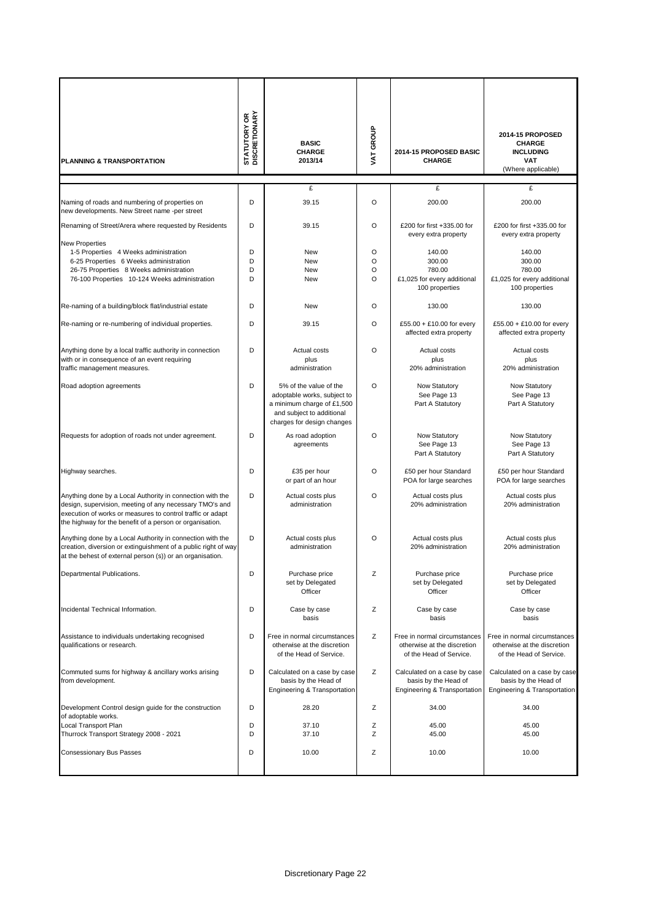| PLANNING & TRANSPORTATION | STATUTORY OR DISCRETIONARY | BASIC CHARGE 2013/14 | VAT GROUP | 2014-15 PROPOSED BASIC CHARGE | 2014-15 PROPOSED CHARGE INCLUDING VAT (Where applicable) |
|---|---|---|---|---|---|
| | | £ | | £ | £ |
| Naming of roads and numbering of properties on new developments. New Street name -per street | D | 39.15 | O | 200.00 | 200.00 |
| Renaming of Street/Arera where requested by Residents | D | 39.15 | O | £200 for first +335.00 for every extra property | £200 for first +335.00 for every extra property |
| New Properties | | | | | |
| 1-5 Properties 4 Weeks administration | D | New | O | 140.00 | 140.00 |
| 6-25 Properties 6 Weeks administration | D | New | O | 300.00 | 300.00 |
| 26-75 Properties 8 Weeks administration | D | New | O | 780.00 | 780.00 |
| 76-100 Properties 10-124 Weeks administration | D | New | O | £1,025 for every additional 100 properties | £1,025 for every additional 100 properties |
| Re-naming of a building/block flat/industrial estate | D | New | O | 130.00 | 130.00 |
| Re-naming or re-numbering of individual properties. | D | 39.15 | O | £55.00 + £10.00 for every affected extra property | £55.00 + £10.00 for every affected extra property |
| Anything done by a local traffic authority in connection with or in consequence of an event requiring traffic management measures. | D | Actual costs plus administration | O | Actual costs plus 20% administration | Actual costs plus 20% administration |
| Road adoption agreements | D | 5% of the value of the adoptable works, subject to a minimum charge of £1,500 and subject to additional charges for design changes | O | Now Statutory See Page 13 Part A Statutory | Now Statutory See Page 13 Part A Statutory |
| Requests for adoption of roads not under agreement. | D | As road adoption agreements | O | Now Statutory See Page 13 Part A Statutory | Now Statutory See Page 13 Part A Statutory |
| Highway searches. | D | £35 per hour or part of an hour | O | £50 per hour Standard POA for large searches | £50 per hour Standard POA for large searches |
| Anything done by a Local Authority in connection with the design, supervision, meeting of any necessary TMO's and execution of works or measures to control traffic or adapt the highway for the benefit of a person or organisation. | D | Actual costs plus administration | O | Actual costs plus 20% administration | Actual costs plus 20% administration |
| Anything done by a Local Authority in connection with the creation, diversion or extinguishment of a public right of way at the behest of external person (s)) or an organisation. | D | Actual costs plus administration | O | Actual costs plus 20% administration | Actual costs plus 20% administration |
| Departmental Publications. | D | Purchase price set by Delegated Officer | Z | Purchase price set by Delegated Officer | Purchase price set by Delegated Officer |
| Incidental Technical Information. | D | Case by case basis | Z | Case by case basis | Case by case basis |
| Assistance to individuals undertaking recognised qualifications or research. | D | Free in normal circumstances otherwise at the discretion of the Head of Service. | Z | Free in normal circumstances otherwise at the discretion of the Head of Service. | Free in normal circumstances otherwise at the discretion of the Head of Service. |
| Commuted sums for highway & ancillary works arising from development. | D | Calculated on a case by case basis by the Head of Engineering & Transportation | Z | Calculated on a case by case basis by the Head of Engineering & Transportation | Calculated on a case by case basis by the Head of Engineering & Transportation |
| Development Control design guide for the construction of adoptable works. | D | 28.20 | Z | 34.00 | 34.00 |
| Local Transport Plan | D | 37.10 | Z | 45.00 | 45.00 |
| Thurrock Transport Strategy 2008 - 2021 | D | 37.10 | Z | 45.00 | 45.00 |
| Consessionary Bus Passes | D | 10.00 | Z | 10.00 | 10.00 |

Discretionary Page 22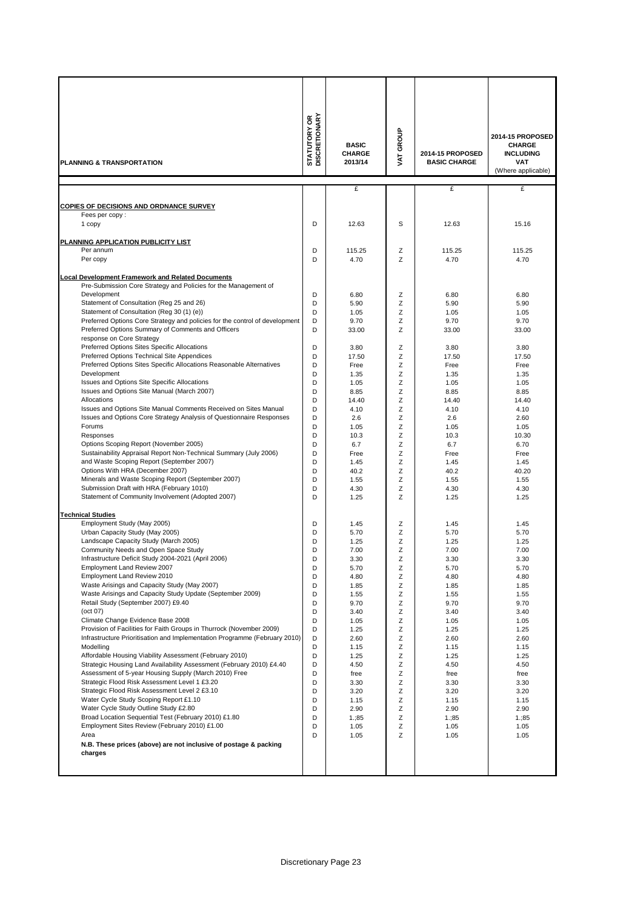| PLANNING & TRANSPORTATION | STATUTORY OR DISCRETIONARY | BASIC CHARGE 2013/14 | VAT GROUP | 2014-15 PROPOSED BASIC CHARGE | 2014-15 PROPOSED CHARGE INCLUDING VAT (Where applicable) |
|---|---|---|---|---|---|
| | | £ | | £ | £ |
| **COPIES OF DECISIONS AND ORDNANCE SURVEY** | | | | | |
| Fees per copy : | | | | | |
| 1 copy | D | 12.63 | S | 12.63 | 15.16 |
| **PLANNING APPLICATION PUBLICITY LIST** | | | | | |
| Per annum | D | 115.25 | Z | 115.25 | 115.25 |
| Per copy | D | 4.70 | Z | 4.70 | 4.70 |
| **Local Development Framework and Related Documents** | | | | | |
| Pre-Submission Core Strategy and Policies for the Management of Development | D | 6.80 | Z | 6.80 | 6.80 |
| Statement of Consultation (Reg 25 and 26) | D | 5.90 | Z | 5.90 | 5.90 |
| Statement of Consultation (Reg 30 (1) (e)) | D | 1.05 | Z | 1.05 | 1.05 |
| Preferred Options Core Strategy and policies for the control of development | D | 9.70 | Z | 9.70 | 9.70 |
| Preferred Options Summary of Comments and Officers response on Core Strategy | D | 33.00 | Z | 33.00 | 33.00 |
| Preferred Options Sites Specific Allocations | D | 3.80 | Z | 3.80 | 3.80 |
| Preferred Options Technical Site Appendices | D | 17.50 | Z | 17.50 | 17.50 |
| Preferred Options Sites Specific Allocations Reasonable Alternatives | D | Free | Z | Free | Free |
| Development | D | 1.35 | Z | 1.35 | 1.35 |
| Issues and Options Site Specific Allocations | D | 1.05 | Z | 1.05 | 1.05 |
| Issues and Options Site Manual (March 2007) | D | 8.85 | Z | 8.85 | 8.85 |
| Allocations | D | 14.40 | Z | 14.40 | 14.40 |
| Issues and Options Site Manual Comments Received on Sites Manual | D | 4.10 | Z | 4.10 | 4.10 |
| Issues and Options Core Strategy Analysis of Questionnaire Responses | D | 2.6 | Z | 2.6 | 2.60 |
| Forums | D | 1.05 | Z | 1.05 | 1.05 |
| Responses | D | 10.3 | Z | 10.3 | 10.30 |
| Options Scoping Report (November 2005) | D | 6.7 | Z | 6.7 | 6.70 |
| Sustainability Appraisal Report Non-Technical Summary (July 2006) | D | Free | Z | Free | Free |
| and Waste Scoping Report (September 2007) | D | 1.45 | Z | 1.45 | 1.45 |
| Options With HRA (December 2007) | D | 40.2 | Z | 40.2 | 40.20 |
| Minerals and Waste Scoping Report (September 2007) | D | 1.55 | Z | 1.55 | 1.55 |
| Submission Draft with HRA (February 1010) | D | 4.30 | Z | 4.30 | 4.30 |
| Statement of Community Involvement (Adopted 2007) | D | 1.25 | Z | 1.25 | 1.25 |
| **Technical Studies** | | | | | |
| Employment Study (May 2005) | D | 1.45 | Z | 1.45 | 1.45 |
| Urban Capacity Study (May 2005) | D | 5.70 | Z | 5.70 | 5.70 |
| Landscape Capacity Study (March 2005) | D | 1.25 | Z | 1.25 | 1.25 |
| Community Needs and Open Space Study | D | 7.00 | Z | 7.00 | 7.00 |
| Infrastructure Deficit Study 2004-2021 (April 2006) | D | 3.30 | Z | 3.30 | 3.30 |
| Employment Land Review 2007 | D | 5.70 | Z | 5.70 | 5.70 |
| Employment Land Review 2010 | D | 4.80 | Z | 4.80 | 4.80 |
| Waste Arisings and Capacity Study (May 2007) | D | 1.85 | Z | 1.85 | 1.85 |
| Waste Arisings and Capacity Study Update (September 2009) | D | 1.55 | Z | 1.55 | 1.55 |
| Retail Study (September 2007) £9.40 | D | 9.70 | Z | 9.70 | 9.70 |
| (oct 07) | D | 3.40 | Z | 3.40 | 3.40 |
| Climate Change Evidence Base 2008 | D | 1.05 | Z | 1.05 | 1.05 |
| Provision of Facilities for Faith Groups in Thurrock (November 2009) | D | 1.25 | Z | 1.25 | 1.25 |
| Infrastructure Prioritisation and Implementation Programme (February 2010) | D | 2.60 | Z | 2.60 | 2.60 |
| Modelling | D | 1.15 | Z | 1.15 | 1.15 |
| Affordable Housing Viability Assessment (February 2010) | D | 1.25 | Z | 1.25 | 1.25 |
| Strategic Housing Land Availability Assessment (February 2010) £4.40 | D | 4.50 | Z | 4.50 | 4.50 |
| Assessment of 5-year Housing Supply (March 2010) Free | D | free | Z | free | free |
| Strategic Flood Risk Assessment Level 1 £3.20 | D | 3.30 | Z | 3.30 | 3.30 |
| Strategic Flood Risk Assessment Level 2 £3.10 | D | 3.20 | Z | 3.20 | 3.20 |
| Water Cycle Study Scoping Report £1.10 | D | 1.15 | Z | 1.15 | 1.15 |
| Water Cycle Study Outline Study £2.80 | D | 2.90 | Z | 2.90 | 2.90 |
| Broad Location Sequential Test (February 2010) £1.80 | D | 1.;85 | Z | 1.;85 | 1.;85 |
| Employment Sites Review (February 2010) £1.00 | D | 1.05 | Z | 1.05 | 1.05 |
| Area | D | 1.05 | Z | 1.05 | 1.05 |
| **N.B. These prices (above) are not inclusive of postage & packing charges** | | | | | |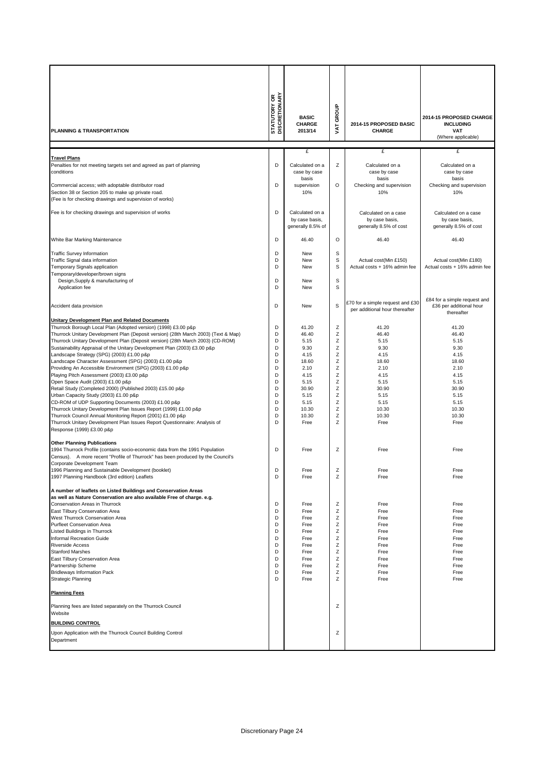| PLANNING & TRANSPORTATION | STATUTORY OR DISCRETIONARY | BASIC CHARGE 2013/14 | VAT GROUP | 2014-15 PROPOSED BASIC CHARGE | 2014-15 PROPOSED CHARGE INCLUDING VAT (Where applicable) |
|---|---|---|---|---|---|
| | | £ | | £ | £ |
| **Travel Plans** | | | | | |
| Penalties for not meeting targets set and agreed as part of planning conditions | D | Calculated on a case by case basis | Z | Calculated on a case by case basis | Calculated on a case by case basis |
| Commercial access; with adoptable distributor road Section 38 or Section 205 to make up private road. (Fee is for checking drawings and supervision of works) | D | supervision 10% | O | Checking and supervision 10% | Checking and supervision 10% |
| Fee is for checking drawings and supervision of works | D | Calculated on a by case basis, generally 8.5% of | | Calculated on a case by case basis, generally 8.5% of cost | Calculated on a case by case basis, generally 8.5% of cost |
| White Bar Marking Maintenance | D | 46.40 | O | 46.40 | 46.40 |
| Traffic Survey Information | D | New | S | | |
| Traffic Signal data information | D | New | S | Actual cost(Min £150) | Actual cost(Min £180) |
| Temporary Signals application | D | New | S | Actual costs + 16% admin fee | Actual costs + 16% admin fee |
| Temporary/developer/brown signs | | | | | |
| Design,Supply & manufacturing of | D | New | S | | |
| Application fee | D | New | S | | |
| Accident data provision | D | New | S | £70 for a simple request and £30 per additional hour thereafter | £84 for a simple request and £36 per additional hour thereafter |
| **Unitary Development Plan and Related Documents** | | | | | |
| Thurrock Borough Local Plan (Adopted version) (1998) £3.00 p&p | D | 41.20 | Z | 41.20 | 41.20 |
| Thurrock Unitary Development Plan (Deposit version) (28th March 2003) (Text & Map) | D | 46.40 | Z | 46.40 | 46.40 |
| Thurrock Unitary Development Plan (Deposit version) (28th March 2003) (CD-ROM) | D | 5.15 | Z | 5.15 | 5.15 |
| Sustainability Appraisal of the Unitary Development Plan (2003) £3.00 p&p | D | 9.30 | Z | 9.30 | 9.30 |
| Landscape Strategy (SPG) (2003) £1.00 p&p | D | 4.15 | Z | 4.15 | 4.15 |
| Landscape Character Assessment (SPG) (2003) £1.00 p&p | D | 18.60 | Z | 18.60 | 18.60 |
| Providing An Accessible Environment (SPG) (2003) £1.00 p&p | D | 2.10 | Z | 2.10 | 2.10 |
| Playing Pitch Assessment (2003) £3.00 p&p | D | 4.15 | Z | 4.15 | 4.15 |
| Open Space Audit (2003) £1.00 p&p | D | 5.15 | Z | 5.15 | 5.15 |
| Retail Study (Completed 2000) (Published 2003) £15.00 p&p | D | 30.90 | Z | 30.90 | 30.90 |
| Urban Capacity Study (2003) £1.00 p&p | D | 5.15 | Z | 5.15 | 5.15 |
| CD-ROM of UDP Supporting Documents (2003) £1.00 p&p | D | 5.15 | Z | 5.15 | 5.15 |
| Thurrock Unitary Development Plan Issues Report (1999) £1.00 p&p | D | 10.30 | Z | 10.30 | 10.30 |
| Thurrock Council Annual Monitoring Report (2001) £1.00 p&p | D | 10.30 | Z | 10.30 | 10.30 |
| Thurrock Unitary Development Plan Issues Report Questionnaire: Analysis of Response (1999) £3.00 p&p | D | Free | Z | Free | Free |
| **Other Planning Publications** | | | | | |
| 1994 Thurrock Profile (contains socio-economic data from the 1991 Population Census). A more recent "Profile of Thurrock" has been produced by the Council's Corporate Development Team | D | Free | Z | Free | Free |
| 1996 Planning and Sustainable Development (booklet) | D | Free | Z | Free | Free |
| 1997 Planning Handbook (3rd edition) Leaflets | D | Free | Z | Free | Free |
| **A number of leaflets on Listed Buildings and Conservation Areas as well as Nature Conservation are also available Free of charge. e.g.** | | | | | |
| Conservation Areas in Thurrock | D | Free | Z | Free | Free |
| East Tilbury Conservation Area | D | Free | Z | Free | Free |
| West Thurrock Conservation Area | D | Free | Z | Free | Free |
| Purfleet Conservation Area | D | Free | Z | Free | Free |
| Listed Buildings in Thurrock | D | Free | Z | Free | Free |
| Informal Recreation Guide | D | Free | Z | Free | Free |
| Riverside Access | D | Free | Z | Free | Free |
| Stanford Marshes | D | Free | Z | Free | Free |
| East Tilbury Conservation Area | D | Free | Z | Free | Free |
| Partnership Scheme | D | Free | Z | Free | Free |
| Bridleways Information Pack | D | Free | Z | Free | Free |
| Strategic Planning | D | Free | Z | Free | Free |
| **Planning Fees** | | | | | |
| Planning fees are listed separately on the Thurrock Council Website | | | Z | | |
| **BUILDING CONTROL** | | | | | |
| Upon Application with the Thurrock Council Building Control Department | | | Z | | |

Discretionary Page 24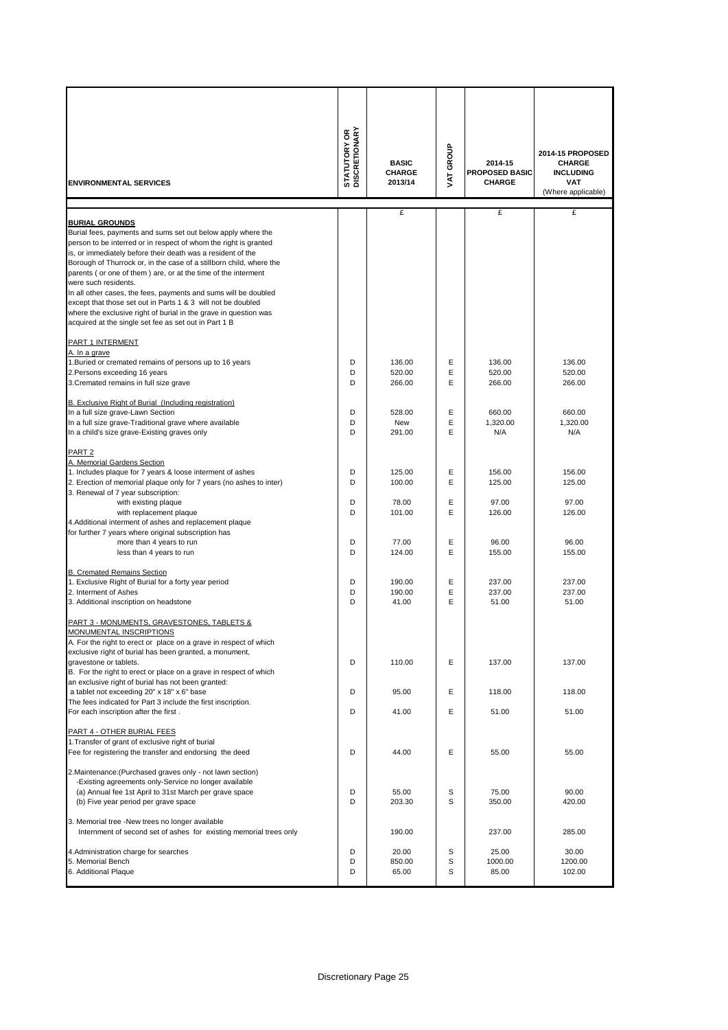| ENVIRONMENTAL SERVICES | STATUTORY OR DISCRETIONARY | BASIC CHARGE 2013/14 | VAT GROUP | 2014-15 PROPOSED BASIC CHARGE | 2014-15 PROPOSED CHARGE INCLUDING VAT (Where applicable) |
|---|---|---|---|---|---|
| | | £ | | £ | £ |
| **BURIAL GROUNDS** | | | | | |
| Burial fees, payments and sums set out below apply where the person to be interred or in respect of whom the right is granted is, or immediately before their death was a resident of the Borough of Thurrock or, in the case of a stillborn child, where the parents ( or one of them ) are, or at the time of the interment were such residents. | | | | | |
| In all other cases, the fees, payments and sums will be doubled except that those set out in Parts 1 & 3 will not be doubled where the exclusive right of burial in the grave in question was acquired at the single set fee as set out in Part 1 B | | | | | |
| PART 1 INTERMENT | | | | | |
| A. In a grave | | | | | |
| 1.Buried or cremated remains of persons up to 16 years | D | 136.00 | E | 136.00 | 136.00 |
| 2.Persons exceeding 16 years | D | 520.00 | E | 520.00 | 520.00 |
| 3.Cremated remains in full size grave | D | 266.00 | E | 266.00 | 266.00 |
| B. Exclusive Right of Burial (Including registration) | | | | | |
| In a full size grave-Lawn Section | D | 528.00 | E | 660.00 | 660.00 |
| In a full size grave-Traditional grave where available | D | New | E | 1,320.00 | 1,320.00 |
| In a child's size grave-Existing graves only | D | 291.00 | E | N/A | N/A |
| PART 2 | | | | | |
| A. Memorial Gardens Section | | | | | |
| 1. Includes plaque for 7 years & loose interment of ashes | D | 125.00 | E | 156.00 | 156.00 |
| 2. Erection of memorial plaque only for 7 years (no ashes to inter) | D | 100.00 | E | 125.00 | 125.00 |
| 3. Renewal of 7 year subscription: | | | | | |
| with existing plaque | D | 78.00 | E | 97.00 | 97.00 |
| with replacement plaque | D | 101.00 | E | 126.00 | 126.00 |
| 4.Additional interment of ashes and replacement plaque for further 7 years where original subscription has | | | | | |
| more than 4 years to run | D | 77.00 | E | 96.00 | 96.00 |
| less than 4 years to run | D | 124.00 | E | 155.00 | 155.00 |
| B. Cremated Remains Section | | | | | |
| 1. Exclusive Right of Burial for a forty year period | D | 190.00 | E | 237.00 | 237.00 |
| 2. Interment of Ashes | D | 190.00 | E | 237.00 | 237.00 |
| 3. Additional inscription on headstone | D | 41.00 | E | 51.00 | 51.00 |
| PART 3 - MONUMENTS, GRAVESTONES, TABLETS & MONUMENTAL INSCRIPTIONS | | | | | |
| A. For the right to erect or place on a grave in respect of which exclusive right of burial has been granted, a monument, gravestone or tablets. | D | 110.00 | E | 137.00 | 137.00 |
| B. For the right to erect or place on a grave in respect of which an exclusive right of burial has not been granted: a tablet not exceeding 20" x 18" x 6" base | D | 95.00 | E | 118.00 | 118.00 |
| The fees indicated for Part 3 include the first inscription. For each inscription after the first . | D | 41.00 | E | 51.00 | 51.00 |
| PART 4 - OTHER BURIAL FEES | | | | | |
| 1.Transfer of grant of exclusive right of burial Fee for registering the transfer and endorsing the deed | D | 44.00 | E | 55.00 | 55.00 |
| 2.Maintenance:(Purchased graves only - not lawn section) -Existing agreements only-Service no longer available | | | | | |
| (a) Annual fee 1st April to 31st March per grave space | D | 55.00 | S | 75.00 | 90.00 |
| (b) Five year period per grave space | D | 203.30 | S | 350.00 | 420.00 |
| 3. Memorial tree -New trees no longer available Internment of second set of ashes for existing memorial trees only | | 190.00 | | 237.00 | 285.00 |
| 4.Administration charge for searches | D | 20.00 | S | 25.00 | 30.00 |
| 5. Memorial Bench | D | 850.00 | S | 1000.00 | 1200.00 |
| 6. Additional Plaque | D | 65.00 | S | 85.00 | 102.00 |

Discretionary Page 25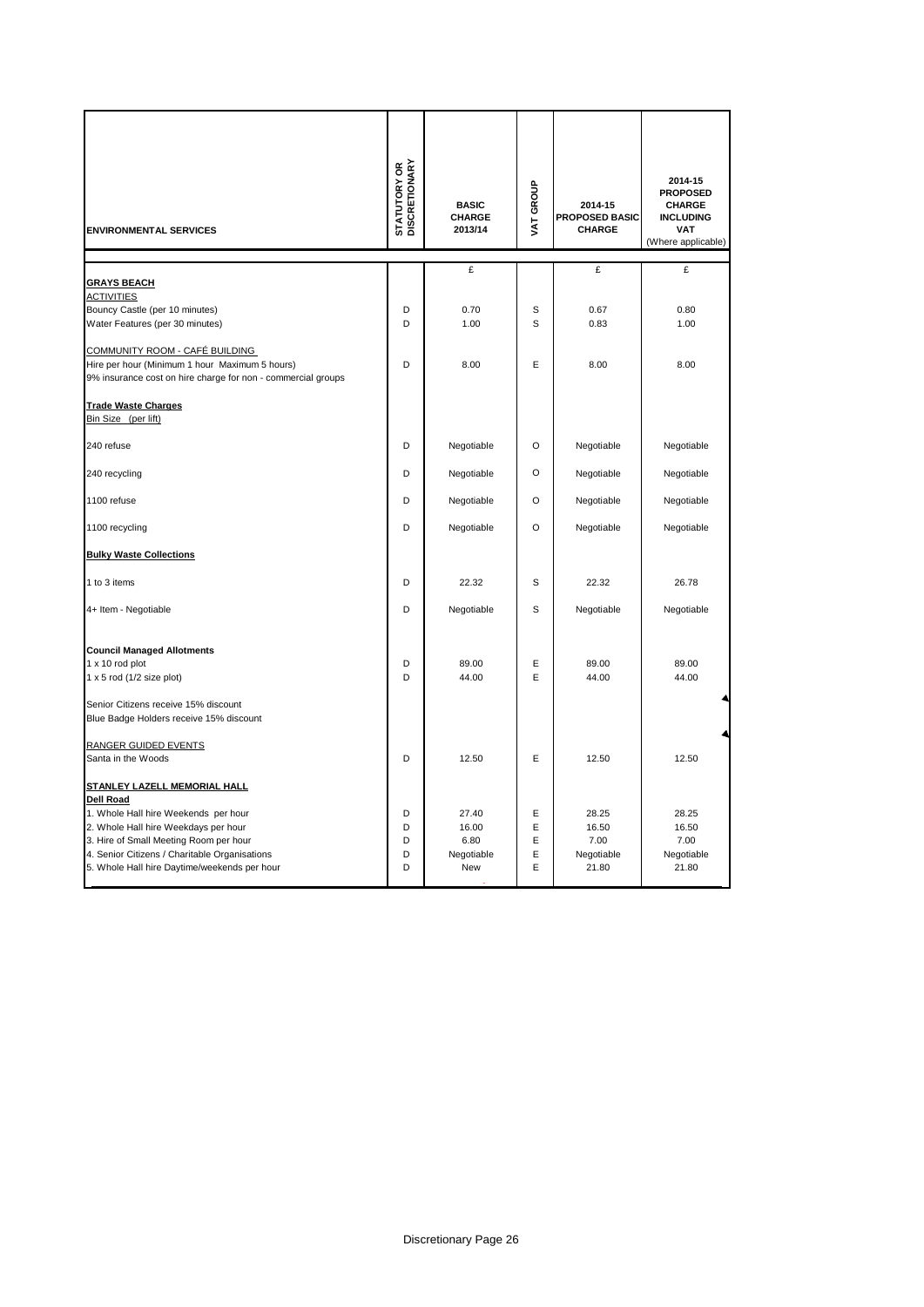| ENVIRONMENTAL SERVICES | STATUTORY OR DISCRETIONARY | BASIC CHARGE 2013/14 | VAT GROUP | 2014-15 PROPOSED BASIC CHARGE | 2014-15 PROPOSED CHARGE INCLUDING VAT (Where applicable) |
|---|---|---|---|---|---|
| | | £ | | £ | £ |
| **GRAYS BEACH** | | | | | |
| ACTIVITIES | | | | | |
| Bouncy Castle (per 10 minutes) | D | 0.70 | S | 0.67 | 0.80 |
| Water Features (per 30 minutes) | D | 1.00 | S | 0.83 | 1.00 |
| COMMUNITY ROOM - CAFÉ BUILDING | | | | | |
| Hire per hour (Minimum 1 hour Maximum 5 hours) | D | 8.00 | E | 8.00 | 8.00 |
| 9% insurance cost on hire charge for non - commercial groups | | | | | |
| **Trade Waste Charges** | | | | | |
| Bin Size (per lift) | | | | | |
| 240 refuse | D | Negotiable | O | Negotiable | Negotiable |
| 240 recycling | D | Negotiable | O | Negotiable | Negotiable |
| 1100 refuse | D | Negotiable | O | Negotiable | Negotiable |
| 1100 recycling | D | Negotiable | O | Negotiable | Negotiable |
| **Bulky Waste Collections** | | | | | |
| 1 to 3 items | D | 22.32 | S | 22.32 | 26.78 |
| 4+ Item - Negotiable | D | Negotiable | S | Negotiable | Negotiable |
| **Council Managed Allotments** | | | | | |
| 1 x 10 rod plot | D | 89.00 | E | 89.00 | 89.00 |
| 1 x 5 rod (1/2 size plot) | D | 44.00 | E | 44.00 | 44.00 |
| Senior Citizens receive 15% discount | | | | | |
| Blue Badge Holders receive 15% discount | | | | | |
| RANGER GUIDED EVENTS | | | | | |
| Santa in the Woods | D | 12.50 | E | 12.50 | 12.50 |
| **STANLEY LAZELL MEMORIAL HALL** | | | | | |
| **Dell Road** | | | | | |
| 1. Whole Hall hire Weekends per hour | D | 27.40 | E | 28.25 | 28.25 |
| 2. Whole Hall hire Weekdays per hour | D | 16.00 | E | 16.50 | 16.50 |
| 3. Hire of Small Meeting Room per hour | D | 6.80 | E | 7.00 | 7.00 |
| 4. Senior Citizens / Charitable Organisations | D | Negotiable | E | Negotiable | Negotiable |
| 5. Whole Hall hire Daytime/weekends per hour | D | New | E | 21.80 | 21.80 |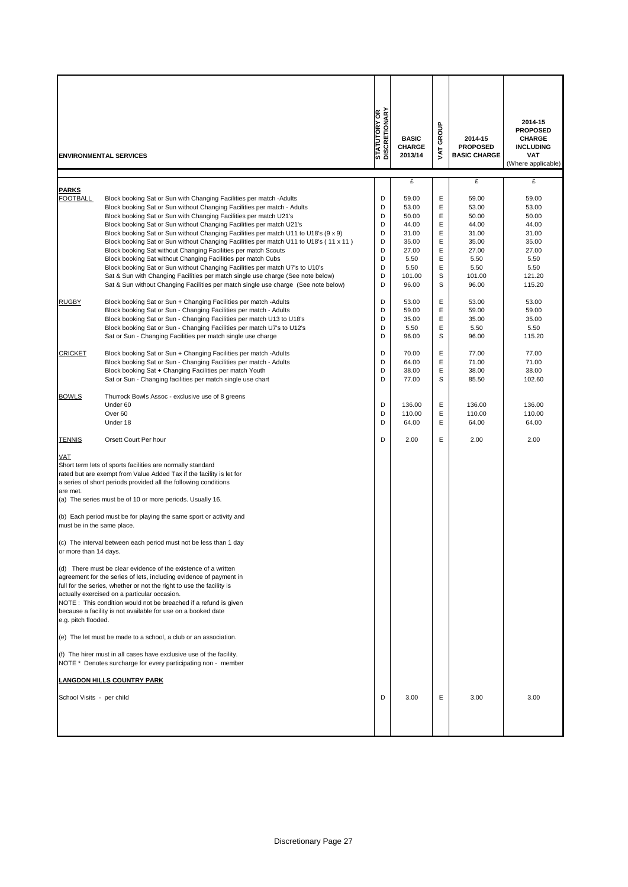| ENVIRONMENTAL SERVICES | | STATUTORY OR DISCRETIONARY | BASIC CHARGE 2013/14 | VAT GROUP | 2014-15 PROPOSED BASIC CHARGE | 2014-15 PROPOSED CHARGE INCLUDING VAT (Where applicable) |
|---|---|---|---|---|---|---|
| | | | £ | | £ | £ |
| **PARKS** | | | | | | |
| FOOTBALL | Block booking Sat or Sun with Changing Facilities per match -Adults | D | 59.00 | E | 59.00 | 59.00 |
| | Block booking Sat or Sun without Changing Facilities per match - Adults | D | 53.00 | E | 53.00 | 53.00 |
| | Block booking Sat or Sun with Changing Facilities per match U21's | D | 50.00 | E | 50.00 | 50.00 |
| | Block booking Sat or Sun without Changing Facilities per match U21's | D | 44.00 | E | 44.00 | 44.00 |
| | Block booking Sat or Sun without Changing Facilities per match U11 to U18's (9 x 9) | D | 31.00 | E | 31.00 | 31.00 |
| | Block booking Sat or Sun without Changing Facilities per match U11 to U18's ( 11 x 11 ) | D | 35.00 | E | 35.00 | 35.00 |
| | Block booking Sat without Changing Facilities per match Scouts | D | 27.00 | E | 27.00 | 27.00 |
| | Block booking Sat without Changing Facilities per match Cubs | D | 5.50 | E | 5.50 | 5.50 |
| | Block booking Sat or Sun without Changing Facilities per match U7's to U10's | D | 5.50 | E | 5.50 | 5.50 |
| | Sat & Sun with Changing Facilities per match single use charge (See note below) | D | 101.00 | S | 101.00 | 121.20 |
| | Sat & Sun without Changing Facilities per match single use charge (See note below) | D | 96.00 | S | 96.00 | 115.20 |
| RUGBY | Block booking Sat or Sun + Changing Facilities per match -Adults | D | 53.00 | E | 53.00 | 53.00 |
| | Block booking Sat or Sun - Changing Facilities per match - Adults | D | 59.00 | E | 59.00 | 59.00 |
| | Block booking Sat or Sun - Changing Facilities per match U13 to U18's | D | 35.00 | E | 35.00 | 35.00 |
| | Block booking Sat or Sun - Changing Facilities per match U7's to U12's | D | 5.50 | E | 5.50 | 5.50 |
| | Sat or Sun - Changing Facilities per match single use charge | D | 96.00 | S | 96.00 | 115.20 |
| CRICKET | Block booking Sat or Sun + Changing Facilities per match -Adults | D | 70.00 | E | 77.00 | 77.00 |
| | Block booking Sat or Sun - Changing Facilities per match - Adults | D | 64.00 | E | 71.00 | 71.00 |
| | Block booking Sat + Changing Facilities per match Youth | D | 38.00 | E | 38.00 | 38.00 |
| | Sat or Sun - Changing facilities per match single use chart | D | 77.00 | S | 85.50 | 102.60 |
| BOWLS | Thurrock Bowls Assoc - exclusive use of 8 greens | | | | | |
| | Under 60 | D | 136.00 | E | 136.00 | 136.00 |
| | Over 60 | D | 110.00 | E | 110.00 | 110.00 |
| | Under 18 | D | 64.00 | E | 64.00 | 64.00 |
| TENNIS | Orsett Court Per hour | D | 2.00 | E | 2.00 | 2.00 |

**VAT**

Short term lets of sports facilities are normally standard rated but are exempt from Value Added Tax if the facility is let for a series of short periods provided all the following conditions are met.

(a) The series must be of 10 or more periods. Usually 16.

(b) Each period must be for playing the same sport or activity and must be in the same place.

(c) The interval between each period must not be less than 1 day or more than 14 days.

(d) There must be clear evidence of the existence of a written agreement for the series of lets, including evidence of payment in full for the series, whether or not the right to use the facility is actually exercised on a particular occasion.
NOTE : This condition would not be breached if a refund is given because a facility is not available for use on a booked date e.g. pitch flooded.

(e) The let must be made to a school, a club or an association.

(f) The hirer must in all cases have exclusive use of the facility.
NOTE * Denotes surcharge for every participating non - member

**LANGDON HILLS COUNTRY PARK**

| | STATUTORY OR DISCRETIONARY | BASIC CHARGE 2013/14 | VAT GROUP | 2014-15 PROPOSED BASIC CHARGE | 2014-15 PROPOSED CHARGE INCLUDING VAT |
|---|---|---|---|---|---|
| School Visits - per child | D | 3.00 | E | 3.00 | 3.00 |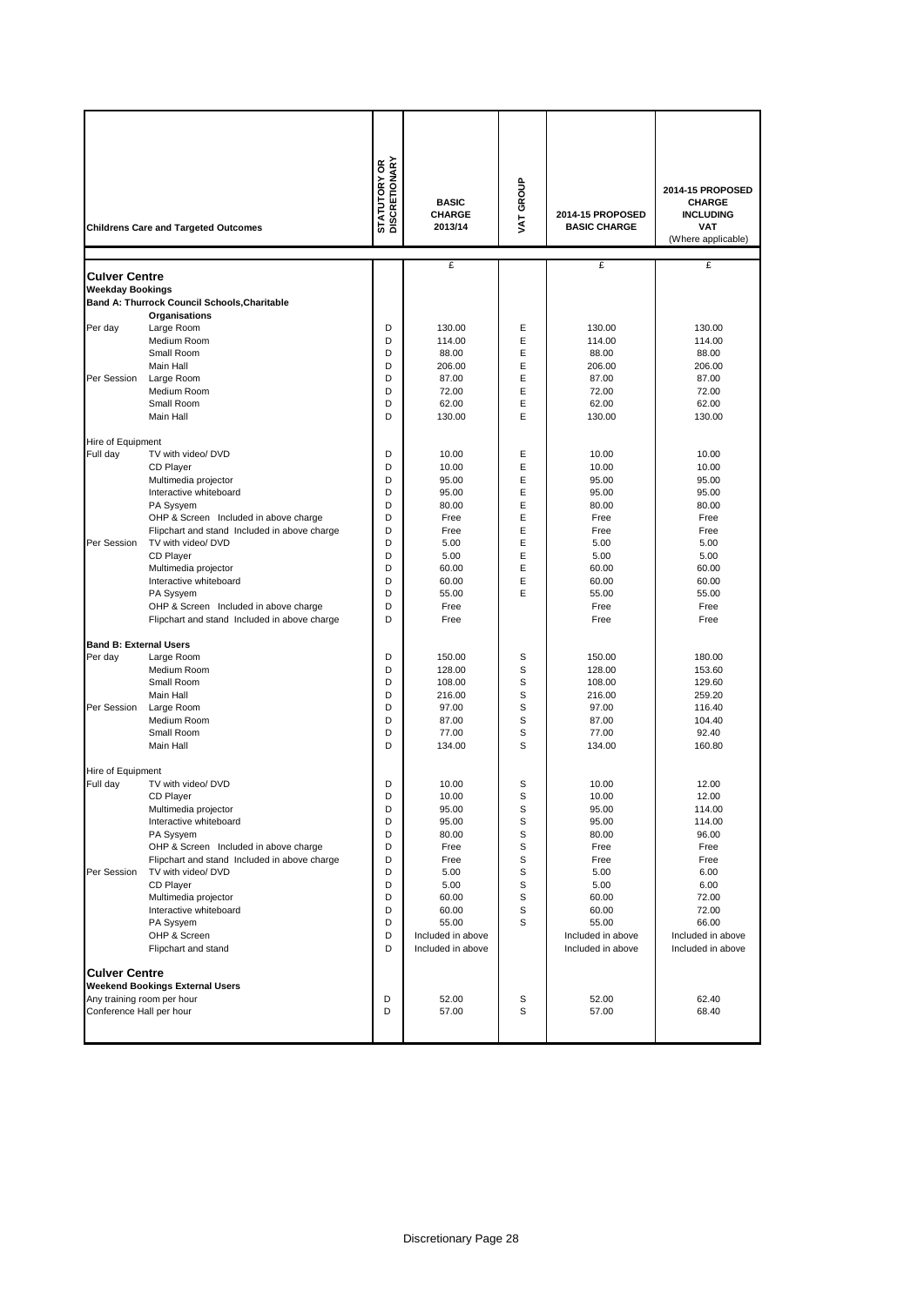| | Childrens Care and Targeted Outcomes | STATUTORY OR DISCRETIONARY | BASIC CHARGE 2013/14 | VAT GROUP | 2014-15 PROPOSED BASIC CHARGE | 2014-15 PROPOSED CHARGE INCLUDING VAT (Where applicable) |
|---|---|---|---|---|---|---|
| | | | £ | | £ | £ |
| **Culver Centre** | | | | | | |
| **Weekday Bookings** | | | | | | |
| **Band A: Thurrock Council Schools,Charitable Organisations** | | | | | | |
| Per day | Large Room | D | 130.00 | E | 130.00 | 130.00 |
| | Medium Room | D | 114.00 | E | 114.00 | 114.00 |
| | Small Room | D | 88.00 | E | 88.00 | 88.00 |
| | Main Hall | D | 206.00 | E | 206.00 | 206.00 |
| Per Session | Large Room | D | 87.00 | E | 87.00 | 87.00 |
| | Medium Room | D | 72.00 | E | 72.00 | 72.00 |
| | Small Room | D | 62.00 | E | 62.00 | 62.00 |
| | Main Hall | D | 130.00 | E | 130.00 | 130.00 |
| Hire of Equipment | | | | | | |
| Full day | TV with video/ DVD | D | 10.00 | E | 10.00 | 10.00 |
| | CD Player | D | 10.00 | E | 10.00 | 10.00 |
| | Multimedia projector | D | 95.00 | E | 95.00 | 95.00 |
| | Interactive whiteboard | D | 95.00 | E | 95.00 | 95.00 |
| | PA Sysyem | D | 80.00 | E | 80.00 | 80.00 |
| | OHP & Screen Included in above charge | D | Free | E | Free | Free |
| | Flipchart and stand Included in above charge | D | Free | E | Free | Free |
| Per Session | TV with video/ DVD | D | 5.00 | E | 5.00 | 5.00 |
| | CD Player | D | 5.00 | E | 5.00 | 5.00 |
| | Multimedia projector | D | 60.00 | E | 60.00 | 60.00 |
| | Interactive whiteboard | D | 60.00 | E | 60.00 | 60.00 |
| | PA Sysyem | D | 55.00 | E | 55.00 | 55.00 |
| | OHP & Screen Included in above charge | D | Free | | Free | Free |
| | Flipchart and stand Included in above charge | D | Free | | Free | Free |
| **Band B: External Users** | | | | | | |
| Per day | Large Room | D | 150.00 | S | 150.00 | 180.00 |
| | Medium Room | D | 128.00 | S | 128.00 | 153.60 |
| | Small Room | D | 108.00 | S | 108.00 | 129.60 |
| | Main Hall | D | 216.00 | S | 216.00 | 259.20 |
| Per Session | Large Room | D | 97.00 | S | 97.00 | 116.40 |
| | Medium Room | D | 87.00 | S | 87.00 | 104.40 |
| | Small Room | D | 77.00 | S | 77.00 | 92.40 |
| | Main Hall | D | 134.00 | S | 134.00 | 160.80 |
| Hire of Equipment | | | | | | |
| Full day | TV with video/ DVD | D | 10.00 | S | 10.00 | 12.00 |
| | CD Player | D | 10.00 | S | 10.00 | 12.00 |
| | Multimedia projector | D | 95.00 | S | 95.00 | 114.00 |
| | Interactive whiteboard | D | 95.00 | S | 95.00 | 114.00 |
| | PA Sysyem | D | 80.00 | S | 80.00 | 96.00 |
| | OHP & Screen Included in above charge | D | Free | S | Free | Free |
| | Flipchart and stand Included in above charge | D | Free | S | Free | Free |
| Per Session | TV with video/ DVD | D | 5.00 | S | 5.00 | 6.00 |
| | CD Player | D | 5.00 | S | 5.00 | 6.00 |
| | Multimedia projector | D | 60.00 | S | 60.00 | 72.00 |
| | Interactive whiteboard | D | 60.00 | S | 60.00 | 72.00 |
| | PA Sysyem | D | 55.00 | S | 55.00 | 66.00 |
| | OHP & Screen | D | Included in above | | Included in above | Included in above |
| | Flipchart and stand | D | Included in above | | Included in above | Included in above |
| **Culver Centre** | | | | | | |
| **Weekend Bookings External Users** | | | | | | |
| Any training room per hour | | D | 52.00 | S | 52.00 | 62.40 |
| Conference Hall per hour | | D | 57.00 | S | 57.00 | 68.40 |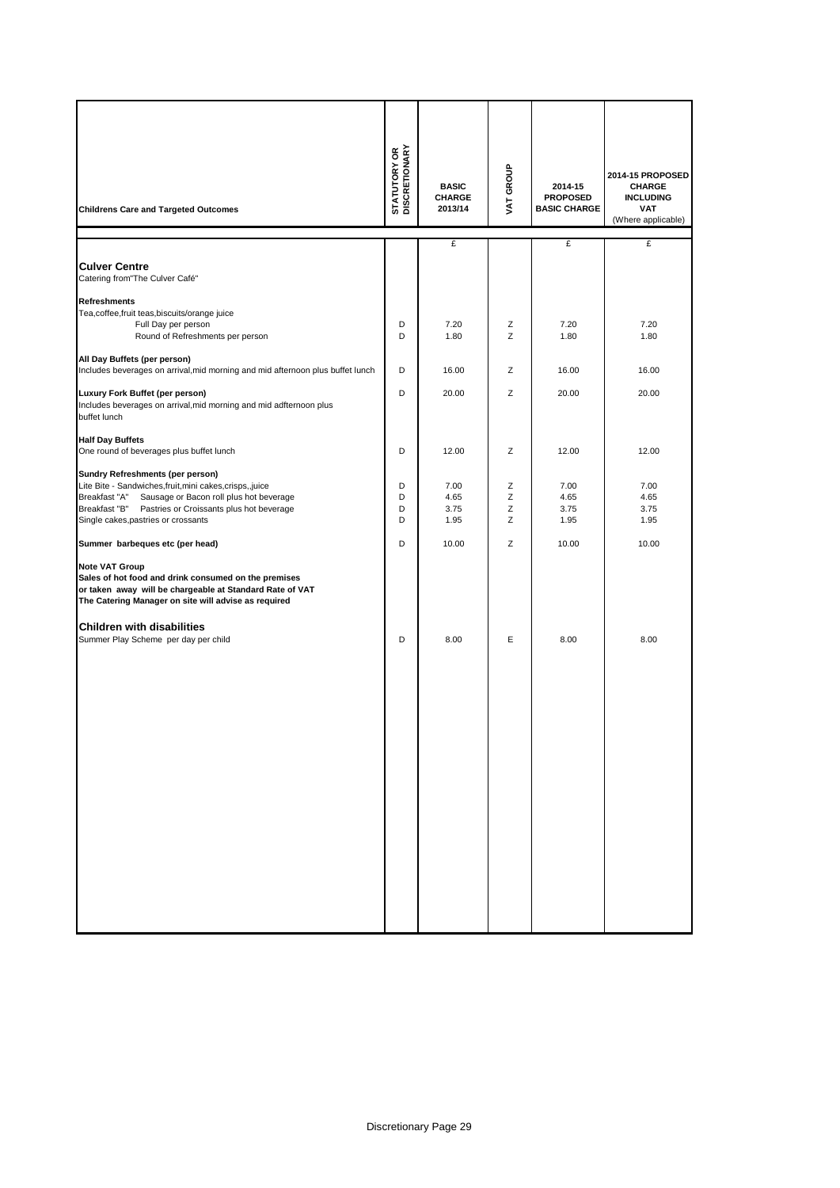| Childrens Care and Targeted Outcomes | STATUTORY OR DISCRETIONARY | BASIC CHARGE 2013/14 | VAT GROUP | 2014-15 PROPOSED BASIC CHARGE | 2014-15 PROPOSED CHARGE INCLUDING VAT (Where applicable) |
|---|---|---|---|---|---|
| | | £ | | £ | £ |
| **Culver Centre** | | | | | |
| Catering from"The Culver Café" | | | | | |
| **Refreshments** | | | | | |
| Tea,coffee,fruit teas,biscuits/orange juice | | | | | |
| Full Day per person | D | 7.20 | Z | 7.20 | 7.20 |
| Round of Refreshments per person | D | 1.80 | Z | 1.80 | 1.80 |
| **All Day Buffets (per person)** | | | | | |
| Includes beverages on arrival,mid morning and mid afternoon plus buffet lunch | D | 16.00 | Z | 16.00 | 16.00 |
| **Luxury Fork Buffet (per person)** | D | 20.00 | Z | 20.00 | 20.00 |
| Includes beverages on arrival,mid morning and mid adfternoon plus buffet lunch | | | | | |
| **Half Day Buffets** | | | | | |
| One round of beverages plus buffet lunch | D | 12.00 | Z | 12.00 | 12.00 |
| **Sundry Refreshments (per person)** | | | | | |
| Lite Bite - Sandwiches,fruit,mini cakes,crisps,,juice | D | 7.00 | Z | 7.00 | 7.00 |
| Breakfast "A" Sausage or Bacon roll plus hot beverage | D | 4.65 | Z | 4.65 | 4.65 |
| Breakfast "B" Pastries or Croissants plus hot beverage | D | 3.75 | Z | 3.75 | 3.75 |
| Single cakes,pastries or crossants | D | 1.95 | Z | 1.95 | 1.95 |
| **Summer barbeques etc (per head)** | D | 10.00 | Z | 10.00 | 10.00 |
| **Note VAT Group** | | | | | |
| **Sales of hot food and drink consumed on the premises or taken away will be chargeable at Standard Rate of VAT The Catering Manager on site will advise as required** | | | | | |
| **Children with disabilities** | | | | | |
| Summer Play Scheme per day per child | D | 8.00 | E | 8.00 | 8.00 |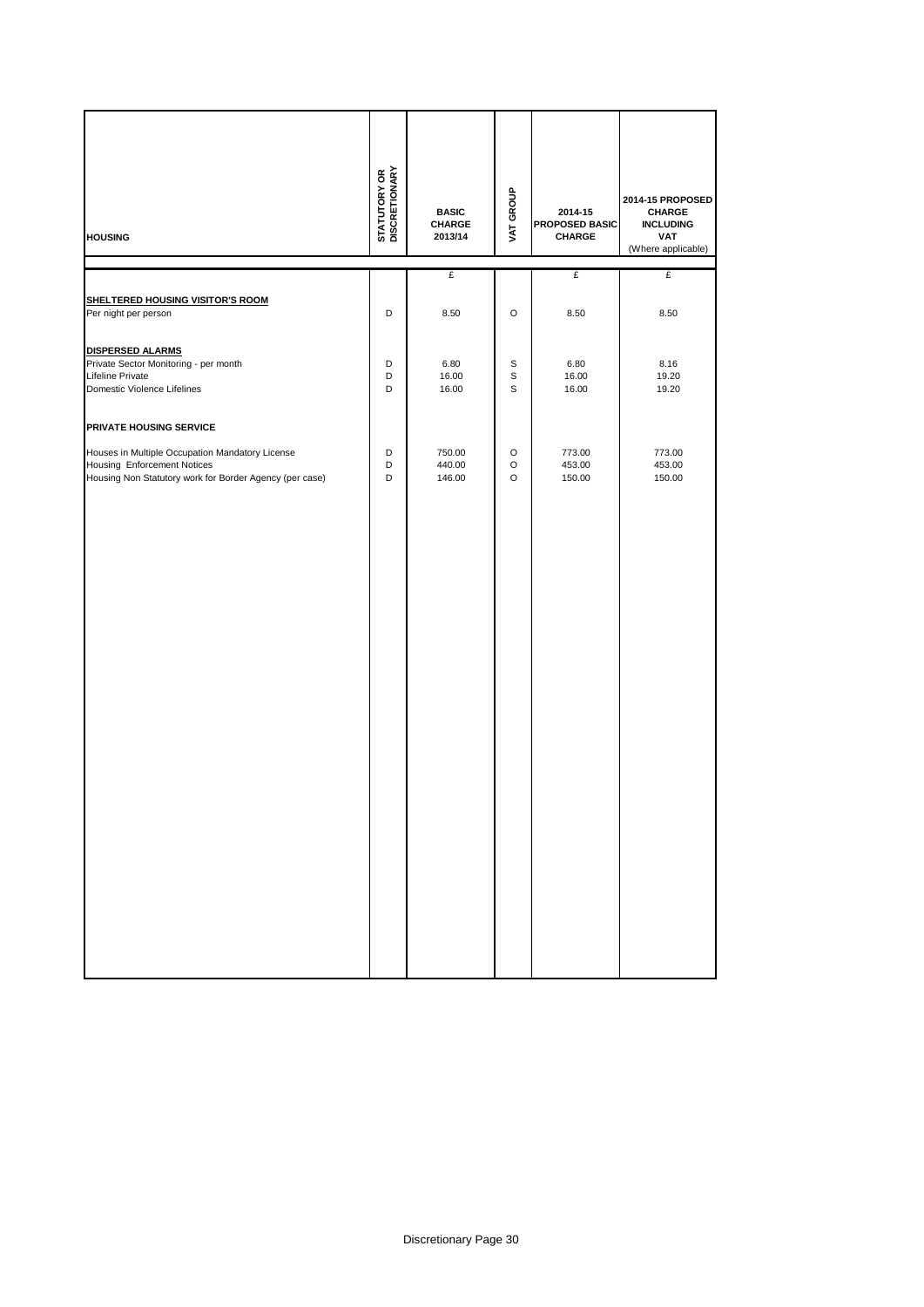| HOUSING | STATUTORY OR DISCRETIONARY | BASIC CHARGE 2013/14 | VAT GROUP | 2014-15 PROPOSED BASIC CHARGE | 2014-15 PROPOSED CHARGE INCLUDING VAT (Where applicable) |
|---|---|---|---|---|---|
| | | £ | | £ | £ |
| **SHELTERED HOUSING VISITOR'S ROOM** | | | | | |
| Per night per person | D | 8.50 | O | 8.50 | 8.50 |
| **DISPERSED ALARMS** | | | | | |
| Private Sector Monitoring - per month | D | 6.80 | S | 6.80 | 8.16 |
| Lifeline Private | D | 16.00 | S | 16.00 | 19.20 |
| Domestic Violence Lifelines | D | 16.00 | S | 16.00 | 19.20 |
| **PRIVATE HOUSING SERVICE** | | | | | |
| Houses in Multiple Occupation Mandatory License | D | 750.00 | O | 773.00 | 773.00 |
| Housing Enforcement Notices | D | 440.00 | O | 453.00 | 453.00 |
| Housing Non Statutory work for Border Agency (per case) | D | 146.00 | O | 150.00 | 150.00 |

Discretionary Page 30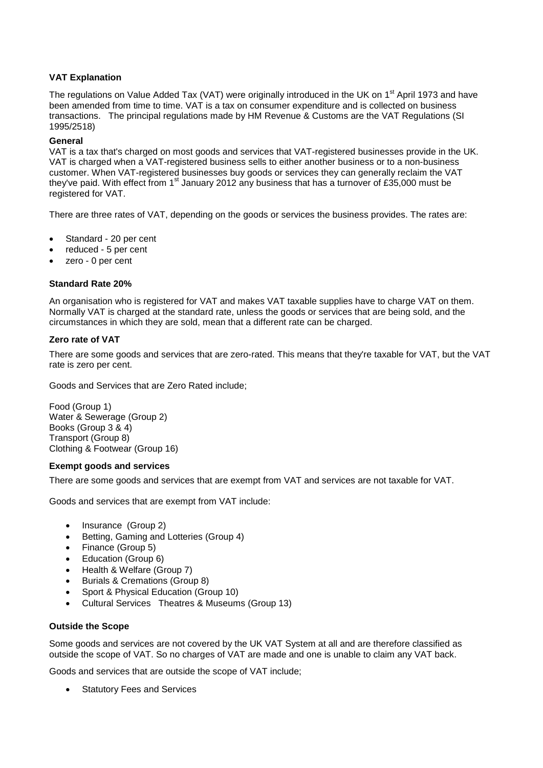**VAT Explanation**

The regulations on Value Added Tax (VAT) were originally introduced in the UK on 1st April 1973 and have been amended from time to time. VAT is a tax on consumer expenditure and is collected on business transactions. The principal regulations made by HM Revenue & Customs are the VAT Regulations (SI 1995/2518)

**General**

VAT is a tax that's charged on most goods and services that VAT-registered businesses provide in the UK. VAT is charged when a VAT-registered business sells to either another business or to a non-business customer. When VAT-registered businesses buy goods or services they can generally reclaim the VAT they've paid. With effect from 1st January 2012 any business that has a turnover of £35,000 must be registered for VAT.

There are three rates of VAT, depending on the goods or services the business provides. The rates are:

- Standard - 20 per cent
- reduced - 5 per cent
- zero - 0 per cent

**Standard Rate 20%**

An organisation who is registered for VAT and makes VAT taxable supplies have to charge VAT on them. Normally VAT is charged at the standard rate, unless the goods or services that are being sold, and the circumstances in which they are sold, mean that a different rate can be charged.

**Zero rate of VAT**

There are some goods and services that are zero-rated. This means that they're taxable for VAT, but the VAT rate is zero per cent.

Goods and Services that are Zero Rated include;

Food (Group 1)
Water & Sewerage (Group 2)
Books (Group 3 & 4)
Transport (Group 8)
Clothing & Footwear (Group 16)

**Exempt goods and services**

There are some goods and services that are exempt from VAT and services are not taxable for VAT.

Goods and services that are exempt from VAT include:

- Insurance (Group 2)
- Betting, Gaming and Lotteries (Group 4)
- Finance (Group 5)
- Education (Group 6)
- Health & Welfare (Group 7)
- Burials & Cremations (Group 8)
- Sport & Physical Education (Group 10)
- Cultural Services Theatres & Museums (Group 13)

**Outside the Scope**

Some goods and services are not covered by the UK VAT System at all and are therefore classified as outside the scope of VAT. So no charges of VAT are made and one is unable to claim any VAT back.

Goods and services that are outside the scope of VAT include;

- Statutory Fees and Services